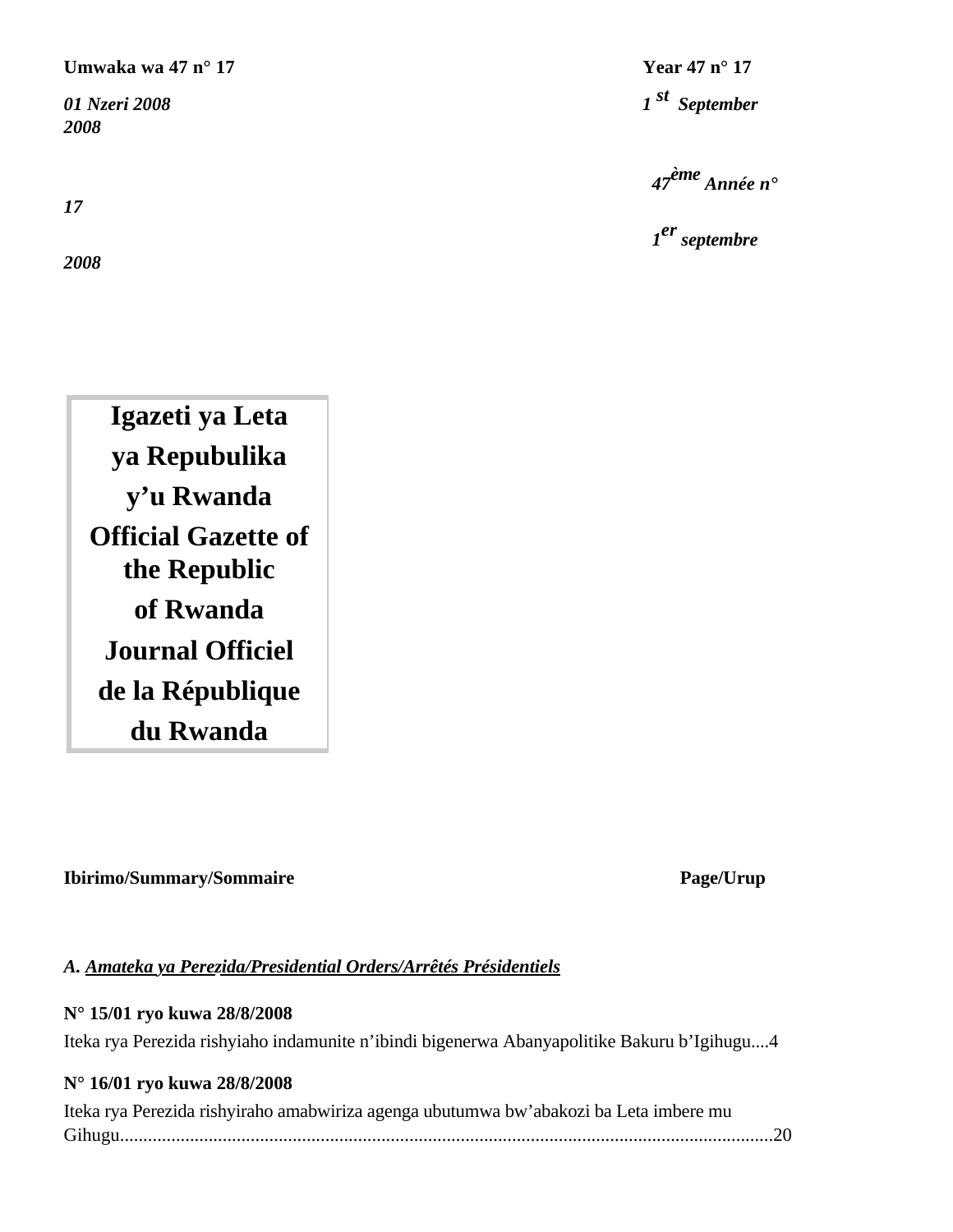**Umwaka wa 47 n° 17**

***01 Nzeri 2008***

**Year 47 n° 17**

***1st September 2008***

***47ème Année n° 17***

***1er septembre 2008***

# Igazeti ya Leta ya Repubulika y'u Rwanda

# Official Gazette of the Republic of Rwanda

# Journal Officiel de la République du Rwanda

**Ibirimo/Summary/Sommaire** **Page/Urup**

***A. Amateka ya Perezida/Presidential Orders/Arrêtés Présidentiels***

**N° 15/01 ryo kuwa 28/8/2008**

Iteka rya Perezida rishyiaho indamunite n'ibindi bigenerwa Abanyapolitike Bakuru b'Igihugu....4

**N° 16/01 ryo kuwa 28/8/2008**

Iteka rya Perezida rishyiraho amabwiriza agenga ubutumwa bw'abakozi ba Leta imbere mu Gihugu...........................................................................................................................................20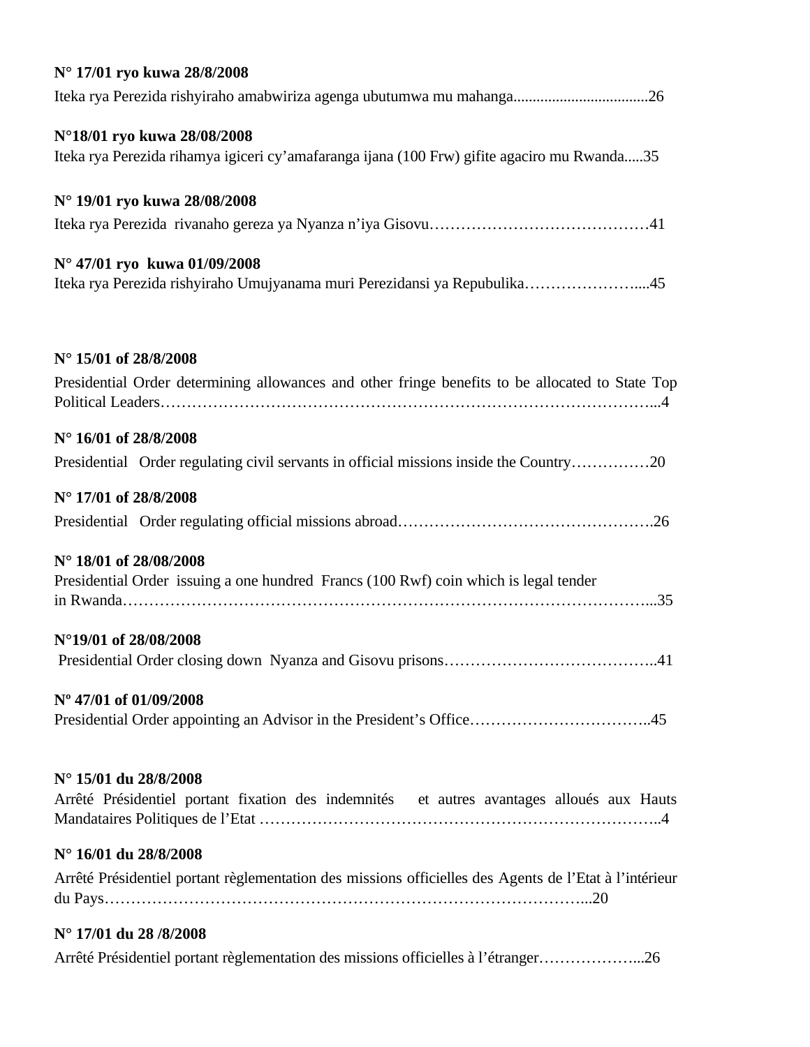**N° 17/01 ryo kuwa 28/8/2008**

Iteka rya Perezida rishyiraho amabwiriza agenga ubutumwa mu mahanga..................................26

**N°18/01 ryo kuwa 28/08/2008**

Iteka rya Perezida rihamya igiceri cy'amafaranga ijana (100 Frw) gifite agaciro mu Rwanda.....35

**N° 19/01 ryo kuwa 28/08/2008**

Iteka rya Perezida rivanaho gereza ya Nyanza n'iya Gisovu……………………………………41

**N° 47/01 ryo kuwa 01/09/2008**

Iteka rya Perezida rishyiraho Umujyanama muri Perezidansi ya Repubulika…………………....45

**N° 15/01 of 28/8/2008**

Presidential Order determining allowances and other fringe benefits to be allocated to State Top Political Leaders………………………………………………………………………………...4

**N° 16/01 of 28/8/2008**

Presidential Order regulating civil servants in official missions inside the Country……………20

**N° 17/01 of 28/8/2008**

Presidential Order regulating official missions abroad……………………………………….26

**N° 18/01 of 28/08/2008**

Presidential Order issuing a one hundred Francs (100 Rwf) coin which is legal tender in Rwanda……………………………………………………………………………………...35

**N°19/01 of 28/08/2008**

Presidential Order closing down Nyanza and Gisovu prisons…………………………………..41

**Nº 47/01 of 01/09/2008**

Presidential Order appointing an Advisor in the President's Office……………………………..45

**N° 15/01 du 28/8/2008**

Arrêté Présidentiel portant fixation des indemnités et autres avantages alloués aux Hauts Mandataires Politiques de l'Etat ………………………………………………………………..4

**N° 16/01 du 28/8/2008**

Arrêté Présidentiel portant règlementation des missions officielles des Agents de l'Etat à l'intérieur du Pays……………………………………………………………………………...20

**N° 17/01 du 28 /8/2008**

Arrêté Présidentiel portant règlementation des missions officielles à l'étranger………………...26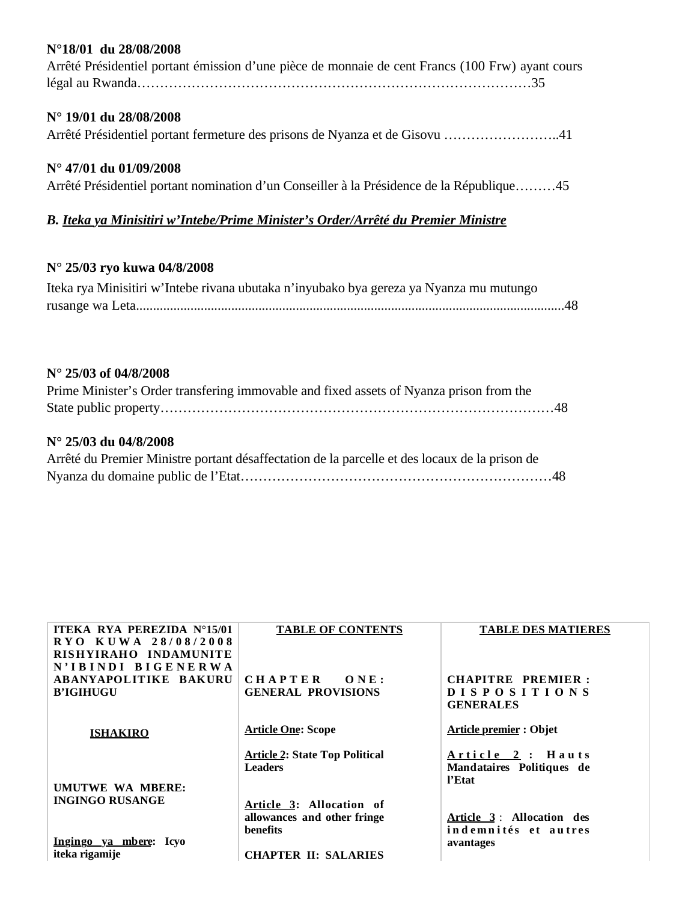**N°18/01 du 28/08/2008**
Arrêté Présidentiel portant émission d'une pièce de monnaie de cent Francs (100 Frw) ayant cours légal au Rwanda……………………………………………………………………………35

**N° 19/01 du 28/08/2008**
Arrêté Présidentiel portant fermeture des prisons de Nyanza et de Gisovu ……………………..41

**N° 47/01 du 01/09/2008**
Arrêté Présidentiel portant nomination d'un Conseiller à la Présidence de la République………45

***B. Iteka ya Minisitiri w'Intebe/Prime Minister's Order/Arrêté du Premier Ministre***

**N° 25/03 ryo kuwa 04/8/2008**
Iteka rya Minisitiri w'Intebe rivana ubutaka n'inyubako bya gereza ya Nyanza mu mutungo rusange wa Leta.............................................................................................................................48

**N° 25/03 of 04/8/2008**
Prime Minister's Order transfering immovable and fixed assets of Nyanza prison from the State public property……………………………………………………………………………48

**N° 25/03 du 04/8/2008**
Arrêté du Premier Ministre portant désaffectation de la parcelle et des locaux de la prison de Nyanza du domaine public de l'Etat……………………………………………………………48

| ITEKA RYA PEREZIDA N°15/01 RYO KUWA 28/08/2008 RISHYIRAHO INDAMUNITE N'IBINDI BIGENERWA ABANYAPOLITIKE BAKURU B'IGIHUGU | TABLE OF CONTENTS | TABLE DES MATIERES |
|---|---|---|
| **ISHAKIRO** | | |
| **UMUTWE WA MBERE: INGINGO RUSANGE** | **CHAPTER ONE: GENERAL PROVISIONS** | **CHAPITRE PREMIER : DISPOSITIONS GENERALES** |
| **Ingingo ya mbere: Icyo iteka rigamije** | **Article One: Scope** | **Article premier : Objet** |
| | **Article 2: State Top Political Leaders** | **Article 2 : Hauts Mandataires Politiques de l'Etat** |
| | **Article 3: Allocation of allowances and other fringe benefits** | **Article 3 : Allocation des indemnités et autres avantages** |
| | **CHAPTER II: SALARIES** | |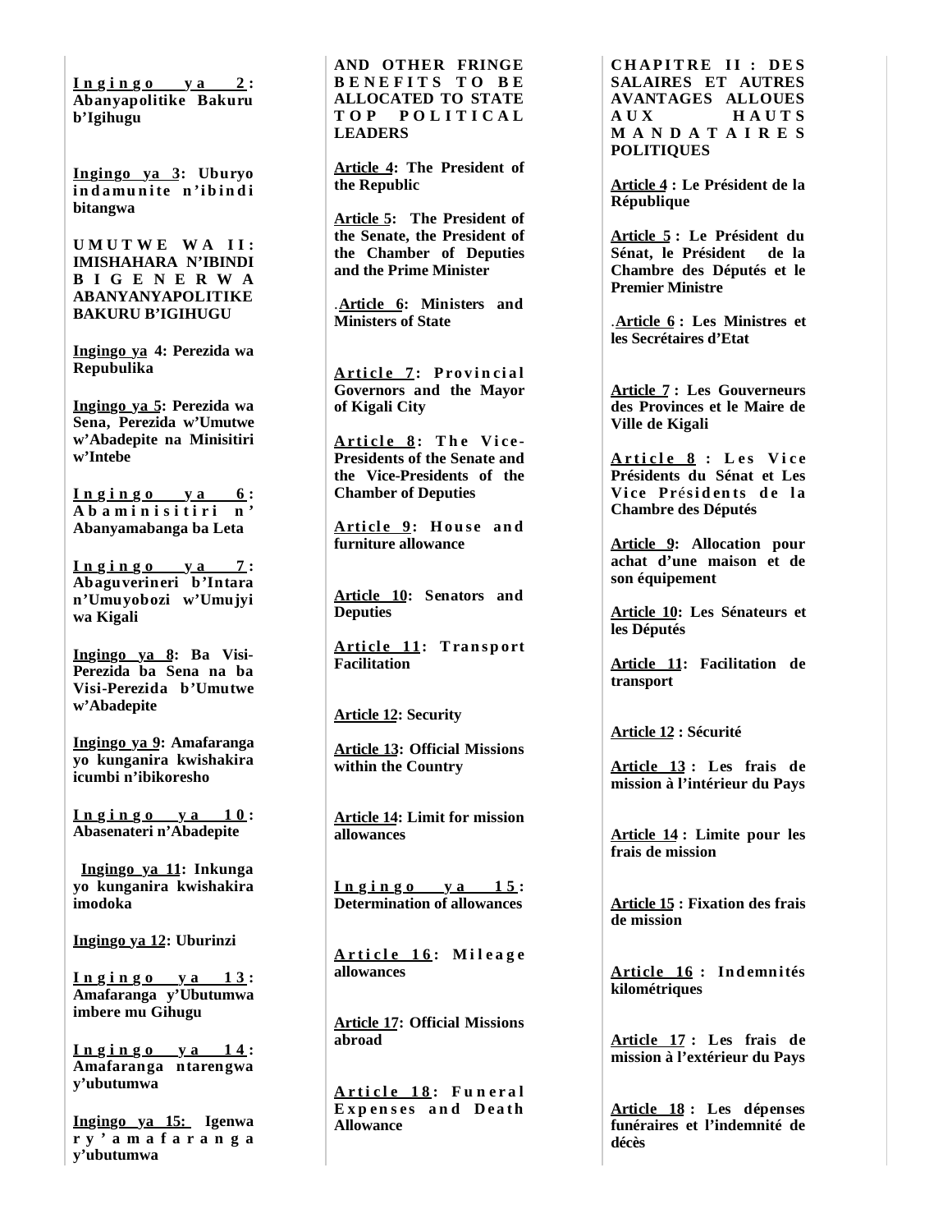**Ingingo ya 2: Abanyapolitike Bakuru b'Igihugu**

**Ingingo ya 3: Uburyo indamunite n'ibindi bitangwa**

**UMUTWE WA II: IMISHAHARA N'IBINDI BIGENERWA ABANYANYAPOLITIKE BAKURU B'IGIHUGU**

**Ingingo ya 4: Perezida wa Repubulika**

**Ingingo ya 5: Perezida wa Sena, Perezida w'Umutwe w'Abadepite na Minisitiri w'Intebe**

**Ingingo ya 6: Abaminisitiri n' Abanyamabanga ba Leta**

**Ingingo ya 7: Abaguverineri b'Intara n'Umuyobozi w'Umujyi wa Kigali**

**Ingingo ya 8: Ba Visi-Perezida ba Sena na ba Visi-Perezida b'Umutwe w'Abadepite**

**Ingingo ya 9: Amafaranga yo kunganira kwishakira icumbi n'ibikoresho**

**Ingingo ya 10: Abasenateri n'Abadepite**

**Ingingo ya 11: Inkunga yo kunganira kwishakira imodoka**

**Ingingo ya 12: Uburinzi**

**Ingingo ya 13: Amafaranga y'Ubutumwa imbere mu Gihugu**

**Ingingo ya 14: Amafaranga ntarengwa y'ubutumwa**

**Ingingo ya 15: Igenwa ry'amafaranga y'ubutumwa**

**AND OTHER FRINGE BENEFITS TO BE ALLOCATED TO STATE TOP POLITICAL LEADERS**

**Article 4: The President of the Republic**

**Article 5: The President of the Senate, the President of the Chamber of Deputies and the Prime Minister**

.**Article 6: Ministers and Ministers of State**

**Article 7: Provincial Governors and the Mayor of Kigali City**

**Article 8: The Vice-Presidents of the Senate and the Vice-Presidents of the Chamber of Deputies**

**Article 9: House and furniture allowance**

**Article 10: Senators and Deputies**

**Article 11: Transport Facilitation**

**Article 12: Security**

**Article 13: Official Missions within the Country**

**Article 14: Limit for mission allowances**

**Ingingo ya 15: Determination of allowances**

**Article 16: Mileage allowances**

**Article 17: Official Missions abroad**

**Article 18: Funeral Expenses and Death Allowance**

**CHAPITRE II : DES SALAIRES ET AUTRES AVANTAGES ALLOUES AUX HAUTS MANDATAIRES POLITIQUES**

**Article 4 : Le Président de la République**

**Article 5 : Le Président du Sénat, le Président de la Chambre des Députés et le Premier Ministre**

.**Article 6 : Les Ministres et les Secrétaires d'Etat**

**Article 7 : Les Gouverneurs des Provinces et le Maire de Ville de Kigali**

**Article 8 : Les Vice Présidents du Sénat et Les Vice Présidents de la Chambre des Députés**

**Article 9: Allocation pour achat d'une maison et de son équipement**

**Article 10: Les Sénateurs et les Députés**

**Article 11: Facilitation de transport**

**Article 12 : Sécurité**

**Article 13 : Les frais de mission à l'intérieur du Pays**

**Article 14 : Limite pour les frais de mission**

**Article 15 : Fixation des frais de mission**

**Article 16 : Indemnités kilométriques**

**Article 17 : Les frais de mission à l'extérieur du Pays**

**Article 18 : Les dépenses funéraires et l'indemnité de décès**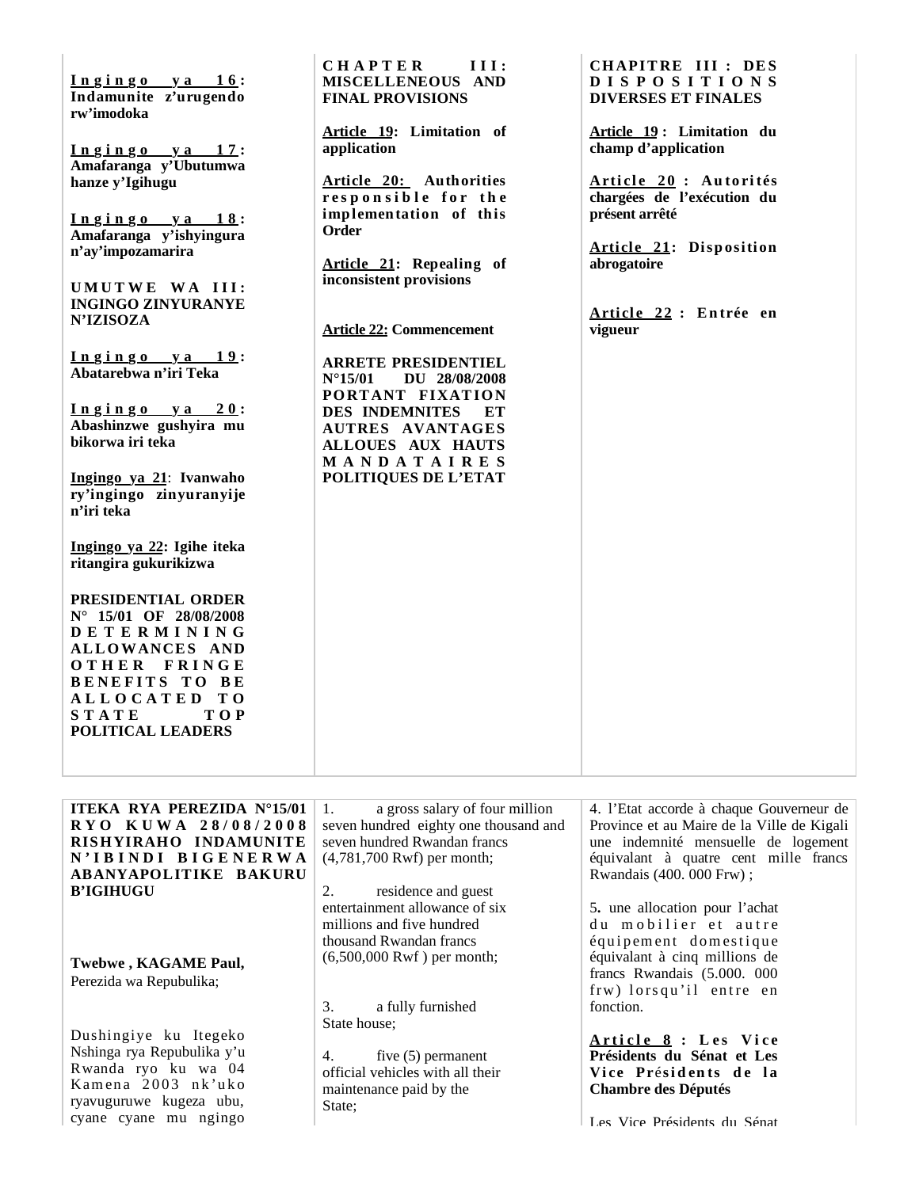**Ingingo ya 16: Indamunite z'urugendo rw'imodoka**

**Ingingo ya 17: Amafaranga y'Ubutumwa hanze y'Igihugu**

**Ingingo ya 18: Amafaranga y'ishyingura n'ay'impozamarira**

**UMUTWE WA III: INGINGO ZINYURANYE N'IZISOZA**

**Ingingo ya 19: Abatarebwa n'iri Teka**

**Ingingo ya 20: Abashinzwe gushyira mu bikorwa iri teka**

**Ingingo ya 21: Ivanwaho ry'ingingo zinyuranyije n'iri teka**

**Ingingo ya 22: Igihe iteka ritangira gukurikizwa**

**PRESIDENTIAL ORDER N° 15/01 OF 28/08/2008 DETERMINING ALLOWANCES AND OTHER FRINGE BENEFITS TO BE ALLOCATED TO STATE TOP POLITICAL LEADERS**

**CHAPTER III: MISCELLENEOUS AND FINAL PROVISIONS**

**Article 19: Limitation of application**

**Article 20: Authorities responsible for the implementation of this Order**

**Article 21: Repealing of inconsistent provisions**

**Article 22: Commencement**

**ARRETE PRESIDENTIEL N°15/01 DU 28/08/2008 PORTANT FIXATION DES INDEMNITES ET AUTRES AVANTAGES ALLOUES AUX HAUTS MANDATAIRES POLITIQUES DE L'ETAT**

**CHAPITRE III : DES DISPOSITIONS DIVERSES ET FINALES**

**Article 19 : Limitation du champ d'application**

**Article 20 : Autorités chargées de l'exécution du présent arrêté**

**Article 21: Disposition abrogatoire**

**Article 22 : Entrée en vigueur**

---

**ITEKA RYA PEREZIDA N°15/01 RYO KUWA 28/08/2008 RISHYIRAHO INDAMUNITE N'IBINDI BIGENERWA ABANYAPOLITIKE BAKURU B'IGIHUGU**

**Twebwe , KAGAME Paul,**
Perezida wa Repubulika;

Dushingiye ku Itegeko Nshinga rya Repubulika y'u Rwanda ryo ku wa 04 Kamena 2003 nk'uko ryavuguruwe kugeza ubu, cyane cyane mu ngingo

1. a gross salary of four million seven hundred eighty one thousand and seven hundred Rwandan francs (4,781,700 Rwf) per month;

2. residence and guest entertainment allowance of six millions and five hundred thousand Rwandan francs (6,500,000 Rwf ) per month;

3. a fully furnished State house;

4. five (5) permanent official vehicles with all their maintenance paid by the State;

4. l'Etat accorde à chaque Gouverneur de Province et au Maire de la Ville de Kigali une indemnité mensuelle de logement équivalant à quatre cent mille francs Rwandais (400. 000 Frw) ;

5. une allocation pour l'achat du mobilier et autre équipement domestique équivalant à cinq millions de francs Rwandais (5.000. 000 frw) lorsqu'il entre en fonction.

**Article 8 : Les Vice Présidents du Sénat et Les Vice Présidents de la Chambre des Députés**

Les Vice Présidents du Sénat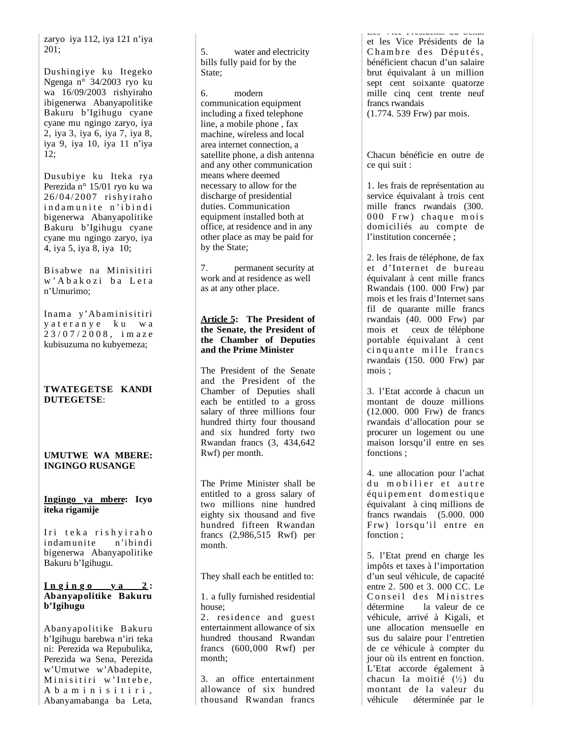zaryo iya 112, iya 121 n'iya 201;

Dushingiye ku Itegeko Ngenga n° 34/2003 ryo ku wa 16/09/2003 rishyiraho ibigenerwa Abanyapolitike Bakuru b'Igihugu cyane cyane mu ngingo zaryo, iya 2, iya 3, iya 6, iya 7, iya 8, iya 9, iya 10, iya 11 n'iya 12;

Dusubiye ku Iteka rya Perezida n° 15/01 ryo ku wa 26/04/2007 rishyiraho indamunite n'ibindi bigenerwa Abanyapolitike Bakuru b'Igihugu cyane cyane mu ngingo zaryo, iya 4, iya 5, iya 8, iya 10;

Bisabwe na Minisitiri w'Abakozi ba Leta n'Umurimo;

Inama y'Abaminisitiri yateranye ku wa 23/07/2008, imaze kubisuzuma no kubyemeza;

**TWATEGETSE KANDI DUTEGETSE**:

**UMUTWE WA MBERE: INGINGO RUSANGE**

**Ingingo ya mbere: Icyo iteka rigamije**

Iri teka rishyiraho indamunite n'ibindi bigenerwa Abanyapolitike Bakuru b'Igihugu.

**Ingingo ya 2: Abanyapolitike Bakuru b'Igihugu**

Abanyapolitike Bakuru b'Igihugu barebwa n'iri teka ni: Perezida wa Repubulika, Perezida wa Sena, Perezida w'Umutwe w'Abadepite, Minisitiri w'Intebe, Abaminisitiri, Abanyamabanga ba Leta,

5. water and electricity bills fully paid for by the State;

6. modern communication equipment including a fixed telephone line, a mobile phone , fax machine, wireless and local area internet connection, a satellite phone, a dish antenna and any other communication means where deemed necessary to allow for the discharge of presidential duties. Communication equipment installed both at office, at residence and in any other place as may be paid for by the State;

7. permanent security at work and at residence as well as at any other place.

**Article 5: The President of the Senate, the President of the Chamber of Deputies and the Prime Minister**

The President of the Senate and the President of the Chamber of Deputies shall each be entitled to a gross salary of three millions four hundred thirty four thousand and six hundred forty two Rwandan francs (3, 434,642 Rwf) per month.

The Prime Minister shall be entitled to a gross salary of two millions nine hundred eighty six thousand and five hundred fifteen Rwandan francs (2,986,515 Rwf) per month.

They shall each be entitled to:

1. a fully furnished residential house;
2. residence and guest entertainment allowance of six hundred thousand Rwandan francs (600,000 Rwf) per month;

3. an office entertainment allowance of six hundred thousand Rwandan francs

Les Vice Présidents du Sénat et les Vice Présidents de la Chambre des Députés, bénéficient chacun d'un salaire brut équivalant à un million sept cent soixante quatorze mille cinq cent trente neuf francs rwandais (1.774. 539 Frw) par mois.

Chacun bénéficie en outre de ce qui suit :

1. les frais de représentation au service équivalant à trois cent mille francs rwandais (300. 000 Frw) chaque mois domiciliés au compte de l'institution concernée ;

2. les frais de téléphone, de fax et d'Internet de bureau équivalant à cent mille francs Rwandais (100. 000 Frw) par mois et les frais d'Internet sans fil de quarante mille francs rwandais (40. 000 Frw) par mois et ceux de téléphone portable équivalant à cent cinquante mille francs rwandais (150. 000 Frw) par mois ;

3. l'Etat accorde à chacun un montant de douze millions (12.000. 000 Frw) de francs rwandais d'allocation pour se procurer un logement ou une maison lorsqu'il entre en ses fonctions ;

4. une allocation pour l'achat du mobilier et autre équipement domestique équivalant à cinq millions de francs rwandais (5.000. 000 Frw) lorsqu'il entre en fonction ;

5. l'Etat prend en charge les impôts et taxes à l'importation d'un seul véhicule, de capacité entre 2. 500 et 3. 000 CC. Le Conseil des Ministres détermine la valeur de ce véhicule, arrivé à Kigali, et une allocation mensuelle en sus du salaire pour l'entretien de ce véhicule à compter du jour où ils entrent en fonction. L'Etat accorde également à chacun la moitié (½) du montant de la valeur du véhicule déterminée par le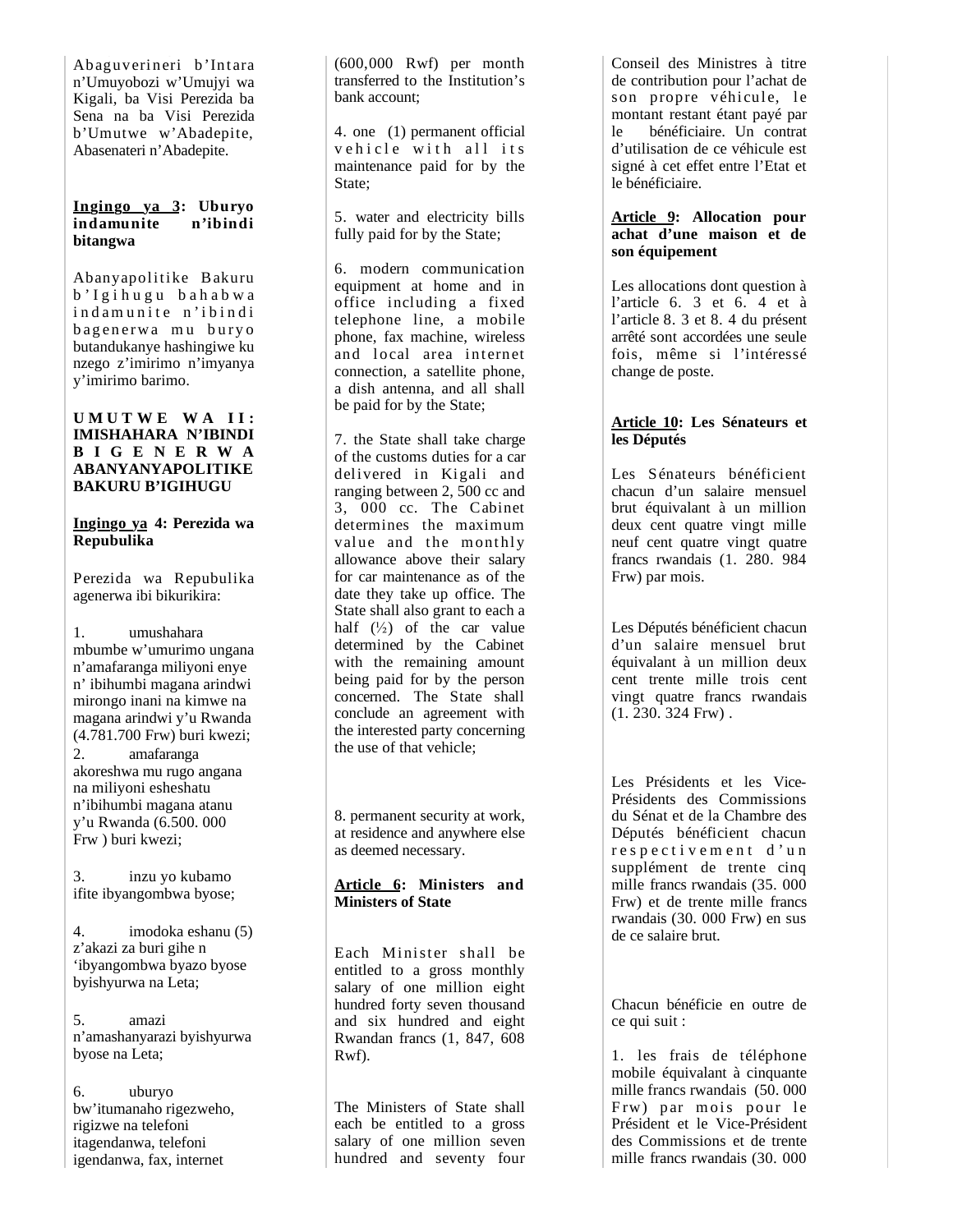Abaguverineri b'Intara n'Umuyobozi w'Umujyi wa Kigali, ba Visi Perezida ba Sena na ba Visi Perezida b'Umutwe w'Abadepite, Abasenateri n'Abadepite.

**Ingingo ya 3: Uburyo indamunite n'ibindi bitangwa**

Abanyapolitike Bakuru b'Igihugu bahabwa indamunite n'ibindi bagenerwa mu buryo butandukanye hashingiwe ku nzego z'imirimo n'imyanya y'imirimo barimo.

**UMUTWE WA II: IMISHAHARA N'IBINDI BIGENERWA ABANYANYAPOLITIKE BAKURU B'IGIHUGU**

**Ingingo ya 4: Perezida wa Repubulika**

Perezida wa Repubulika agenerwa ibi bikurikira:

1. umushahara mbumbe w'umurimo ungana n'amafaranga miliyoni enye n' ibihumbi magana arindwi mirongo inani na kimwe na magana arindwi y'u Rwanda (4.781.700 Frw) buri kwezi;
2. amafaranga akoreshwa mu rugo angana na miliyoni esheshatu n'ibihumbi magana atanu y'u Rwanda (6.500. 000 Frw ) buri kwezi;
3. inzu yo kubamo ifite ibyangombwa byose;
4. imodoka eshanu (5) z'akazi za buri gihe n 'ibyangombwa byazo byose byishyurwa na Leta;
5. amazi n'amashanyarazi byishyurwa byose na Leta;
6. uburyo bw'itumanaho rigezweho, rigizwe na telefoni itagendanwa, telefoni igendanwa, fax, internet

(600,000 Rwf) per month transferred to the Institution's bank account;

4. one (1) permanent official vehicle with all its maintenance paid for by the State;

5. water and electricity bills fully paid for by the State;

6. modern communication equipment at home and in office including a fixed telephone line, a mobile phone, fax machine, wireless and local area internet connection, a satellite phone, a dish antenna, and all shall be paid for by the State;

7. the State shall take charge of the customs duties for a car delivered in Kigali and ranging between 2, 500 cc and 3, 000 cc. The Cabinet determines the maximum value and the monthly allowance above their salary for car maintenance as of the date they take up office. The State shall also grant to each a half (½) of the car value determined by the Cabinet with the remaining amount being paid for by the person concerned. The State shall conclude an agreement with the interested party concerning the use of that vehicle;

8. permanent security at work, at residence and anywhere else as deemed necessary.

**Article 6: Ministers and Ministers of State**

Each Minister shall be entitled to a gross monthly salary of one million eight hundred forty seven thousand and six hundred and eight Rwandan francs (1, 847, 608 Rwf).

The Ministers of State shall each be entitled to a gross salary of one million seven hundred and seventy four

Conseil des Ministres à titre de contribution pour l'achat de son propre véhicule, le montant restant étant payé par le bénéficiaire. Un contrat d'utilisation de ce véhicule est signé à cet effet entre l'Etat et le bénéficiaire.

**Article 9: Allocation pour achat d'une maison et de son équipement**

Les allocations dont question à l'article 6. 3 et 6. 4 et à l'article 8. 3 et 8. 4 du présent arrêté sont accordées une seule fois, même si l'intéressé change de poste.

**Article 10: Les Sénateurs et les Députés**

Les Sénateurs bénéficient chacun d'un salaire mensuel brut équivalant à un million deux cent quatre vingt mille neuf cent quatre vingt quatre francs rwandais (1. 280. 984 Frw) par mois.

Les Députés bénéficient chacun d'un salaire mensuel brut équivalant à un million deux cent trente mille trois cent vingt quatre francs rwandais (1. 230. 324 Frw) .

Les Présidents et les Vice-Présidents des Commissions du Sénat et de la Chambre des Députés bénéficient chacun respectivement d'un supplément de trente cinq mille francs rwandais (35. 000 Frw) et de trente mille francs rwandais (30. 000 Frw) en sus de ce salaire brut.

Chacun bénéficie en outre de ce qui suit :

1. les frais de téléphone mobile équivalant à cinquante mille francs rwandais (50. 000 Frw) par mois pour le Président et le Vice-Président des Commissions et de trente mille francs rwandais (30. 000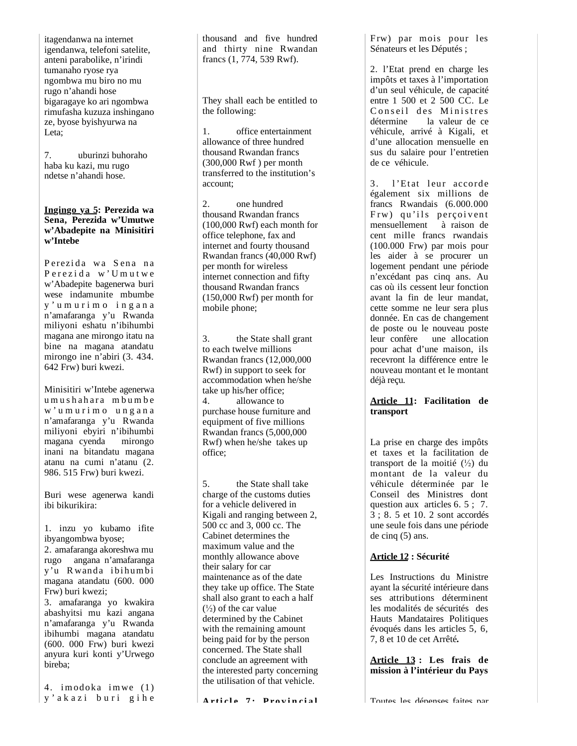itagendanwa na internet igendanwa, telefoni satelite, anteni parabolike, n'irindi tumanaho ryose rya ngombwa mu biro no mu rugo n'ahandi hose bigaragaye ko ari ngombwa rimufasha kuzuza inshingano ze, byose byishyurwa na Leta;

7. uburinzi buhoraho haba ku kazi, mu rugo ndetse n'ahandi hose.

**Ingingo ya 5: Perezida wa Sena, Perezida w'Umutwe w'Abadepite na Minisitiri w'Intebe**

Perezida wa Sena na Perezida w'Umutwe w'Abadepite bagenerwa buri wese indamunite mbumbe y'umurimo ingana n'amafaranga y'u Rwanda miliyoni eshatu n'ibihumbi magana ane mirongo itatu na bine na magana atandatu mirongo ine n'abiri (3. 434. 642 Frw) buri kwezi.

Minisitiri w'Intebe agenerwa umushahara mbumbe w'umurimo ungana n'amafaranga y'u Rwanda miliyoni ebyiri n'ibihumbi magana cyenda mirongo inani na bitandatu magana atanu na cumi n'atanu (2. 986. 515 Frw) buri kwezi.

Buri wese agenerwa kandi ibi bikurikira:

1. inzu yo kubamo ifite ibyangombwa byose;
2. amafaranga akoreshwa mu rugo angana n'amafaranga y'u Rwanda ibihumbi magana atandatu (600. 000 Frw) buri kwezi;
3. amafaranga yo kwakira abashyitsi mu kazi angana n'amafaranga y'u Rwanda ibihumbi magana atandatu (600. 000 Frw) buri kwezi anyura kuri konti y'Urwego bireba;

4. imodoka imwe (1) y'akazi buri gihe

thousand and five hundred and thirty nine Rwandan francs (1, 774, 539 Rwf).

They shall each be entitled to the following:

1. office entertainment allowance of three hundred thousand Rwandan francs (300,000 Rwf ) per month transferred to the institution's account;

2. one hundred thousand Rwandan francs (100,000 Rwf) each month for office telephone, fax and internet and fourty thousand Rwandan francs (40,000 Rwf) per month for wireless internet connection and fifty thousand Rwandan francs (150,000 Rwf) per month for mobile phone;

3. the State shall grant to each twelve millions Rwandan francs (12,000,000 Rwf) in support to seek for accommodation when he/she take up his/her office;
4. allowance to purchase house furniture and equipment of five millions Rwandan francs (5,000,000 Rwf) when he/she takes up office;

5. the State shall take charge of the customs duties for a vehicle delivered in Kigali and ranging between 2, 500 cc and 3, 000 cc. The Cabinet determines the maximum value and the monthly allowance above their salary for car maintenance as of the date they take up office. The State shall also grant to each a half (½) of the car value determined by the Cabinet with the remaining amount being paid for by the person concerned. The State shall conclude an agreement with the interested party concerning the utilisation of that vehicle.

**Article 7: Provincial**

Frw) par mois pour les Sénateurs et les Députés ;

2. l'Etat prend en charge les impôts et taxes à l'importation d'un seul véhicule, de capacité entre 1 500 et 2 500 CC. Le Conseil des Ministres détermine la valeur de ce véhicule, arrivé à Kigali, et d'une allocation mensuelle en sus du salaire pour l'entretien de ce véhicule.

3. l'Etat leur accorde également six millions de francs Rwandais (6.000.000 Frw) qu'ils perçoivent mensuellement à raison de cent mille francs rwandais (100.000 Frw) par mois pour les aider à se procurer un logement pendant une période n'excédant pas cinq ans. Au cas où ils cessent leur fonction avant la fin de leur mandat, cette somme ne leur sera plus donnée. En cas de changement de poste ou le nouveau poste leur confère une allocation pour achat d'une maison, ils recevront la différence entre le nouveau montant et le montant déjà reçu.

**Article 11: Facilitation de transport**

La prise en charge des impôts et taxes et la facilitation de transport de la moitié (½) du montant de la valeur du véhicule déterminée par le Conseil des Ministres dont question aux articles 6. 5 ; 7. 3 ; 8. 5 et 10. 2 sont accordés une seule fois dans une période de cinq (5) ans.

**Article 12 : Sécurité**

Les Instructions du Ministre ayant la sécurité intérieure dans ses attributions déterminent les modalités de sécurités des Hauts Mandataires Politiques évoqués dans les articles 5, 6, 7, 8 et 10 de cet Arrêté.

**Article 13 : Les frais de mission à l'intérieur du Pays**

Toutes les dépenses faites par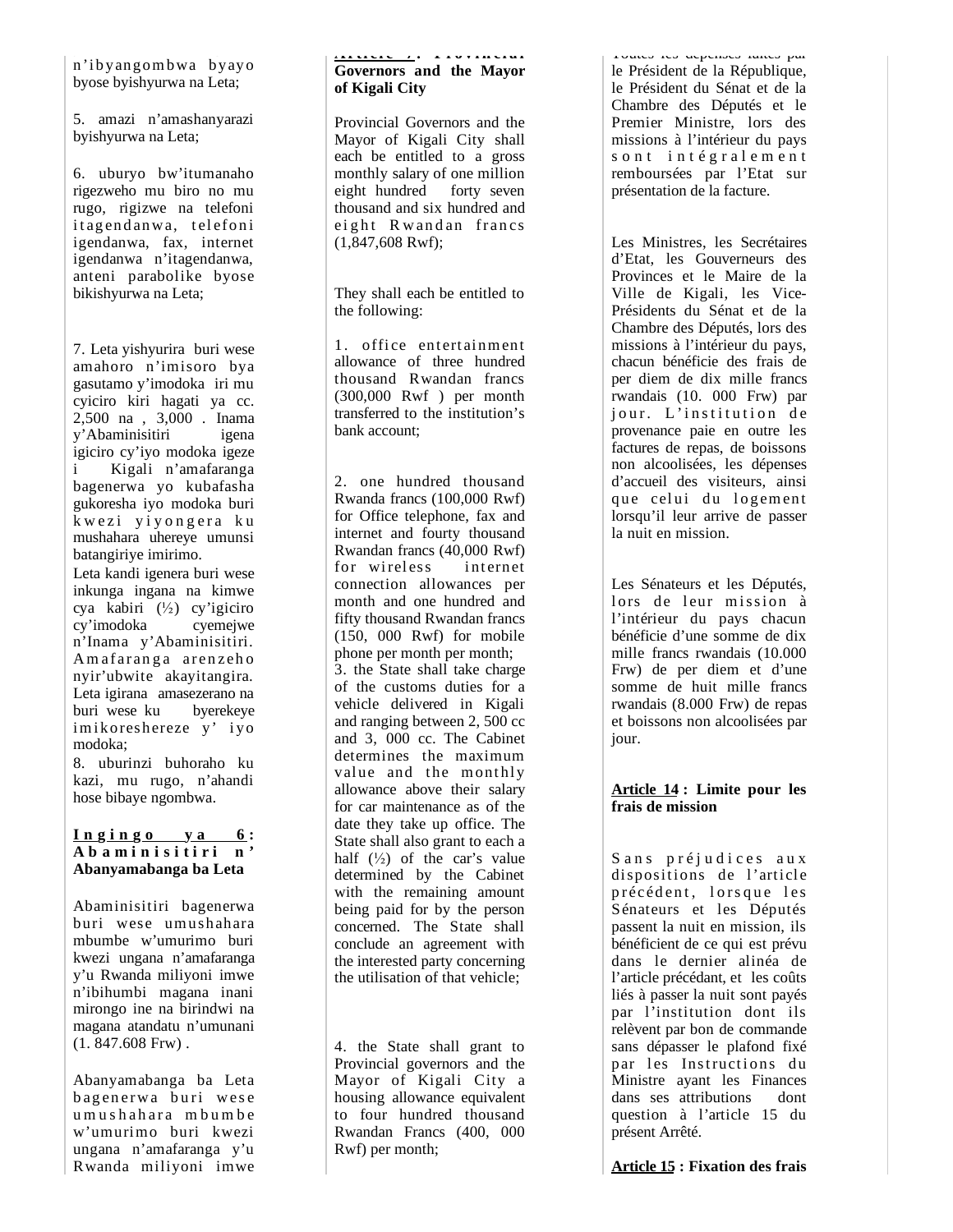n'ibyangombwa byayo byose byishyurwa na Leta;

5. amazi n'amashanyarazi byishyurwa na Leta;

6. uburyo bw'itumanaho rigezweho mu biro no mu rugo, rigizwe na telefoni itagendanwa, telefoni igendanwa, fax, internet igendanwa n'itagendanwa, anteni parabolike byose bikishyurwa na Leta;

7. Leta yishyurira buri wese amahoro n'imisoro bya gasutamo y'imodoka iri mu cyiciro kiri hagati ya cc. 2,500 na , 3,000 . Inama y'Abaminisitiri igena igiciro cy'iyo modoka igeze i Kigali n'amafaranga bagenerwa yo kubafasha gukoresha iyo modoka buri kwezi yiyongera ku mushahara uhereye umunsi batangiriye imirimo.
Leta kandi igenera buri wese inkunga ingana na kimwe cya kabiri (½) cy'igiciro cy'imodoka cyemejwe n'Inama y'Abaminisitiri. Amafaranga arenzeho nyir'ubwite akayitangira. Leta igirana amasezerano na buri wese ku byerekeye imikoreshereze y' iyo modoka;

8. uburinzi buhoraho ku kazi, mu rugo, n'ahandi hose bibaye ngombwa.

**Ingingo ya 6: Abaminisitiri n' Abanyamabanga ba Leta**

Abaminisitiri bagenerwa buri wese umushahara mbumbe w'umurimo buri kwezi ungana n'amafaranga y'u Rwanda miliyoni imwe n'ibihumbi magana inani mirongo ine na birindwi na magana atandatu n'umunani (1. 847.608 Frw) .

Abanyamabanga ba Leta bagenerwa buri wese umushahara mbumbe w'umurimo buri kwezi ungana n'amafaranga y'u Rwanda miliyoni imwe

**Article 7: Provincial Governors and the Mayor of Kigali City**

Provincial Governors and the Mayor of Kigali City shall each be entitled to a gross monthly salary of one million eight hundred forty seven thousand and six hundred and eight Rwandan francs (1,847,608 Rwf);

They shall each be entitled to the following:

1. office entertainment allowance of three hundred thousand Rwandan francs (300,000 Rwf ) per month transferred to the institution's bank account;

2. one hundred thousand Rwanda francs (100,000 Rwf) for Office telephone, fax and internet and fourty thousand Rwandan francs (40,000 Rwf) for wireless internet connection allowances per month and one hundred and fifty thousand Rwandan francs (150, 000 Rwf) for mobile phone per month per month;

3. the State shall take charge of the customs duties for a vehicle delivered in Kigali and ranging between 2, 500 cc and 3, 000 cc. The Cabinet determines the maximum value and the monthly allowance above their salary for car maintenance as of the date they take up office. The State shall also grant to each a half (½) of the car's value determined by the Cabinet with the remaining amount being paid for by the person concerned. The State shall conclude an agreement with the interested party concerning the utilisation of that vehicle;

4. the State shall grant to Provincial governors and the Mayor of Kigali City a housing allowance equivalent to four hundred thousand Rwandan Francs (400, 000 Rwf) per month;

Toutes les dépenses faites par le Président de la République, le Président du Sénat et de la Chambre des Députés et le Premier Ministre, lors des missions à l'intérieur du pays sont intégralement remboursées par l'Etat sur présentation de la facture.

Les Ministres, les Secrétaires d'Etat, les Gouverneurs des Provinces et le Maire de la Ville de Kigali, les Vice-Présidents du Sénat et de la Chambre des Députés, lors des missions à l'intérieur du pays, chacun bénéficie des frais de per diem de dix mille francs rwandais (10. 000 Frw) par jour. L'institution de provenance paie en outre les factures de repas, de boissons non alcoolisées, les dépenses d'accueil des visiteurs, ainsi que celui du logement lorsqu'il leur arrive de passer la nuit en mission.

Les Sénateurs et les Députés, lors de leur mission à l'intérieur du pays chacun bénéficie d'une somme de dix mille francs rwandais (10.000 Frw) de per diem et d'une somme de huit mille francs rwandais (8.000 Frw) de repas et boissons non alcoolisées par jour.

**Article 14 : Limite pour les frais de mission**

Sans préjudices aux dispositions de l'article précédent, lorsque les Sénateurs et les Députés passent la nuit en mission, ils bénéficient de ce qui est prévu dans le dernier alinéa de l'article précédant, et les coûts liés à passer la nuit sont payés par l'institution dont ils relèvent par bon de commande sans dépasser le plafond fixé par les Instructions du Ministre ayant les Finances dans ses attributions dont question à l'article 15 du présent Arrêté.

**Article 15 : Fixation des frais**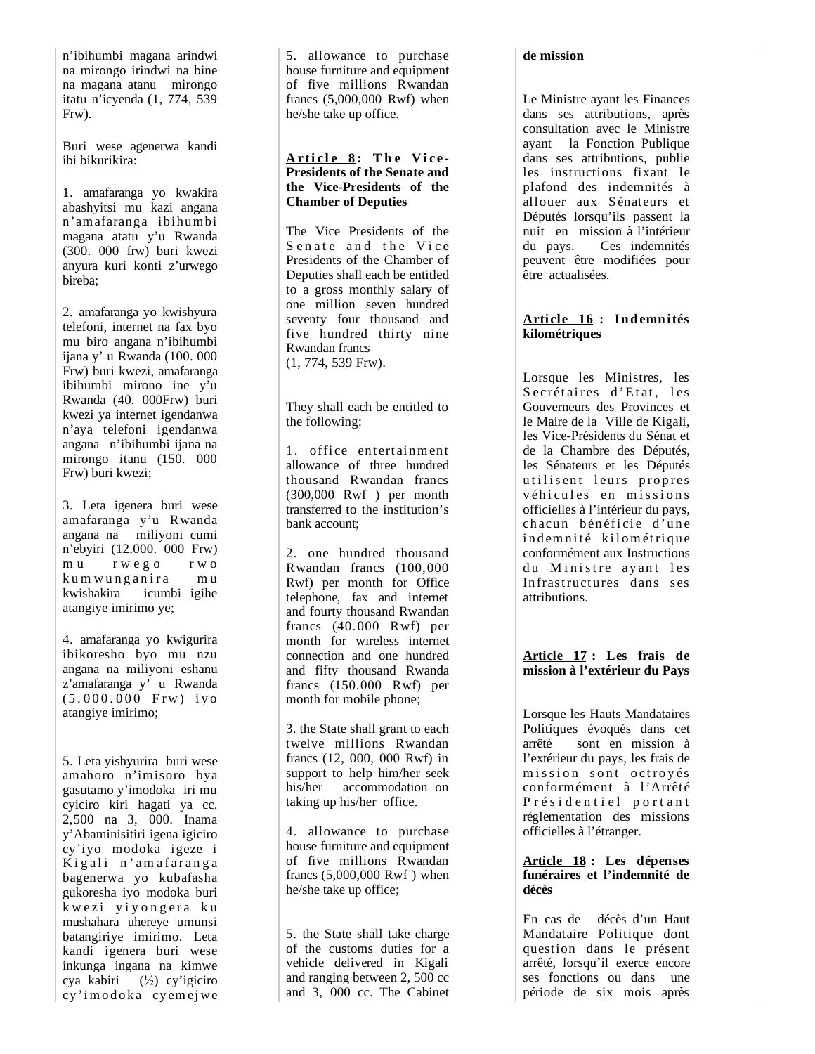n'ibihumbi magana arindwi na mirongo irindwi na bine na magana atanu mirongo itatu n'icyenda (1, 774, 539 Frw).

Buri wese agenerwa kandi ibi bikurikira:

1. amafaranga yo kwakira abashyitsi mu kazi angana n'amafaranga ibihumbi magana atatu y'u Rwanda (300. 000 frw) buri kwezi anyura kuri konti z'urwego bireba;

2. amafaranga yo kwishyura telefoni, internet na fax byo mu biro angana n'ibihumbi ijana y' u Rwanda (100. 000 Frw) buri kwezi, amafaranga ibihumbi mirono ine y'u Rwanda (40. 000Frw) buri kwezi ya internet igendanwa n'aya telefoni igendanwa angana n'ibihumbi ijana na mirongo itanu (150. 000 Frw) buri kwezi;

3. Leta igenera buri wese amafaranga y'u Rwanda angana na miliyoni cumi n'ebyiri (12.000. 000 Frw) mu rwego rwo kumwunganira mu kwishakira icumbi igihe atangiye imirimo ye;

4. amafaranga yo kwigurira ibikoresho byo mu nzu angana na miliyoni eshanu z'amafaranga y' u Rwanda (5.000.000 Frw) iyo atangiye imirimo;

5. Leta yishyurira buri wese amahoro n'imisoro bya gasutamo y'imodoka iri mu cyiciro kiri hagati ya cc. 2,500 na 3, 000. Inama y'Abaminisitiri igena igiciro cy'iyo modoka igeze i Kigali n'amafaranga bagenerwa yo kubafasha gukoresha iyo modoka buri kwezi yiyongera ku mushahara uhereye umunsi batangiriye imirimo. Leta kandi igenera buri wese inkunga ingana na kimwe cya kabiri (½) cy'igiciro cy'imodoka cyemejwe

5. allowance to purchase house furniture and equipment of five millions Rwandan francs (5,000,000 Rwf) when he/she take up office.

**Article 8: The Vice-Presidents of the Senate and the Vice-Presidents of the Chamber of Deputies**

The Vice Presidents of the Senate and the Vice Presidents of the Chamber of Deputies shall each be entitled to a gross monthly salary of one million seven hundred seventy four thousand and five hundred thirty nine Rwandan francs (1, 774, 539 Frw).

They shall each be entitled to the following:

1. office entertainment allowance of three hundred thousand Rwandan francs (300,000 Rwf ) per month transferred to the institution's bank account;

2. one hundred thousand Rwandan francs (100,000 Rwf) per month for Office telephone, fax and internet and fourty thousand Rwandan francs (40.000 Rwf) per month for wireless internet connection and one hundred and fifty thousand Rwanda francs (150.000 Rwf) per month for mobile phone;

3. the State shall grant to each twelve millions Rwandan francs (12, 000, 000 Rwf) in support to help him/her seek his/her accommodation on taking up his/her office.

4. allowance to purchase house furniture and equipment of five millions Rwandan francs (5,000,000 Rwf ) when he/she take up office;

5. the State shall take charge of the customs duties for a vehicle delivered in Kigali and ranging between 2, 500 cc and 3, 000 cc. The Cabinet

**de mission**

Le Ministre ayant les Finances dans ses attributions, après consultation avec le Ministre ayant la Fonction Publique dans ses attributions, publie les instructions fixant le plafond des indemnités à allouer aux Sénateurs et Députés lorsqu'ils passent la nuit en mission à l'intérieur du pays. Ces indemnités peuvent être modifiées pour être actualisées.

**Article 16 : Indemnités kilométriques**

Lorsque les Ministres, les Secrétaires d'Etat, les Gouverneurs des Provinces et le Maire de la Ville de Kigali, les Vice-Présidents du Sénat et de la Chambre des Députés, les Sénateurs et les Députés utilisent leurs propres véhicules en missions officielles à l'intérieur du pays, chacun bénéficie d'une indemnité kilométrique conformément aux Instructions du Ministre ayant les Infrastructures dans ses attributions.

**Article 17 : Les frais de mission à l'extérieur du Pays**

Lorsque les Hauts Mandataires Politiques évoqués dans cet arrêté sont en mission à l'extérieur du pays, les frais de mission sont octroyés conformément à l'Arrêté Présidentiel portant réglementation des missions officielles à l'étranger.

**Article 18 : Les dépenses funéraires et l'indemnité de décès**

En cas de décès d'un Haut Mandataire Politique dont question dans le présent arrêté, lorsqu'il exerce encore ses fonctions ou dans une période de six mois après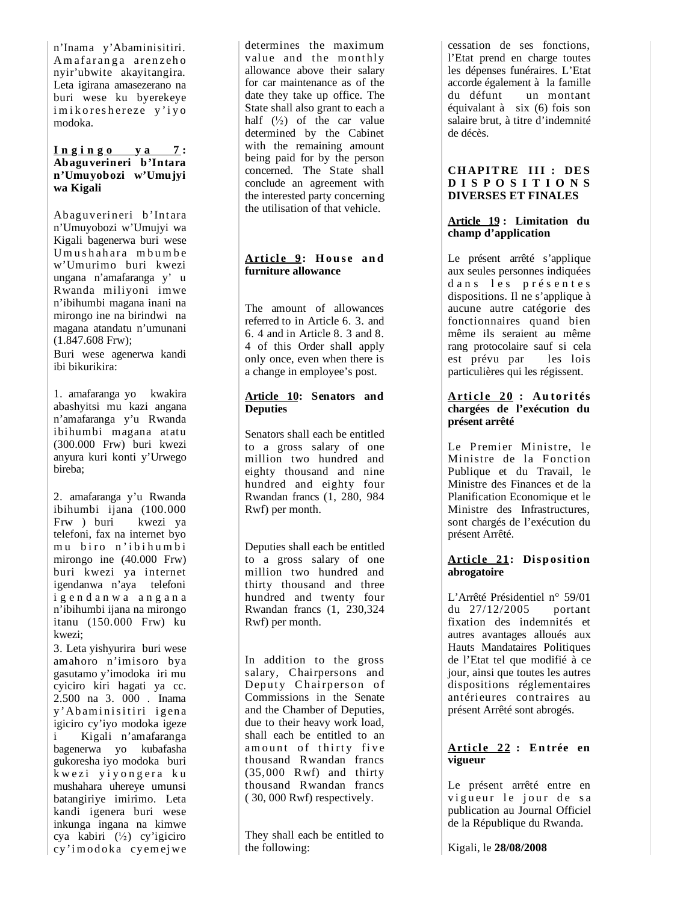n'Inama y'Abaminisitiri. Amafaranga arenzeho nyir'ubwite akayitangira. Leta igirana amasezerano na buri wese ku byerekeye imikoreshereze y'iyo modoka.

**Ingingo ya 7: Abaguverineri b'Intara n'Umuyobozi w'Umujyi wa Kigali**

Abaguverineri b'Intara n'Umuyobozi w'Umujyi wa Kigali bagenerwa buri wese Umushahara mbumbe w'Umurimo buri kwezi ungana n'amafaranga y' u Rwanda miliyoni imwe n'ibihumbi magana inani na mirongo ine na birindwi na magana atandatu n'umunani (1.847.608 Frw);

Buri wese agenerwa kandi ibi bikurikira:

1. amafaranga yo kwakira abashyitsi mu kazi angana n'amafaranga y'u Rwanda ibihumbi magana atatu (300.000 Frw) buri kwezi anyura kuri konti y'Urwego bireba;

2. amafaranga y'u Rwanda ibihumbi ijana (100.000 Frw ) buri kwezi ya telefoni, fax na internet byo mu biro n'ibihumbi mirongo ine (40.000 Frw) buri kwezi ya internet igendanwa n'aya telefoni igendanwa angana n'ibihumbi ijana na mirongo itanu (150.000 Frw) ku kwezi;

3. Leta yishyurira buri wese amahoro n'imisoro bya gasutamo y'imodoka iri mu cyiciro kiri hagati ya cc. 2.500 na 3. 000 . Inama y'Abaminisitiri igena igiciro cy'iyo modoka igeze i Kigali n'amafaranga bagenerwa yo kubafasha gukoresha iyo modoka buri kwezi yiyongera ku mushahara uhereye umunsi batangiriye imirimo. Leta kandi igenera buri wese inkunga ingana na kimwe cya kabiri (½) cy'igiciro cy'imodoka cyemejwe

determines the maximum value and the monthly allowance above their salary for car maintenance as of the date they take up office. The State shall also grant to each a half (½) of the car value determined by the Cabinet with the remaining amount being paid for by the person concerned. The State shall conclude an agreement with the interested party concerning the utilisation of that vehicle.

**Article 9: House and furniture allowance**

The amount of allowances referred to in Article 6. 3. and 6. 4 and in Article 8. 3 and 8. 4 of this Order shall apply only once, even when there is a change in employee's post.

**Article 10: Senators and Deputies**

Senators shall each be entitled to a gross salary of one million two hundred and eighty thousand and nine hundred and eighty four Rwandan francs (1, 280, 984 Rwf) per month.

Deputies shall each be entitled to a gross salary of one million two hundred and thirty thousand and three hundred and twenty four Rwandan francs (1, 230,324 Rwf) per month.

In addition to the gross salary, Chairpersons and Deputy Chairperson of Commissions in the Senate and the Chamber of Deputies, due to their heavy work load, shall each be entitled to an amount of thirty five thousand Rwandan francs (35,000 Rwf) and thirty thousand Rwandan francs ( 30, 000 Rwf) respectively.

They shall each be entitled to the following:

cessation de ses fonctions, l'Etat prend en charge toutes les dépenses funéraires. L'Etat accorde également à la famille du défunt un montant équivalant à six (6) fois son salaire brut, à titre d'indemnité de décès.

## CHAPITRE III : DES DISPOSITIONS DIVERSES ET FINALES

**Article 19 : Limitation du champ d'application**

Le présent arrêté s'applique aux seules personnes indiquées dans les présentes dispositions. Il ne s'applique à aucune autre catégorie des fonctionnaires quand bien même ils seraient au même rang protocolaire sauf si cela est prévu par les lois particulières qui les régissent.

**Article 20 : Autorités chargées de l'exécution du présent arrêté**

Le Premier Ministre, le Ministre de la Fonction Publique et du Travail, le Ministre des Finances et de la Planification Economique et le Ministre des Infrastructures, sont chargés de l'exécution du présent Arrêté.

**Article 21: Disposition abrogatoire**

L'Arrêté Présidentiel n° 59/01 du 27/12/2005 portant fixation des indemnités et autres avantages alloués aux Hauts Mandataires Politiques de l'Etat tel que modifié à ce jour, ainsi que toutes les autres dispositions réglementaires antérieures contraires au présent Arrêté sont abrogés.

**Article 22 : Entrée en vigueur**

Le présent arrêté entre en vigueur le jour de sa publication au Journal Officiel de la République du Rwanda.

Kigali, le **28/08/2008**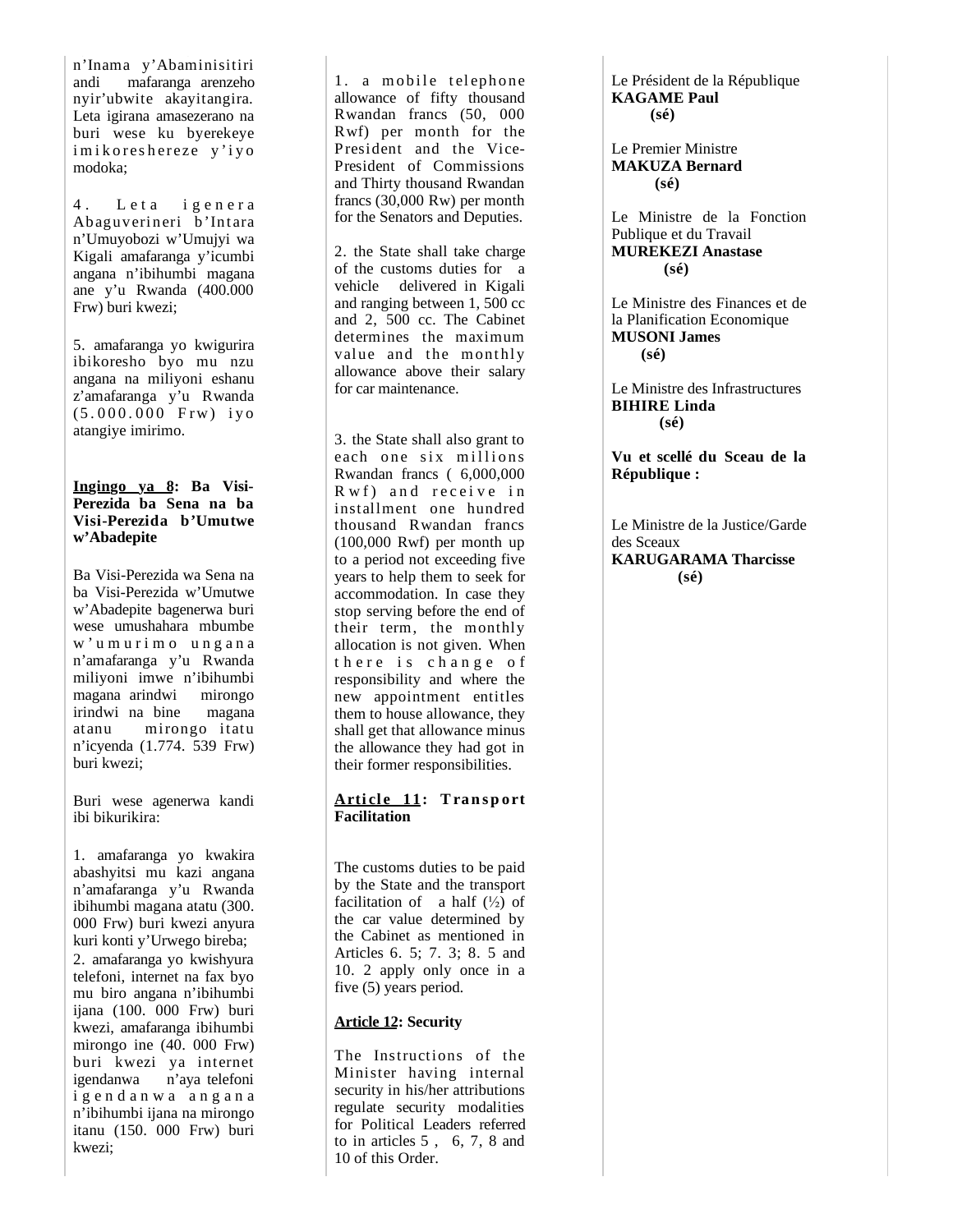n'Inama y'Abaminisitiri andi mafaranga arenzeho nyir'ubwite akayitangira. Leta igirana amasezerano na buri wese ku byerekeye imikoreshereze y'iyo modoka;

4. Leta igenera Abaguverineri b'Intara n'Umuyobozi w'Umujyi wa Kigali amafaranga y'icumbi angana n'ibihumbi magana ane y'u Rwanda (400.000 Frw) buri kwezi;

5. amafaranga yo kwigurira ibikoresho byo mu nzu angana na miliyoni eshanu z'amafaranga y'u Rwanda (5.000.000 Frw) iyo atangiye imirimo.

**Ingingo ya 8: Ba Visi-Perezida ba Sena na ba Visi-Perezida b'Umutwe w'Abadepite**

Ba Visi-Perezida wa Sena na ba Visi-Perezida w'Umutwe w'Abadepite bagenerwa buri wese umushahara mbumbe w'umurimo ungana n'amafaranga y'u Rwanda miliyoni imwe n'ibihumbi magana arindwi mirongo irindwi na bine magana atanu mirongo itatu n'icyenda (1.774. 539 Frw) buri kwezi;

Buri wese agenerwa kandi ibi bikurikira:

1. amafaranga yo kwakira abashyitsi mu kazi angana n'amafaranga y'u Rwanda ibihumbi magana atatu (300. 000 Frw) buri kwezi anyura kuri konti y'Urwego bireba;
2. amafaranga yo kwishyura telefoni, internet na fax byo mu biro angana n'ibihumbi ijana (100. 000 Frw) buri kwezi, amafaranga ibihumbi mirongo ine (40. 000 Frw) buri kwezi ya internet igendanwa n'aya telefoni igendanwa angana n'ibihumbi ijana na mirongo itanu (150. 000 Frw) buri kwezi;

1. a mobile telephone allowance of fifty thousand Rwandan francs (50, 000 Rwf) per month for the President and the Vice-President of Commissions and Thirty thousand Rwandan francs (30,000 Rw) per month for the Senators and Deputies.

2. the State shall take charge of the customs duties for a vehicle delivered in Kigali and ranging between 1, 500 cc and 2, 500 cc. The Cabinet determines the maximum value and the monthly allowance above their salary for car maintenance.

3. the State shall also grant to each one six millions Rwandan francs ( 6,000,000 Rwf) and receive in installment one hundred thousand Rwandan francs (100,000 Rwf) per month up to a period not exceeding five years to help them to seek for accommodation. In case they stop serving before the end of their term, the monthly allocation is not given. When there is change of responsibility and where the new appointment entitles them to house allowance, they shall get that allowance minus the allowance they had got in their former responsibilities.

**Article 11: Transport Facilitation**

The customs duties to be paid by the State and the transport facilitation of a half (½) of the car value determined by the Cabinet as mentioned in Articles 6. 5; 7. 3; 8. 5 and 10. 2 apply only once in a five (5) years period.

**Article 12: Security**

The Instructions of the Minister having internal security in his/her attributions regulate security modalities for Political Leaders referred to in articles 5 , 6, 7, 8 and 10 of this Order.

Le Président de la République
**KAGAME Paul**
**(sé)**

Le Premier Ministre
**MAKUZA Bernard**
**(sé)**

Le Ministre de la Fonction Publique et du Travail
**MUREKEZI Anastase**
**(sé)**

Le Ministre des Finances et de la Planification Economique
**MUSONI James**
**(sé)**

Le Ministre des Infrastructures
**BIHIRE Linda**
**(sé)**

**Vu et scellé du Sceau de la République :**

Le Ministre de la Justice/Garde des Sceaux
**KARUGARAMA Tharcisse**
**(sé)**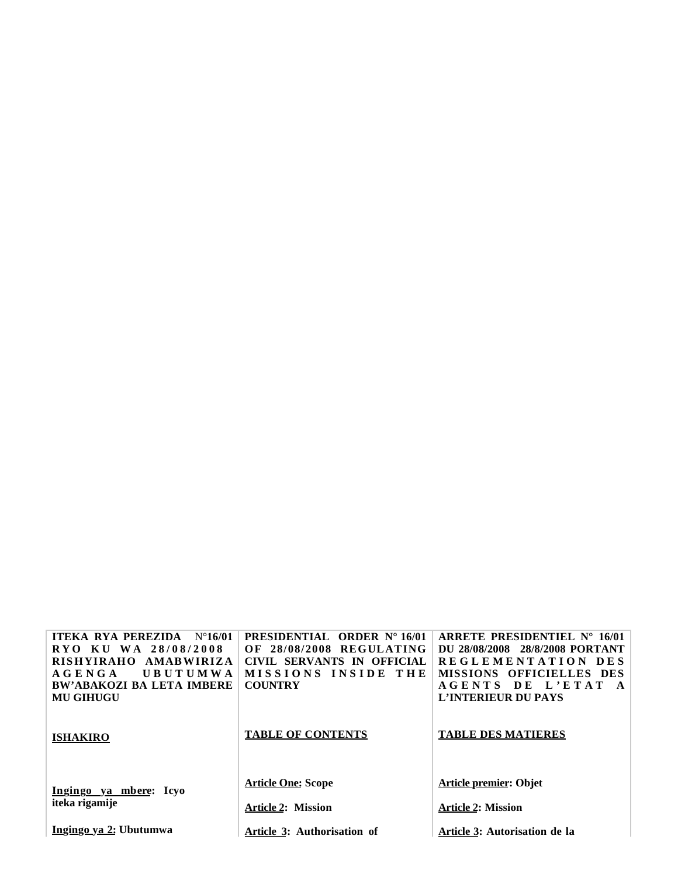| ITEKA RYA PEREZIDA N°16/01 RYO KU WA 28/08/2008 RISHYIRAHO AMABWIRIZA AGENGA UBUTUMWA BW'ABAKOZI BA LETA IMBERE MU GIHUGU | PRESIDENTIAL ORDER N° 16/01 OF 28/08/2008 REGULATING CIVIL SERVANTS IN OFFICIAL MISSIONS INSIDE THE COUNTRY | ARRETE PRESIDENTIEL N° 16/01 DU 28/08/2008 28/8/2008 PORTANT REGLEMENTATION DES MISSIONS OFFICIELLES DES AGENTS DE L'ETAT A L'INTERIEUR DU PAYS |
|---|---|---|
| **ISHAKIRO** | **TABLE OF CONTENTS** | **TABLE DES MATIERES** |
| **Ingingo ya mbere: Icyo iteka rigamije** | **Article One: Scope** | **Article premier: Objet** |
| **Ingingo ya 2: Ubutumwa** | **Article 2: Mission** | **Article 2: Mission** |
| | **Article 3: Authorisation of** | **Article 3: Autorisation de la** |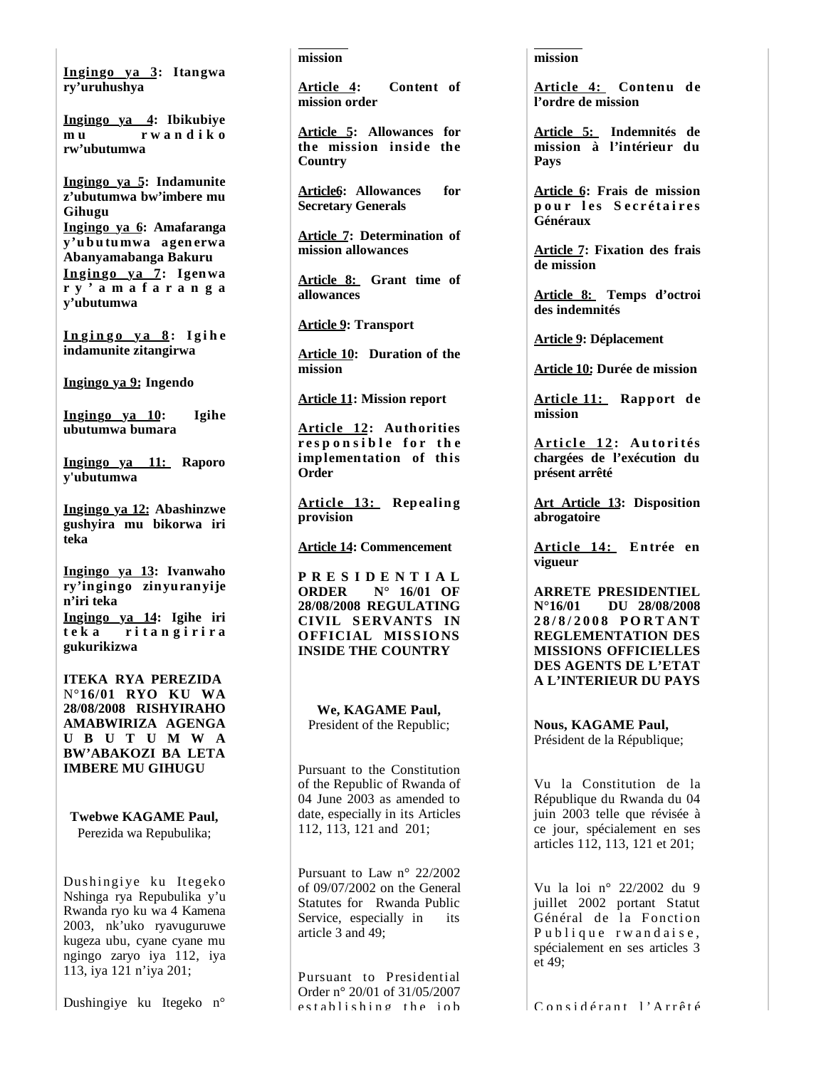**Ingingo ya 3: Itangwa ry'uruhushya**

**Ingingo ya 4: Ibikubiye mu rwandiko rw'ubutumwa**

**Ingingo ya 5: Indamunite z'ubutumwa bw'imbere mu Gihugu**

**Ingingo ya 6: Amafaranga y'ubutumwa agenerwa Abanyamabanga Bakuru**

**Ingingo ya 7: Igenwa ry'amafaranga y'ubutumwa**

**Ingingo ya 8: Igihe indamunite zitangirwa**

**Ingingo ya 9: Ingendo**

**Ingingo ya 10: Igihe ubutumwa bumara**

**Ingingo ya 11: Raporo y'ubutumwa**

**Ingingo ya 12: Abashinzwe gushyira mu bikorwa iri teka**

**Ingingo ya 13: Ivanwaho ry'ingingo zinyuranyije n'iri teka**

**Ingingo ya 14: Igihe iri teka ritangirira gukurikizwa**

**ITEKA RYA PEREZIDA N°16/01 RYO KU WA 28/08/2008 RISHYIRAHO AMABWIRIZA AGENGA UBUTUMWA BW'ABAKOZI BA LETA IMBERE MU GIHUGU**

**Twebwe KAGAME Paul,**
Perezida wa Repubulika;

Dushingiye ku Itegeko Nshinga rya Repubulika y'u Rwanda ryo ku wa 4 Kamena 2003, nk'uko ryavuguruwe kugeza ubu, cyane cyane mu ngingo zaryo iya 112, iya 113, iya 121 n'iya 201;

Dushingiye ku Itegeko n°

**mission**

**Article 4: Content of mission order**

**Article 5: Allowances for the mission inside the Country**

**Article6: Allowances for Secretary Generals**

**Article 7: Determination of mission allowances**

**Article 8: Grant time of allowances**

**Article 9: Transport**

**Article 10: Duration of the mission**

**Article 11: Mission report**

**Article 12: Authorities responsible for the implementation of this Order**

**Article 13: Repealing provision**

**Article 14: Commencement**

**PRESIDENTIAL ORDER N° 16/01 OF 28/08/2008 REGULATING CIVIL SERVANTS IN OFFICIAL MISSIONS INSIDE THE COUNTRY**

**We, KAGAME Paul,**
President of the Republic;

Pursuant to the Constitution of the Republic of Rwanda of 04 June 2003 as amended to date, especially in its Articles 112, 113, 121 and 201;

Pursuant to Law n° 22/2002 of 09/07/2002 on the General Statutes for Rwanda Public Service, especially in its article 3 and 49;

Pursuant to Presidential Order n° 20/01 of 31/05/2007 establishing the job

**mission**

**Article 4: Contenu de l'ordre de mission**

**Article 5: Indemnités de mission à l'intérieur du Pays**

**Article 6: Frais de mission pour les Secrétaires Généraux**

**Article 7: Fixation des frais de mission**

**Article 8: Temps d'octroi des indemnités**

**Article 9: Déplacement**

**Article 10: Durée de mission**

**Article 11: Rapport de mission**

**Article 12: Autorités chargées de l'exécution du présent arrêté**

**Art Article 13: Disposition abrogatoire**

**Article 14: Entrée en vigueur**

**ARRETE PRESIDENTIEL N°16/01 DU 28/08/2008 PORTANT REGLEMENTATION DES MISSIONS OFFICIELLES DES AGENTS DE L'ETAT A L'INTERIEUR DU PAYS**

**Nous, KAGAME Paul,**
Président de la République;

Vu la Constitution de la République du Rwanda du 04 juin 2003 telle que révisée à ce jour, spécialement en ses articles 112, 113, 121 et 201;

Vu la loi n° 22/2002 du 9 juillet 2002 portant Statut Général de la Fonction Publique rwandaise, spécialement en ses articles 3 et 49;

Considérant l'Arrêté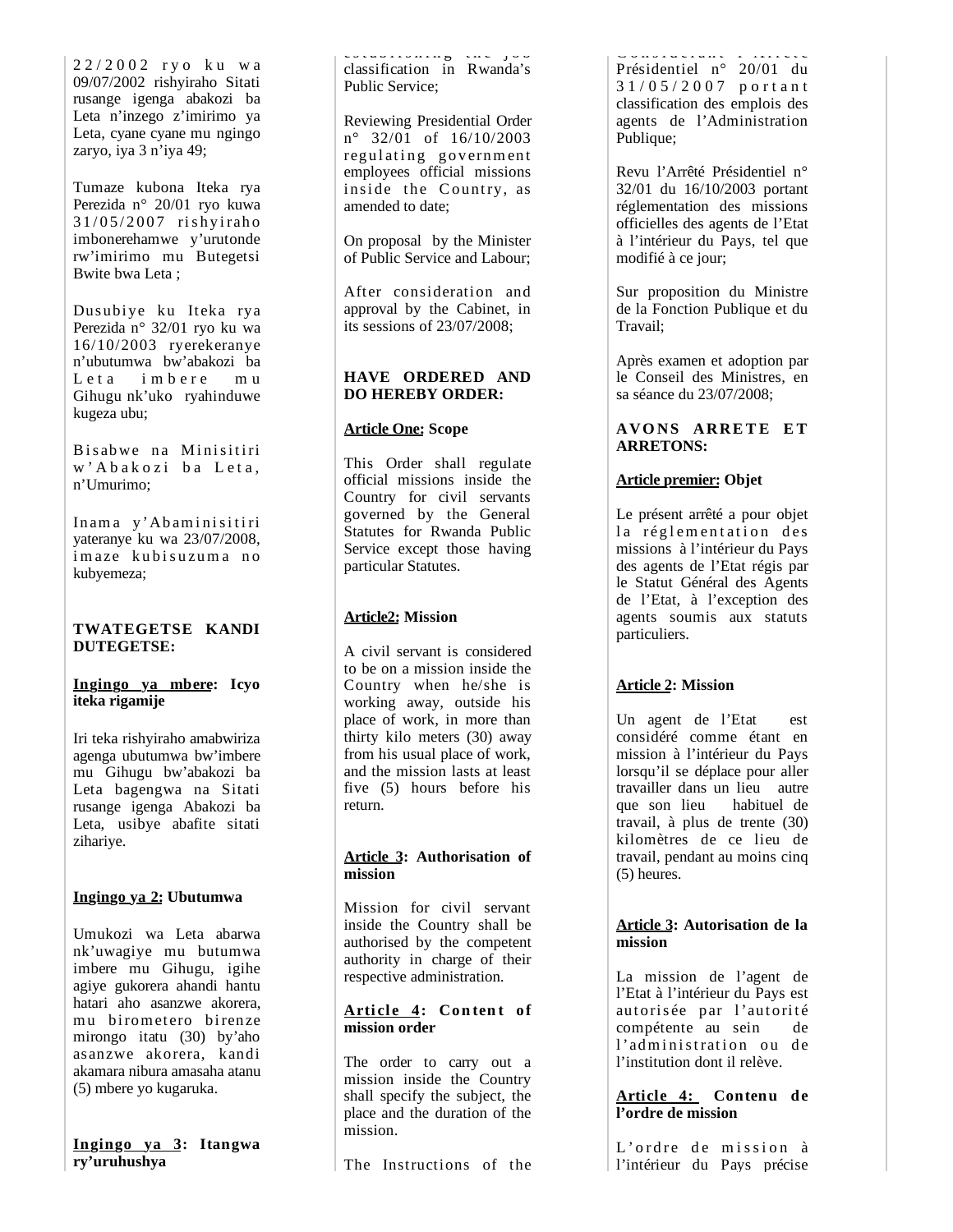22/2002 ryo ku wa 09/07/2002 rishyiraho Sitati rusange igenga abakozi ba Leta n'inzego z'imirimo ya Leta, cyane cyane mu ngingo zaryo, iya 3 n'iya 49;

Tumaze kubona Iteka rya Perezida n° 20/01 ryo kuwa 31/05/2007 rishyiraho imbonerehamwe y'urutonde rw'imirimo mu Butegetsi Bwite bwa Leta ;

Dusubiye ku Iteka rya Perezida n° 32/01 ryo ku wa 16/10/2003 ryerekeranye n'ubutumwa bw'abakozi ba Leta imbere mu Gihugu nk'uko ryahinduwe kugeza ubu;

Bisabwe na Minisitiri w'Abakozi ba Leta, n'Umurimo;

Inama y'Abaminisitiri yateranye ku wa 23/07/2008, imaze kubisuzuma no kubyemeza;

**TWATEGETSE KANDI DUTEGETSE:**

**Ingingo ya mbere: Icyo iteka rigamije**

Iri teka rishyiraho amabwiriza agenga ubutumwa bw'imbere mu Gihugu bw'abakozi ba Leta bagengwa na Sitati rusange igenga Abakozi ba Leta, usibye abafite sitati zihariye.

**Ingingo ya 2: Ubutumwa**

Umukozi wa Leta abarwa nk'uwagiye mu butumwa imbere mu Gihugu, igihe agiye gukorera ahandi hantu hatari aho asanzwe akorera, mu birometero birenze mirongo itatu (30) by'aho asanzwe akorera, kandi akamara nibura amasaha atanu (5) mbere yo kugaruka.

**Ingingo ya 3: Itangwa ry'uruhushya**

establishing the job classification in Rwanda's Public Service;

Reviewing Presidential Order n° 32/01 of 16/10/2003 regulating government employees official missions inside the Country, as amended to date;

On proposal by the Minister of Public Service and Labour;

After consideration and approval by the Cabinet, in its sessions of 23/07/2008;

**HAVE ORDERED AND DO HEREBY ORDER:**

**Article One: Scope**

This Order shall regulate official missions inside the Country for civil servants governed by the General Statutes for Rwanda Public Service except those having particular Statutes.

**Article2: Mission**

A civil servant is considered to be on a mission inside the Country when he/she is working away, outside his place of work, in more than thirty kilo meters (30) away from his usual place of work, and the mission lasts at least five (5) hours before his return.

**Article 3: Authorisation of mission**

Mission for civil servant inside the Country shall be authorised by the competent authority in charge of their respective administration.

**Article 4: Content of mission order**

The order to carry out a mission inside the Country shall specify the subject, the place and the duration of the mission.

The Instructions of the

Considérant l'Arrêté Présidentiel n° 20/01 du 31/05/2007 portant classification des emplois des agents de l'Administration Publique;

Revu l'Arrêté Présidentiel n° 32/01 du 16/10/2003 portant réglementation des missions officielles des agents de l'Etat à l'intérieur du Pays, tel que modifié à ce jour;

Sur proposition du Ministre de la Fonction Publique et du Travail;

Après examen et adoption par le Conseil des Ministres, en sa séance du 23/07/2008;

**AVONS ARRETE ET ARRETONS:**

**Article premier: Objet**

Le présent arrêté a pour objet la réglementation des missions à l'intérieur du Pays des agents de l'Etat régis par le Statut Général des Agents de l'Etat, à l'exception des agents soumis aux statuts particuliers.

**Article 2: Mission**

Un agent de l'Etat est considéré comme étant en mission à l'intérieur du Pays lorsqu'il se déplace pour aller travailler dans un lieu autre que son lieu habituel de travail, à plus de trente (30) kilomètres de ce lieu de travail, pendant au moins cinq (5) heures.

**Article 3: Autorisation de la mission**

La mission de l'agent de l'Etat à l'intérieur du Pays est autorisée par l'autorité compétente au sein de l'administration ou de l'institution dont il relève.

**Article 4: Contenu de l'ordre de mission**

L'ordre de mission à l'intérieur du Pays précise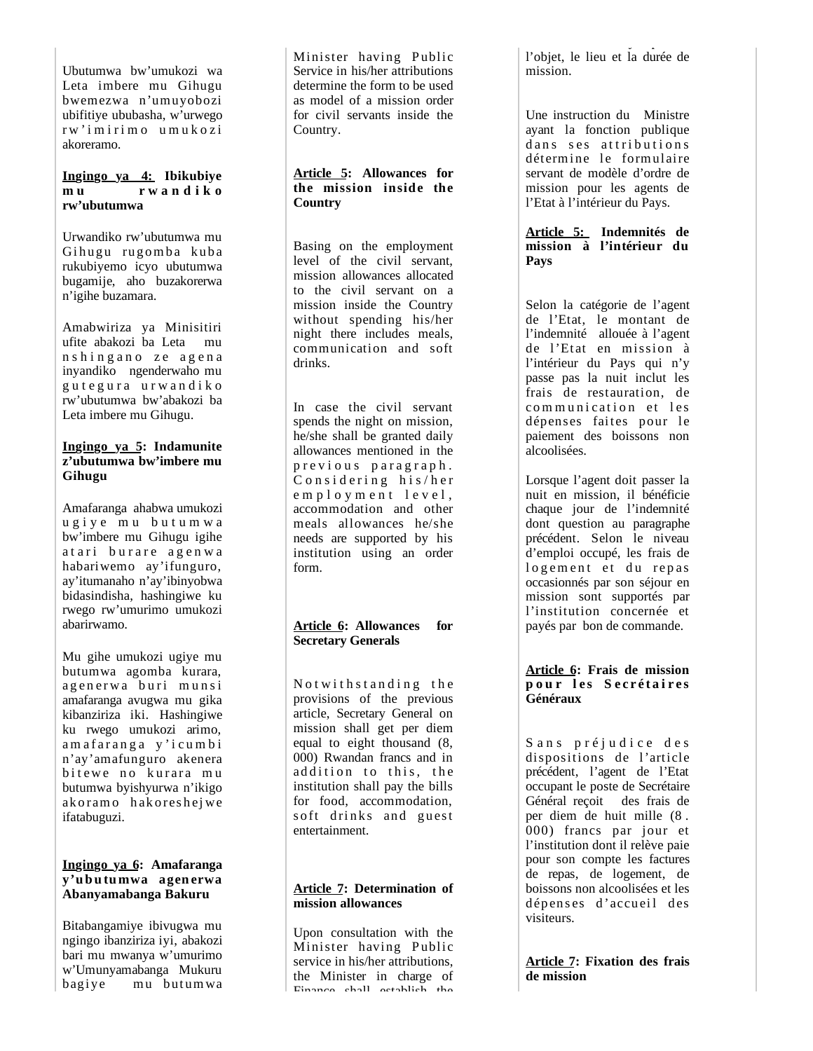Ubutumwa bw'umukozi wa Leta imbere mu Gihugu bwemezwa n'umuyobozi ubifitiye ububasha, w'urwego rw'imirimo umukozi akoreramo.

**Ingingo ya 4: Ibikubiye mu rwandiko rw'ubutumwa**

Urwandiko rw'ubutumwa mu Gihugu rugomba kuba rukubiyemo icyo ubutumwa bugamije, aho buzakorerwa n'igihe buzamara.

Amabwiriza ya Minisitiri ufite abakozi ba Leta mu nshingano ze agena inyandiko ngenderwaho mu gutegura urwandiko rw'ubutumwa bw'abakozi ba Leta imbere mu Gihugu.

**Ingingo ya 5: Indamunite z'ubutumwa bw'imbere mu Gihugu**

Amafaranga ahabwa umukozi ugiye mu butumwa bw'imbere mu Gihugu igihe atari burare agenwa habariwemo ay'ifunguro, ay'itumanaho n'ay'ibinyobwa bidasindisha, hashingiwe ku rwego rw'umurimo umukozi abarirwamo.

Mu gihe umukozi ugiye mu butumwa agomba kurara, agenerwa buri munsi amafaranga avugwa mu gika kibanziriza iki. Hashingiwe ku rwego umukozi arimo, amafaranga y'icumbi n'ay'amafunguro akenera bitewe no kurara mu butumwa byishyurwa n'ikigo akoramo hakoreshejwe ifatabuguzi.

**Ingingo ya 6: Amafaranga y'ubutumwa agenerwa Abanyamabanga Bakuru**

Bitabangamiye ibivugwa mu ngingo ibanziriza iyi, abakozi bari mu mwanya w'umurimo w'Umunyamabanga Mukuru bagiye mu butumwa

Minister having Public Service in his/her attributions determine the form to be used as model of a mission order for civil servants inside the Country.

**Article 5: Allowances for the mission inside the Country**

Basing on the employment level of the civil servant, mission allowances allocated to the civil servant on a mission inside the Country without spending his/her night there includes meals, communication and soft drinks.

In case the civil servant spends the night on mission, he/she shall be granted daily allowances mentioned in the previous paragraph. Considering his/her employment level, accommodation and other meals allowances he/she needs are supported by his institution using an order form.

**Article 6: Allowances for Secretary Generals**

Notwithstanding the provisions of the previous article, Secretary General on mission shall get per diem equal to eight thousand (8, 000) Rwandan francs and in addition to this, the institution shall pay the bills for food, accommodation, soft drinks and guest entertainment.

**Article 7: Determination of mission allowances**

Upon consultation with the Minister having Public service in his/her attributions, the Minister in charge of Finance shall establish the

l'objet, le lieu et la durée de mission.

Une instruction du Ministre ayant la fonction publique dans ses attributions détermine le formulaire servant de modèle d'ordre de mission pour les agents de l'Etat à l'intérieur du Pays.

**Article 5: Indemnités de mission à l'intérieur du Pays**

Selon la catégorie de l'agent de l'Etat, le montant de l'indemnité allouée à l'agent de l'Etat en mission à l'intérieur du Pays qui n'y passe pas la nuit inclut les frais de restauration, de communication et les dépenses faites pour le paiement des boissons non alcoolisées.

Lorsque l'agent doit passer la nuit en mission, il bénéficie chaque jour de l'indemnité dont question au paragraphe précédent. Selon le niveau d'emploi occupé, les frais de logement et du repas occasionnés par son séjour en mission sont supportés par l'institution concernée et payés par bon de commande.

**Article 6: Frais de mission pour les Secrétaires Généraux**

Sans préjudice des dispositions de l'article précédent, l'agent de l'Etat occupant le poste de Secrétaire Général reçoit des frais de per diem de huit mille (8 . 000) francs par jour et l'institution dont il relève paie pour son compte les factures de repas, de logement, de boissons non alcoolisées et les dépenses d'accueil des visiteurs.

**Article 7: Fixation des frais de mission**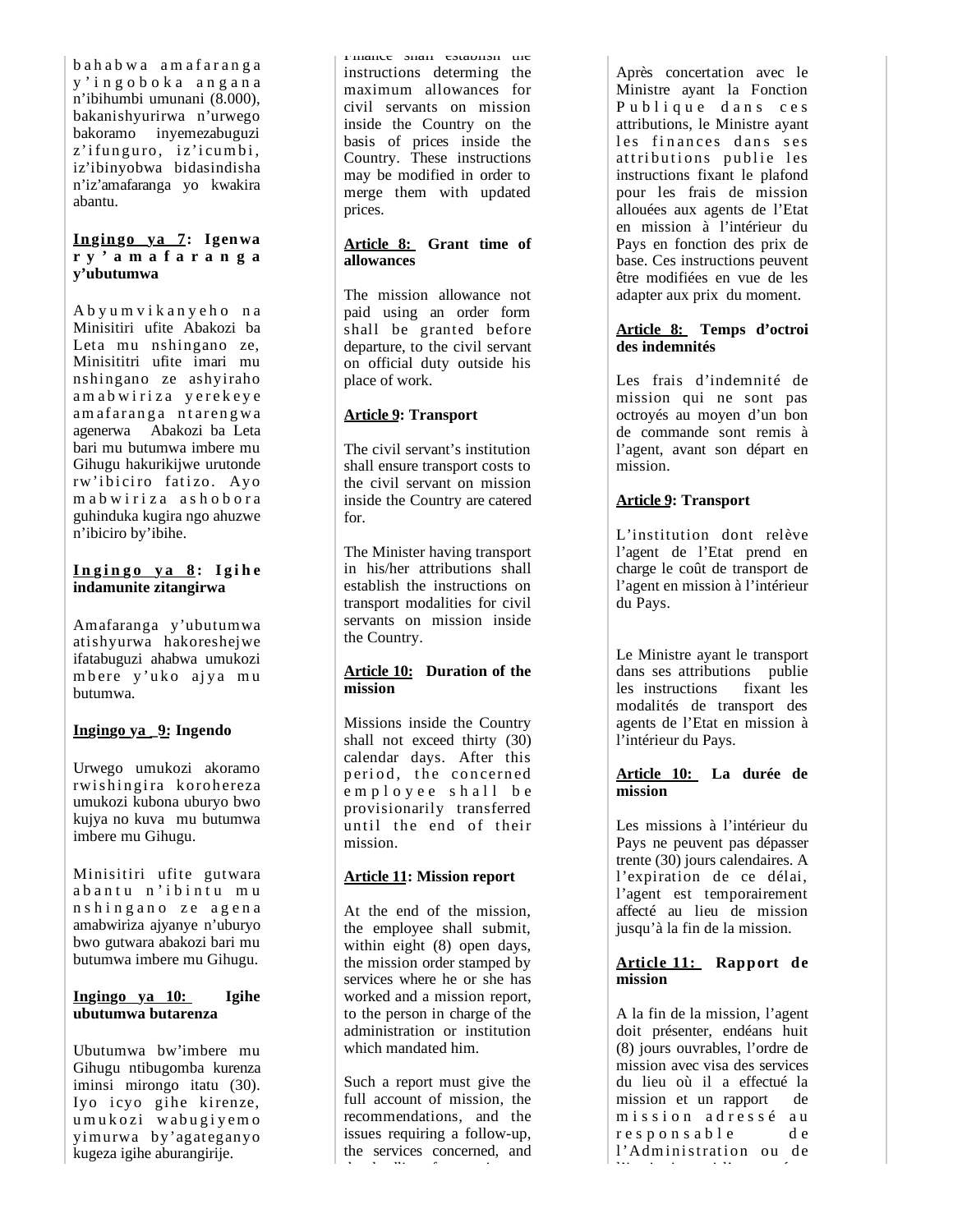bahabwa amafaranga y'ingoboka angana n'ibihumbi umunani (8.000), bakanishyurirwa n'urwego bakoramo inyemezabuguzi z'ifunguro, iz'icumbi, iz'ibinyobwa bidasindisha n'iz'amafaranga yo kwakira abantu.

**Ingingo ya 7: Igenwa ry'amafaranga y'ubutumwa**

Abyumvikanyeho na Minisitiri ufite Abakozi ba Leta mu nshingano ze, Minisititri ufite imari mu nshingano ze ashyiraho amabwiriza yerekeye amafaranga ntarengwa agenerwa Abakozi ba Leta bari mu butumwa imbere mu Gihugu hakurikijwe urutonde rw'ibiciro fatizo. Ayo mabwiriza ashobora guhinduka kugira ngo ahuzwe n'ibiciro by'ibihe.

**Ingingo ya 8: Igihe indamunite zitangirwa**

Amafaranga y'ubutumwa atishyurwa hakoreshejwe ifatabuguzi ahabwa umukozi mbere y'uko ajya mu butumwa.

**Ingingo ya 9: Ingendo**

Urwego umukozi akoramo rwishingira korohereza umukozi kubona uburyo bwo kujya no kuva mu butumwa imbere mu Gihugu.

Minisitiri ufite gutwara abantu n'ibintu mu nshingano ze agena amabwiriza ajyanye n'uburyo bwo gutwara abakozi bari mu butumwa imbere mu Gihugu.

**Ingingo ya 10: Igihe ubutumwa butarenza**

Ubutumwa bw'imbere mu Gihugu ntibugomba kurenza iminsi mirongo itatu (30). Iyo icyo gihe kirenze, umukozi wabugiyemo yimurwa by'agateganyo kugeza igihe aburangirije.

Finance shall establish the instructions determing the maximum allowances for civil servants on mission inside the Country on the basis of prices inside the Country. These instructions may be modified in order to merge them with updated prices.

**Article 8: Grant time of allowances**

The mission allowance not paid using an order form shall be granted before departure, to the civil servant on official duty outside his place of work.

**Article 9: Transport**

The civil servant's institution shall ensure transport costs to the civil servant on mission inside the Country are catered for.

The Minister having transport in his/her attributions shall establish the instructions on transport modalities for civil servants on mission inside the Country.

**Article 10: Duration of the mission**

Missions inside the Country shall not exceed thirty (30) calendar days. After this period, the concerned employee shall be provisionarily transferred until the end of their mission.

**Article 11: Mission report**

At the end of the mission, the employee shall submit, within eight (8) open days, the mission order stamped by services where he or she has worked and a mission report, to the person in charge of the administration or institution which mandated him.

Such a report must give the full account of mission, the recommendations, and the issues requiring a follow-up, the services concerned, and

Après concertation avec le Ministre ayant la Fonction Publique dans ces attributions, le Ministre ayant les finances dans ses attributions publie les instructions fixant le plafond pour les frais de mission allouées aux agents de l'Etat en mission à l'intérieur du Pays en fonction des prix de base. Ces instructions peuvent être modifiées en vue de les adapter aux prix du moment.

**Article 8: Temps d'octroi des indemnités**

Les frais d'indemnité de mission qui ne sont pas octroyés au moyen d'un bon de commande sont remis à l'agent, avant son départ en mission.

**Article 9: Transport**

L'institution dont relève l'agent de l'Etat prend en charge le coût de transport de l'agent en mission à l'intérieur du Pays.

Le Ministre ayant le transport dans ses attributions publie les instructions fixant les modalités de transport des agents de l'Etat en mission à l'intérieur du Pays.

**Article 10: La durée de mission**

Les missions à l'intérieur du Pays ne peuvent pas dépasser trente (30) jours calendaires. A l'expiration de ce délai, l'agent est temporairement affecté au lieu de mission jusqu'à la fin de la mission.

**Article 11: Rapport de mission**

A la fin de la mission, l'agent doit présenter, endéans huit (8) jours ouvrables, l'ordre de mission avec visa des services du lieu où il a effectué la mission et un rapport de mission adressé au responsable de l'Administration ou de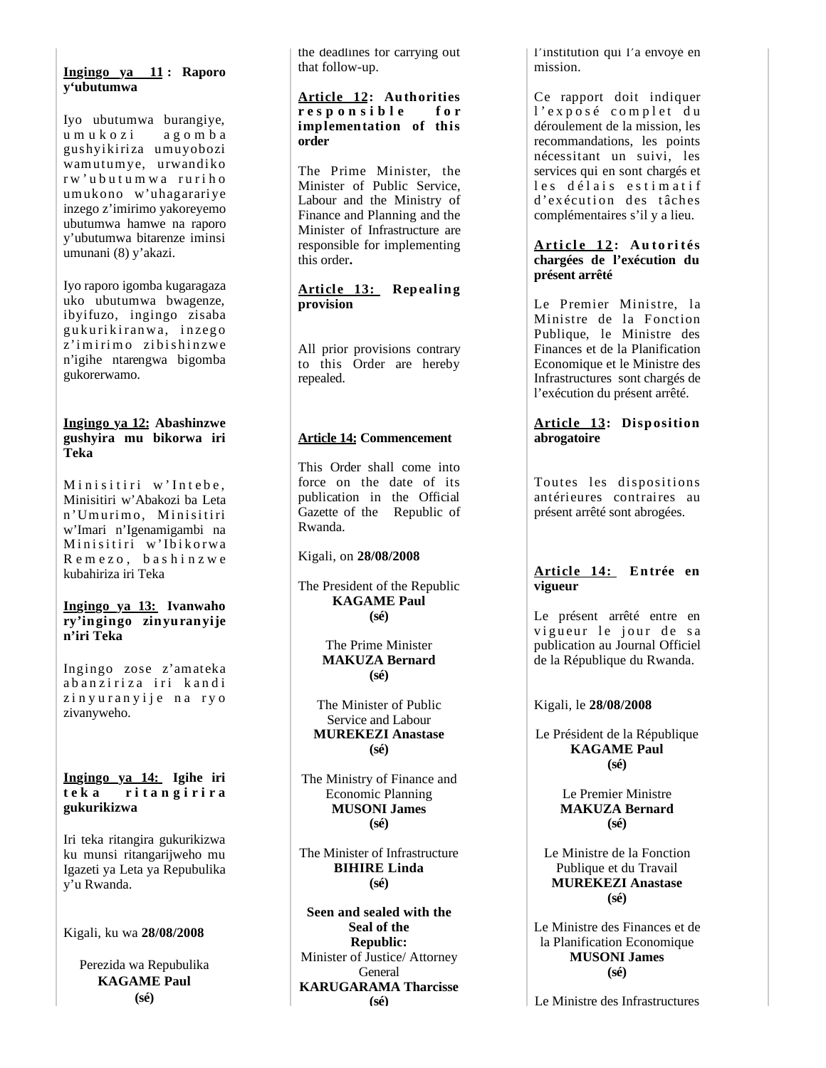**Ingingo ya 11 : Raporo y'ubutumwa**

Iyo ubutumwa burangiye, umukozi agomba gushyikiriza umuyobozi wamutumye, urwandiko rw'ubutumwa ruriho umukono w'uhagarariye inzego z'imirimo yakoreyemo ubutumwa hamwe na raporo y'ubutumwa bitarenze iminsi umunani (8) y'akazi.

Iyo raporo igomba kugaragaza uko ubutumwa bwagenze, ibyifuzo, ingingo zisaba gukurikiranwa, inzego z'imirimo zibishinzwe n'igihe ntarengwa bigomba gukorerwamo.

**Ingingo ya 12: Abashinzwe gushyira mu bikorwa iri Teka**

Minisitiri w'Intebe, Minisitiri w'Abakozi ba Leta n'Umurimo, Minisitiri w'Imari n'Igenamigambi na Minisitiri w'Ibikorwa Remezo, bashinzwe kubahiriza iri Teka

**Ingingo ya 13: Ivanwaho ry'ingingo zinyuranyije n'iri Teka**

Ingingo zose z'amateka abanziriza iri kandi zinyuranyije na ryo zivanyweho.

**Ingingo ya 14: Igihe iri teka ritangirira gukurikizwa**

Iri teka ritangira gukurikizwa ku munsi ritangarijweho mu Igazeti ya Leta ya Repubulika y'u Rwanda.

Kigali, ku wa **28/08/2008**

Perezida wa Repubulika
**KAGAME Paul**
**(sé)**

the deadlines for carrying out that follow-up.

**Article 12: Authorities responsible for implementation of this order**

The Prime Minister, the Minister of Public Service, Labour and the Ministry of Finance and Planning and the Minister of Infrastructure are responsible for implementing this order**.**

**Article 13: Repealing provision**

All prior provisions contrary to this Order are hereby repealed.

**Article 14: Commencement**

This Order shall come into force on the date of its publication in the Official Gazette of the Republic of Rwanda.

Kigali, on **28/08/2008**

The President of the Republic
**KAGAME Paul**
**(sé)**

The Prime Minister
**MAKUZA Bernard**
**(sé)**

The Minister of Public Service and Labour
**MUREKEZI Anastase**
**(sé)**

The Ministry of Finance and Economic Planning
**MUSONI James**
**(sé)**

The Minister of Infrastructure
**BIHIRE Linda**
**(sé)**

**Seen and sealed with the Seal of the Republic:**
Minister of Justice/ Attorney General
**KARUGARAMA Tharcisse**
**(sé)**

l'institution qui l'a envoyé en mission.

Ce rapport doit indiquer l'exposé complet du déroulement de la mission, les recommandations, les points nécessitant un suivi, les services qui en sont chargés et les délais estimatif d'exécution des tâches complémentaires s'il y a lieu.

**Article 12: Autorités chargées de l'exécution du présent arrêté**

Le Premier Ministre, la Ministre de la Fonction Publique, le Ministre des Finances et de la Planification Economique et le Ministre des Infrastructures sont chargés de l'exécution du présent arrêté.

**Article 13: Disposition abrogatoire**

Toutes les dispositions antérieures contraires au présent arrêté sont abrogées.

**Article 14: Entrée en vigueur**

Le présent arrêté entre en vigueur le jour de sa publication au Journal Officiel de la République du Rwanda.

Kigali, le **28/08/2008**

Le Président de la République
**KAGAME Paul**
**(sé)**

Le Premier Ministre
**MAKUZA Bernard**
**(sé)**

Le Ministre de la Fonction Publique et du Travail
**MUREKEZI Anastase**
**(sé)**

Le Ministre des Finances et de la Planification Economique
**MUSONI James**
**(sé)**

Le Ministre des Infrastructures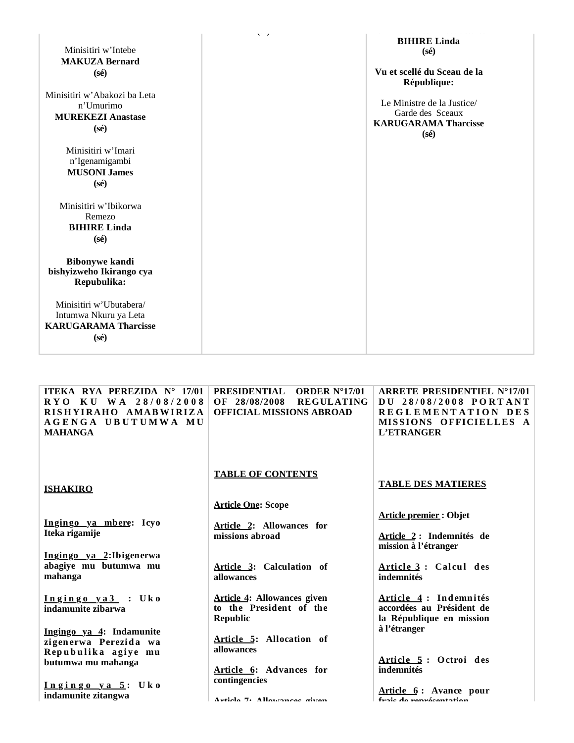| Minisitiri w'Intebe<br>**MAKUZA Bernard**<br>**(sé)**<br><br>Minisitiri w'Abakozi ba Leta n'Umurimo<br>**MUREKEZI Anastase**<br>**(sé)**<br><br>Minisitiri w'Imari n'Igenamigambi<br>**MUSONI James**<br>**(sé)**<br><br>Minisitiri w'Ibikorwa Remezo<br>**BIHIRE Linda**<br>**(sé)**<br><br>**Bibonywe kandi bishyizweho Ikirango cya Repubulika:**<br><br>Minisitiri w'Ubutabera/ Intumwa Nkuru ya Leta<br>**KARUGARAMA Tharcisse**<br>**(sé)** | | **BIHIRE Linda**<br>**(sé)**<br><br>**Vu et scellé du Sceau de la République:**<br><br>Le Ministre de la Justice/ Garde des Sceaux<br>**KARUGARAMA Tharcisse**<br>**(sé)** |
|---|---|---|

| **ITEKA RYA PEREZIDA N° 17/01 RYO KU WA 28/08/2008 RISHYIRAHO AMABWIRIZA AGENGA UBUTUMWA MU MAHANGA** | **PRESIDENTIAL ORDER N°17/01 OF 28/08/2008 REGULATING OFFICIAL MISSIONS ABROAD** | **ARRETE PRESIDENTIEL N°17/01 DU 28/08/2008 PORTANT REGLEMENTATION DES MISSIONS OFFICIELLES A L'ETRANGER** |
|---|---|---|
| **ISHAKIRO** | **TABLE OF CONTENTS** | **TABLE DES MATIERES** |
| **Ingingo ya mbere: Icyo Iteka rigamije** | **Article One: Scope** | **Article premier : Objet** |
| **Ingingo ya 2: Ibigenerwa abagiye mu butumwa mu mahanga** | **Article 2: Allowances for missions abroad** | **Article 2 : Indemnités de mission à l'étranger** |
| **Ingingo ya 3 : Uko indamunite zibarwa** | **Article 3: Calculation of allowances** | **Article 3 : Calcul des indemnités** |
| **Ingingo ya 4: Indamunite zigenerwa Perezida wa Repubulika agiye mu butumwa mu mahanga** | **Article 4: Allowances given to the President of the Republic** | **Article 4 : Indemnités accordées au Président de la République en mission à l'étranger** |
| **Ingingo ya 5: Uko indamunite zitangwa** | **Article 5: Allocation of allowances** | **Article 5 : Octroi des indemnités** |
| | **Article 6: Advances for contingencies** | **Article 6 : Avance pour frais de représentation** |
| | **Article 7: Allowances given** | |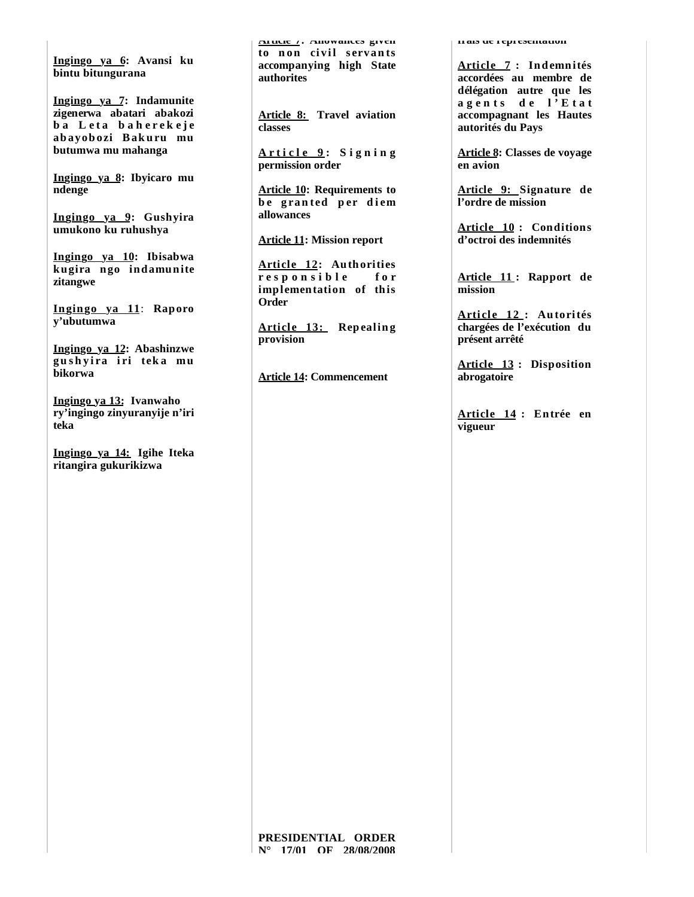**Ingingo ya 6: Avansi ku bintu bitungurana**

**Ingingo ya 7: Indamunite zigenerwa abatari abakozi ba Leta baherekeje abayobozi Bakuru mu butumwa mu mahanga**

**Ingingo ya 8: Ibyicaro mu ndenge**

**Ingingo ya 9: Gushyira umukono ku ruhushya**

**Ingingo ya 10: Ibisabwa kugira ngo indamunite zitangwe**

**Ingingo ya 11: Raporo y'ubutumwa**

**Ingingo ya 12: Abashinzwe gushyira iri teka mu bikorwa**

**Ingingo ya 13: Ivanwaho ry'ingingo zinyuranyije n'iri teka**

**Ingingo ya 14: Igihe Iteka ritangira gukurikizwa**

**Article 7: Allowances given to non civil servants accompanying high State authorites**

**Article 8: Travel aviation classes**

**Article 9: Signing permission order**

**Article 10: Requirements to be granted per diem allowances**

**Article 11: Mission report**

**Article 12: Authorities responsible for implementation of this Order**

**Article 13: Repealing provision**

**Article 14: Commencement**

**frais de représentation**

**Article 7 : Indemnités accordées au membre de délégation autre que les agents de l'Etat accompagnant les Hautes autorités du Pays**

**Article 8: Classes de voyage en avion**

**Article 9: Signature de l'ordre de mission**

**Article 10 : Conditions d'octroi des indemnités**

**Article 11 : Rapport de mission**

**Article 12 : Autorités chargées de l'exécution du présent arrêté**

**Article 13 : Disposition abrogatoire**

**Article 14 : Entrée en vigueur**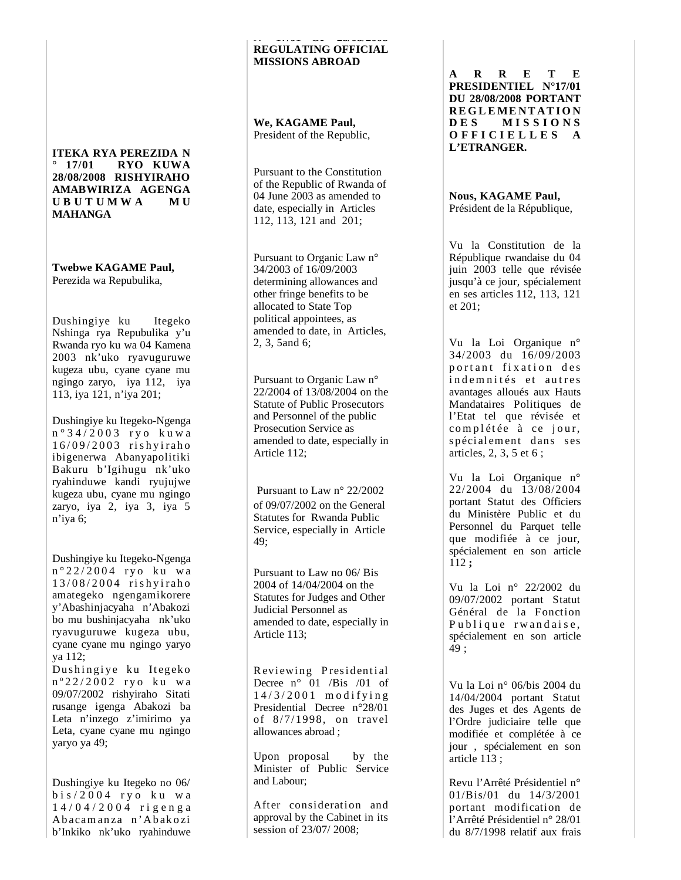**ITEKA RYA PEREZIDA N° 17/01 RYO KUWA 28/08/2008 RISHYIRAHO AMABWIRIZA AGENGA UBUTUMWA MU MAHANGA**

**Twebwe KAGAME Paul,**
Perezida wa Repubulika,

Dushingiye ku Itegeko Nshinga rya Repubulika y'u Rwanda ryo ku wa 04 Kamena 2003 nk'uko ryavuguruwe kugeza ubu, cyane cyane mu ngingo zaryo, iya 112, iya 113, iya 121, n'iya 201;

Dushingiye ku Itegeko-Ngenga n°34/2003 ryo kuwa 16/09/2003 rishyiraho ibigenerwa Abanyapolitiki Bakuru b'Igihugu nk'uko ryahinduwe kandi ryujujwe kugeza ubu, cyane mu ngingo zaryo, iya 2, iya 3, iya 5 n'iya 6;

Dushingiye ku Itegeko-Ngenga n°22/2004 ryo ku wa 13/08/2004 rishyiraho amategeko ngengamikorere y'Abashinjacyaha n'Abakozi bo mu bushinjacyaha nk'uko ryavuguruwe kugeza ubu, cyane cyane mu ngingo yaryo ya 112;

Dushingiye ku Itegeko n°22/2002 ryo ku wa 09/07/2002 rishyiraho Sitati rusange igenga Abakozi ba Leta n'inzego z'imirimo ya Leta, cyane cyane mu ngingo yaryo ya 49;

Dushingiye ku Itegeko no 06/bis/2004 ryo ku wa 14/04/2004 rigenga Abacamanza n'Abakozi b'Inkiko nk'uko ryahinduwe

**N° 17/01 OF 28/08/2008 REGULATING OFFICIAL MISSIONS ABROAD**

**We, KAGAME Paul,**
President of the Republic,

Pursuant to the Constitution of the Republic of Rwanda of 04 June 2003 as amended to date, especially in Articles 112, 113, 121 and 201;

Pursuant to Organic Law n° 34/2003 of 16/09/2003 determining allowances and other fringe benefits to be allocated to State Top political appointees, as amended to date, in Articles, 2, 3, 5and 6;

Pursuant to Organic Law n° 22/2004 of 13/08/2004 on the Statute of Public Prosecutors and Personnel of the public Prosecution Service as amended to date, especially in Article 112;

Pursuant to Law n° 22/2002 of 09/07/2002 on the General Statutes for Rwanda Public Service, especially in Article 49;

Pursuant to Law no 06/ Bis 2004 of 14/04/2004 on the Statutes for Judges and Other Judicial Personnel as amended to date, especially in Article 113;

Reviewing Presidential Decree n° 01 /Bis /01 of 14/3/2001 modifying Presidential Decree n°28/01 of 8/7/1998, on travel allowances abroad ;

Upon proposal by the Minister of Public Service and Labour;

After consideration and approval by the Cabinet in its session of 23/07/ 2008;

**ARRETE PRESIDENTIEL N°17/01 DU 28/08/2008 PORTANT REGLEMENTATION DES MISSIONS OFFICIELLES A L'ETRANGER.**

**Nous, KAGAME Paul,**
Président de la République,

Vu la Constitution de la République rwandaise du 04 juin 2003 telle que révisée jusqu'à ce jour, spécialement en ses articles 112, 113, 121 et 201;

Vu la Loi Organique n° 34/2003 du 16/09/2003 portant fixation des indemnités et autres avantages alloués aux Hauts Mandataires Politiques de l'Etat tel que révisée et complétée à ce jour, spécialement dans ses articles, 2, 3, 5 et 6 ;

Vu la Loi Organique n° 22/2004 du 13/08/2004 portant Statut des Officiers du Ministère Public et du Personnel du Parquet telle que modifiée à ce jour, spécialement en son article 112 **;**

Vu la Loi n° 22/2002 du 09/07/2002 portant Statut Général de la Fonction Publique rwandaise, spécialement en son article 49 ;

Vu la Loi n° 06/bis 2004 du 14/04/2004 portant Statut des Juges et des Agents de l'Ordre judiciaire telle que modifiée et complétée à ce jour , spécialement en son article 113 ;

Revu l'Arrêté Présidentiel n° 01/Bis/01 du 14/3/2001 portant modification de l'Arrêté Présidentiel n° 28/01 du 8/7/1998 relatif aux frais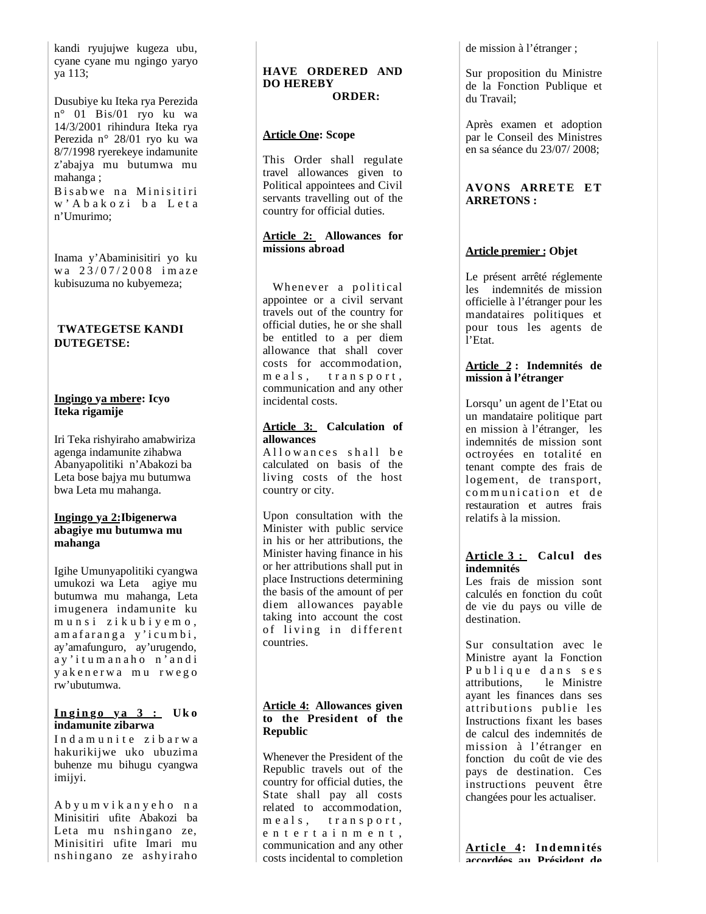kandi ryujujwe kugeza ubu, cyane cyane mu ngingo yaryo ya 113;

Dusubiye ku Iteka rya Perezida n° 01 Bis/01 ryo ku wa 14/3/2001 rihindura Iteka rya Perezida n° 28/01 ryo ku wa 8/7/1998 ryerekeye indamunite z'abajya mu butumwa mu mahanga ;

Bisabwe na Minisitiri w'Abakozi ba Leta n'Umurimo;

Inama y'Abaminisitiri yo ku wa 23/07/2008 imaze kubisuzuma no kubyemeza;

**TWATEGETSE KANDI DUTEGETSE:**

**Ingingo ya mbere: Icyo Iteka rigamije**

Iri Teka rishyiraho amabwiriza agenga indamunite zihabwa Abanyapolitiki n'Abakozi ba Leta bose bajya mu butumwa bwa Leta mu mahanga.

**Ingingo ya 2:Ibigenerwa abagiye mu butumwa mu mahanga**

Igihe Umunyapolitiki cyangwa umukozi wa Leta agiye mu butumwa mu mahanga, Leta imugenera indamunite ku munsi zikubiyemo, amafaranga y'icumbi, ay'amafunguro, ay'urugendo, ay'itumanaho n'andi yakenerwa mu rwego rw'ubutumwa.

**Ingingo ya 3 : Uko indamunite zibarwa**

Indamunite zibarwa hakurikijwe uko ubuzima buhenze mu bihugu cyangwa imijyi.

Abyumvikanyeho na Minisitiri ufite Abakozi ba Leta mu nshingano ze, Minisitiri ufite Imari mu nshingano ze ashyiraho

**HAVE ORDERED AND DO HEREBY ORDER:**

**Article One: Scope**

This Order shall regulate travel allowances given to Political appointees and Civil servants travelling out of the country for official duties.

**Article 2: Allowances for missions abroad**

Whenever a political appointee or a civil servant travels out of the country for official duties, he or she shall be entitled to a per diem allowance that shall cover costs for accommodation, meals, transport, communication and any other incidental costs.

**Article 3: Calculation of allowances**

Allowances shall be calculated on basis of the living costs of the host country or city.

Upon consultation with the Minister with public service in his or her attributions, the Minister having finance in his or her attributions shall put in place Instructions determining the basis of the amount of per diem allowances payable taking into account the cost of living in different countries.

**Article 4: Allowances given to the President of the Republic**

Whenever the President of the Republic travels out of the country for official duties, the State shall pay all costs related to accommodation, meals, transport, entertainment, communication and any other costs incidental to completion

de mission à l'étranger ;

Sur proposition du Ministre de la Fonction Publique et du Travail;

Après examen et adoption par le Conseil des Ministres en sa séance du 23/07/ 2008;

**AVONS ARRETE ET ARRETONS :**

**Article premier : Objet**

Le présent arrêté réglemente les indemnités de mission officielle à l'étranger pour les mandataires politiques et pour tous les agents de l'Etat.

**Article 2 : Indemnités de mission à l'étranger**

Lorsqu' un agent de l'Etat ou un mandataire politique part en mission à l'étranger, les indemnités de mission sont octroyées en totalité en tenant compte des frais de logement, de transport, communication et de restauration et autres frais relatifs à la mission.

**Article 3 : Calcul des indemnités**

Les frais de mission sont calculés en fonction du coût de vie du pays ou ville de destination.

Sur consultation avec le Ministre ayant la Fonction Publique dans ses attributions, le Ministre ayant les finances dans ses attributions publie les Instructions fixant les bases de calcul des indemnités de mission à l'étranger en fonction du coût de vie des pays de destination. Ces instructions peuvent être changées pour les actualiser.

**Article 4: Indemnités accordées au Président de**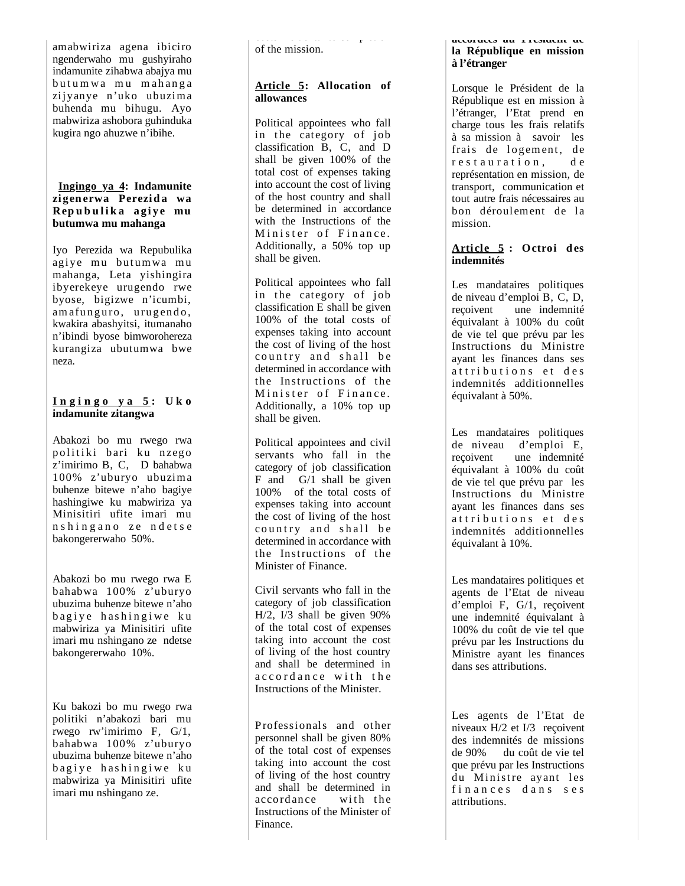amabwiriza agena ibiciro ngenderwaho mu gushyiraho indamunite zihabwa abajya mu butumwa mu mahanga zijyanye n'uko ubuzima buhenda mu bihugu. Ayo mabwiriza ashobora guhinduka kugira ngo ahuzwe n'ibihe.

**Ingingo ya 4: Indamunite zigenerwa Perezida wa Repubulika agiye mu butumwa mu mahanga**

Iyo Perezida wa Repubulika agiye mu butumwa mu mahanga, Leta yishingira ibyerekeye urugendo rwe byose, bigizwe n'icumbi, amafunguro, urugendo, kwakira abashyitsi, itumanaho n'ibindi byose bimworohereza kurangiza ubutumwa bwe neza.

**Ingingo ya 5: Uko indamunite zitangwa**

Abakozi bo mu rwego rwa politiki bari ku nzego z'imirimo B, C, D bahabwa 100% z'uburyo ubuzima buhenze bitewe n'aho bagiye hashingiwe ku mabwiriza ya Minisitiri ufite imari mu nshingano ze ndetse bakongererwaho 50%.

Abakozi bo mu rwego rwa E bahabwa 100% z'uburyo ubuzima buhenze bitewe n'aho bagiye hashingiwe ku mabwiriza ya Minisitiri ufite imari mu nshingano ze ndetse bakongererwaho 10%.

Ku bakozi bo mu rwego rwa politiki n'abakozi bari mu rwego rw'imirimo F, G/1, bahabwa 100% z'uburyo ubuzima buhenze bitewe n'aho bagiye hashingiwe ku mabwiriza ya Minisitiri ufite imari mu nshingano ze.

of the mission.

**Article 5: Allocation of allowances**

Political appointees who fall in the category of job classification B, C, and D shall be given 100% of the total cost of expenses taking into account the cost of living of the host country and shall be determined in accordance with the Instructions of the Minister of Finance. Additionally, a 50% top up shall be given.

Political appointees who fall in the category of job classification E shall be given 100% of the total costs of expenses taking into account the cost of living of the host country and shall be determined in accordance with the Instructions of the Minister of Finance. Additionally, a 10% top up shall be given.

Political appointees and civil servants who fall in the category of job classification F and G/1 shall be given 100% of the total costs of expenses taking into account the cost of living of the host country and shall be determined in accordance with the Instructions of the Minister of Finance.

Civil servants who fall in the category of job classification H/2, I/3 shall be given 90% of the total cost of expenses taking into account the cost of living of the host country and shall be determined in accordance with the Instructions of the Minister.

Professionals and other personnel shall be given 80% of the total cost of expenses taking into account the cost of living of the host country and shall be determined in accordance with the Instructions of the Minister of Finance.

**accordées au Président de la République en mission à l'étranger**

Lorsque le Président de la République est en mission à l'étranger, l'Etat prend en charge tous les frais relatifs à sa mission à savoir les frais de logement, de restauration, de représentation en mission, de transport, communication et tout autre frais nécessaires au bon déroulement de la mission.

**Article 5 : Octroi des indemnités**

Les mandataires politiques de niveau d'emploi B, C, D, reçoivent une indemnité équivalant à 100% du coût de vie tel que prévu par les Instructions du Ministre ayant les finances dans ses attributions et des indemnités additionnelles équivalant à 50%.

Les mandataires politiques de niveau d'emploi E, reçoivent une indemnité équivalant à 100% du coût de vie tel que prévu par les Instructions du Ministre ayant les finances dans ses attributions et des indemnités additionnelles équivalant à 10%.

Les mandataires politiques et agents de l'Etat de niveau d'emploi F, G/1, reçoivent une indemnité équivalant à 100% du coût de vie tel que prévu par les Instructions du Ministre ayant les finances dans ses attributions.

Les agents de l'Etat de niveaux H/2 et I/3 reçoivent des indemnités de missions de 90% du coût de vie tel que prévu par les Instructions du Ministre ayant les finances dans ses attributions.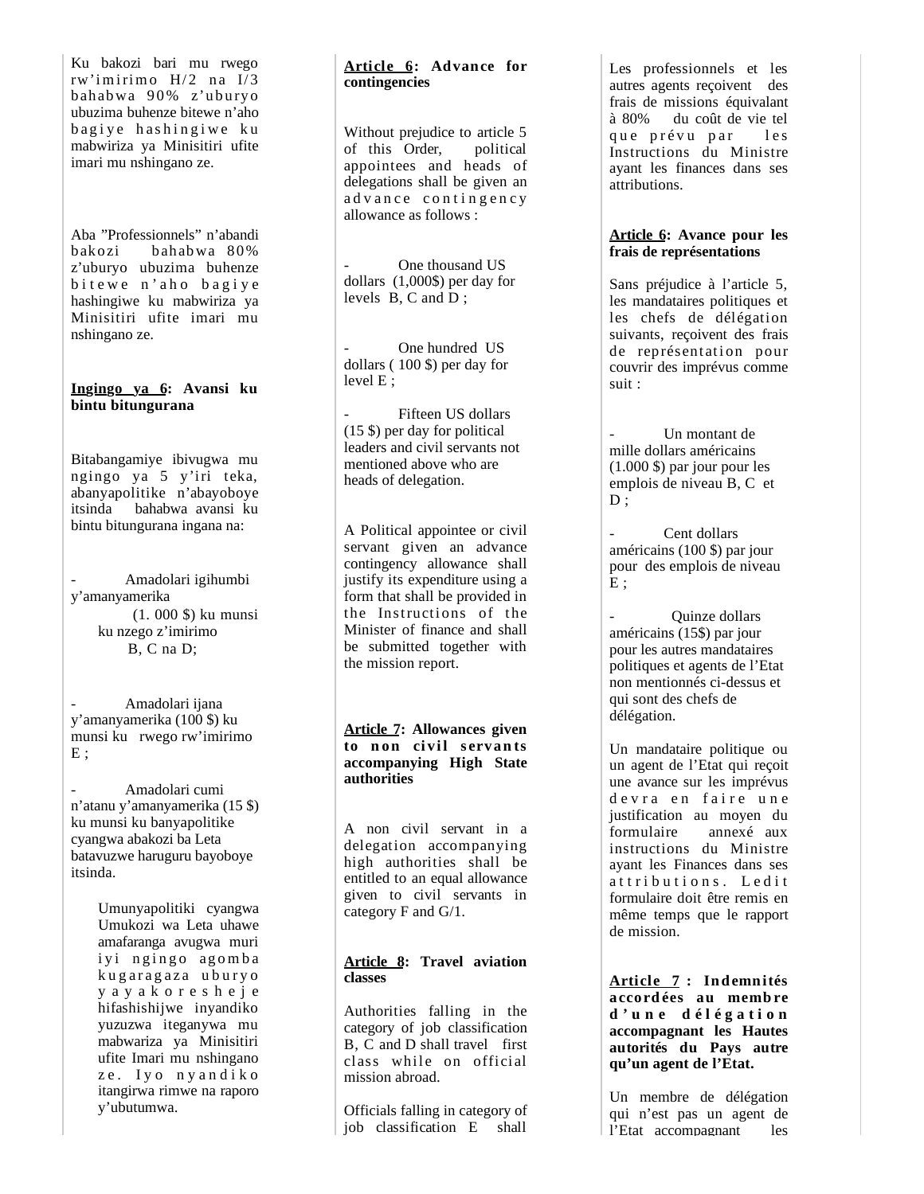Ku bakozi bari mu rwego rw'imirimo H/2 na I/3 bahabwa 90% z'uburyo ubuzima buhenze bitewe n'aho bagiye hashingiwe ku mabwiriza ya Minisitiri ufite imari mu nshingano ze.

Aba "Professionnels" n'abandi bakozi bahabwa 80% z'uburyo ubuzima buhenze bitewe n'aho bagiye hashingiwe ku mabwiriza ya Minisitiri ufite imari mu nshingano ze.

**Ingingo ya 6: Avansi ku bintu bitungurana**

Bitabangamiye ibivugwa mu ngingo ya 5 y'iri teka, abanyapolitike n'abayoboye itsinda bahabwa avansi ku bintu bitungurana ingana na:

- Amadolari igihumbi y'amanyamerika (1. 000 $) ku munsi ku nzego z'imirimo B, C na D;
- Amadolari ijana y'amanyamerika (100 $) ku munsi ku rwego rw'imirimo E ;
- Amadolari cumi n'atanu y'amanyamerika (15 $) ku munsi ku banyapolitike cyangwa abakozi ba Leta batavuzwe haruguru bayoboye itsinda.

Umunyapolitiki cyangwa Umukozi wa Leta uhawe amafaranga avugwa muri iyi ngingo agomba kugaragaza uburyo yayakoresheje hifashishijwe inyandiko yuzuzwa iteganywa mu mabwariza ya Minisitiri ufite Imari mu nshingano ze. Iyo nyandiko itangirwa rimwe na raporo y'ubutumwa.

**Article 6: Advance for contingencies**

Without prejudice to article 5 of this Order, political appointees and heads of delegations shall be given an advance contingency allowance as follows :

- One thousand US dollars (1,000$) per day for levels B, C and D ;
- One hundred US dollars ( 100 $) per day for level E ;
- Fifteen US dollars (15 $) per day for political leaders and civil servants not mentioned above who are heads of delegation.

A Political appointee or civil servant given an advance contingency allowance shall justify its expenditure using a form that shall be provided in the Instructions of the Minister of finance and shall be submitted together with the mission report.

**Article 7: Allowances given to non civil servants accompanying High State authorities**

A non civil servant in a delegation accompanying high authorities shall be entitled to an equal allowance given to civil servants in category F and G/1.

**Article 8: Travel aviation classes**

Authorities falling in the category of job classification B, C and D shall travel first class while on official mission abroad.

Officials falling in category of job classification E shall

Les professionnels et les autres agents reçoivent des frais de missions équivalant à 80% du coût de vie tel que prévu par les Instructions du Ministre ayant les finances dans ses attributions.

**Article 6: Avance pour les frais de représentations**

Sans préjudice à l'article 5, les mandataires politiques et les chefs de délégation suivants, reçoivent des frais de représentation pour couvrir des imprévus comme suit :

- Un montant de mille dollars américains (1.000 $) par jour pour les emplois de niveau B, C et D ;
- Cent dollars américains (100 $) par jour pour des emplois de niveau E ;
- Quinze dollars américains (15$) par jour pour les autres mandataires politiques et agents de l'Etat non mentionnés ci-dessus et qui sont des chefs de délégation.

Un mandataire politique ou un agent de l'Etat qui reçoit une avance sur les imprévus devra en faire une justification au moyen du formulaire annexé aux instructions du Ministre ayant les Finances dans ses attributions. Ledit formulaire doit être remis en même temps que le rapport de mission.

**Article 7 : Indemnités accordées au membre d'une délégation accompagnant les Hautes autorités du Pays autre qu'un agent de l'Etat.**

Un membre de délégation qui n'est pas un agent de l'Etat accompagnant les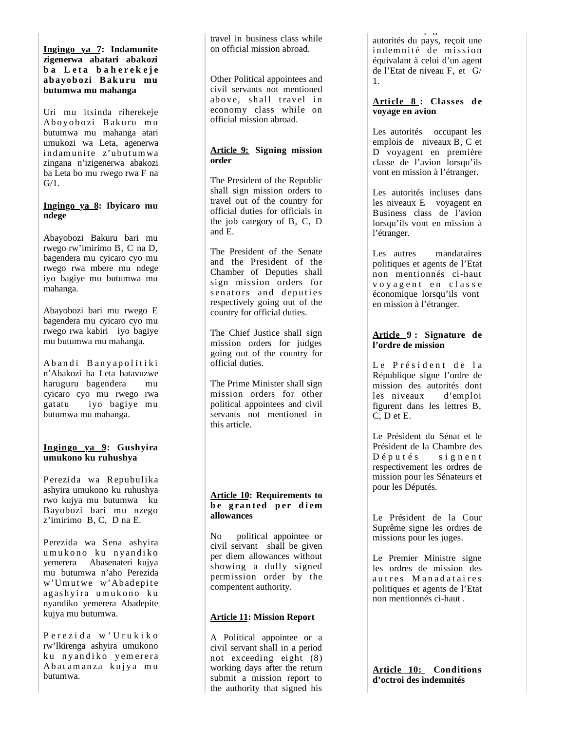**Ingingo ya 7: Indamunite zigenerwa abatari abakozi ba Leta baherekeje abayobozi Bakuru mu butumwa mu mahanga**

Uri mu itsinda riherekeje Aboyobozi Bakuru mu butumwa mu mahanga atari umukozi wa Leta, agenerwa indamunite z'ubutumwa zingana n'izigenerwa abakozi ba Leta bo mu rwego rwa F na G/1.

**Ingingo ya 8: Ibyicaro mu ndege**

Abayobozi Bakuru bari mu rwego rw'imirimo B, C na D, bagendera mu cyicaro cyo mu rwego rwa mbere mu ndege iyo bagiye mu butumwa mu mahanga.

Abayobozi bari mu rwego E bagendera mu cyicaro cyo mu rwego rwa kabiri iyo bagiye mu butumwa mu mahanga.

Abandi Banyapolitiki n'Abakozi ba Leta batavuzwe haruguru bagendera mu cyicaro cyo mu rwego rwa gatatu iyo bagiye mu butumwa mu mahanga.

**Ingingo ya 9: Gushyira umukono ku ruhushya**

Perezida wa Repubulika ashyira umukono ku ruhushya rwo kujya mu butumwa ku Bayobozi bari mu nzego z'imirimo B, C, D na E.

Perezida wa Sena ashyira umukono ku nyandiko yemerera Abasenateri kujya mu butumwa n'aho Perezida w'Umutwe w'Abadepite agashyira umukono ku nyandiko yemerera Abadepite kujya mu butumwa.

Perezida w'Urukiko rw'Ikirenga ashyira umukono ku nyandiko yemerera Abacamanza kujya mu butumwa.

travel in business class while on official mission abroad.

Other Political appointees and civil servants not mentioned above, shall travel in economy class while on official mission abroad.

**Article 9: Signing mission order**

The President of the Republic shall sign mission orders to travel out of the country for official duties for officials in the job category of B, C, D and E.

The President of the Senate and the President of the Chamber of Deputies shall sign mission orders for senators and deputies respectively going out of the country for official duties.

The Chief Justice shall sign mission orders for judges going out of the country for official duties.

The Prime Minister shall sign mission orders for other political appointees and civil servants not mentioned in this article.

**Article 10: Requirements to be granted per diem allowances**

No political appointee or civil servant shall be given per diem allowances without showing a dully signed permission order by the compentent authority.

**Article 11: Mission Report**

A Political appointee or a civil servant shall in a period not exceeding eight (8) working days after the return submit a mission report to the authority that signed his

autorités du pays, reçoit une indemnité de mission équivalant à celui d'un agent de l'Etat de niveau F, et G/1.

**Article 8 : Classes de voyage en avion**

Les autorités occupant les emplois de niveaux B, C et D voyagent en première classe de l'avion lorsqu'ils vont en mission à l'étranger.

Les autorités incluses dans les niveaux E voyagent en Business class de l'avion lorsqu'ils vont en mission à l'étranger.

Les autres mandataires politiques et agents de l'Etat non mentionnés ci-haut voyagent en classe économique lorsqu'ils vont en mission à l'étranger.

**Article 9 : Signature de l'ordre de mission**

Le Président de la République signe l'ordre de mission des autorités dont les niveaux d'emploi figurent dans les lettres B, C, D et E.

Le Président du Sénat et le Président de la Chambre des Députés signent respectivement les ordres de mission pour les Sénateurs et pour les Députés.

Le Président de la Cour Suprême signe les ordres de missions pour les juges.

Le Premier Ministre signe les ordres de mission des autres Manadataires politiques et agents de l'Etat non mentionnés ci-haut .

**Article 10: Conditions d'octroi des indemnités**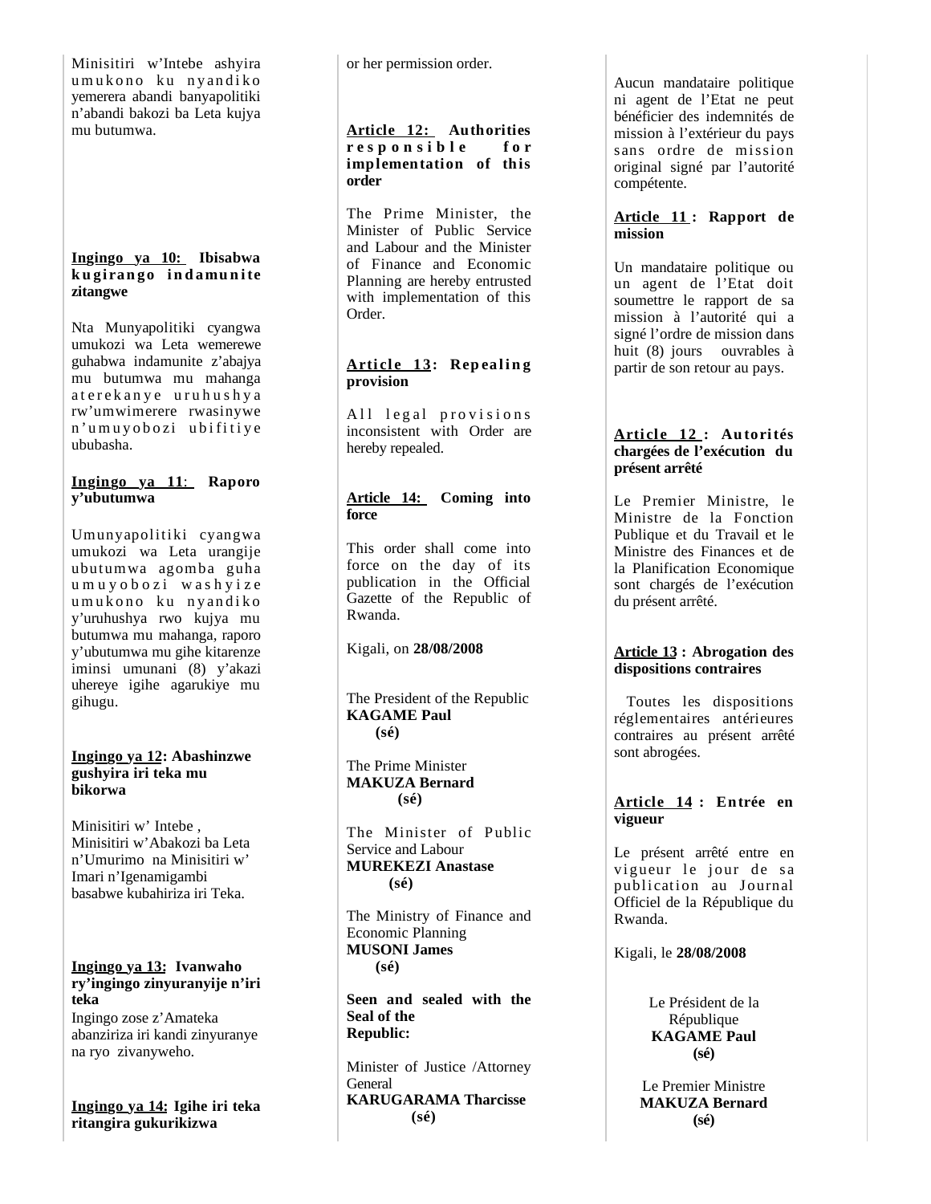Minisitiri w'Intebe ashyira umukono ku nyandiko yemerera abandi banyapolitiki n'abandi bakozi ba Leta kujya mu butumwa.

**Ingingo ya 10: Ibisabwa kugirango indamunite zitangwe**

Nta Munyapolitiki cyangwa umukozi wa Leta wemerewe guhabwa indamunite z'abajya mu butumwa mu mahanga aterekanye uruhushya rw'umwimerere rwasinywe n'umuyobozi ubifitiye ububasha.

**Ingingo ya 11: Raporo y'ubutumwa**

Umunyapolitiki cyangwa umukozi wa Leta urangije ubutumwa agomba guha umuyobozi washyize umukono ku nyandiko y'uruhushya rwo kujya mu butumwa mu mahanga, raporo y'ubutumwa mu gihe kitarenze iminsi umunani (8) y'akazi uhereye igihe agarukiye mu gihugu.

**Ingingo ya 12: Abashinzwe gushyira iri teka mu bikorwa**

Minisitiri w' Intebe, Minisitiri w'Abakozi ba Leta n'Umurimo na Minisitiri w' Imari n'Igenamigambi basabwe kubahiriza iri Teka.

**Ingingo ya 13: Ivanwaho ry'ingingo zinyuranyije n'iri teka**

Ingingo zose z'Amateka abanziriza iri kandi zinyuranye na ryo zivanyweho.

**Ingingo ya 14: Igihe iri teka ritangira gukurikizwa**

or her permission order.

**Article 12: Authorities responsible for implementation of this order**

The Prime Minister, the Minister of Public Service and Labour and the Minister of Finance and Economic Planning are hereby entrusted with implementation of this Order.

**Article 13: Repealing provision**

All legal provisions inconsistent with Order are hereby repealed.

**Article 14: Coming into force**

This order shall come into force on the day of its publication in the Official Gazette of the Republic of Rwanda.

Kigali, on **28/08/2008**

The President of the Republic
**KAGAME Paul**
**(sé)**

The Prime Minister
**MAKUZA Bernard**
**(sé)**

The Minister of Public Service and Labour
**MUREKEZI Anastase**
**(sé)**

The Ministry of Finance and Economic Planning
**MUSONI James**
**(sé)**

**Seen and sealed with the Seal of the Republic:**

Minister of Justice /Attorney General
**KARUGARAMA Tharcisse**
**(sé)**

Aucun mandataire politique ni agent de l'Etat ne peut bénéficier des indemnités de mission à l'extérieur du pays sans ordre de mission original signé par l'autorité compétente.

**Article 11 : Rapport de mission**

Un mandataire politique ou un agent de l'Etat doit soumettre le rapport de sa mission à l'autorité qui a signé l'ordre de mission dans huit (8) jours ouvrables à partir de son retour au pays.

**Article 12 : Autorités chargées de l'exécution du présent arrêté**

Le Premier Ministre, le Ministre de la Fonction Publique et du Travail et le Ministre des Finances et de la Planification Economique sont chargés de l'exécution du présent arrêté.

**Article 13 : Abrogation des dispositions contraires**

Toutes les dispositions réglementaires antérieures contraires au présent arrêté sont abrogées.

**Article 14 : Entrée en vigueur**

Le présent arrêté entre en vigueur le jour de sa publication au Journal Officiel de la République du Rwanda.

Kigali, le **28/08/2008**

Le Président de la République
**KAGAME Paul**
**(sé)**

Le Premier Ministre
**MAKUZA Bernard**
**(sé)**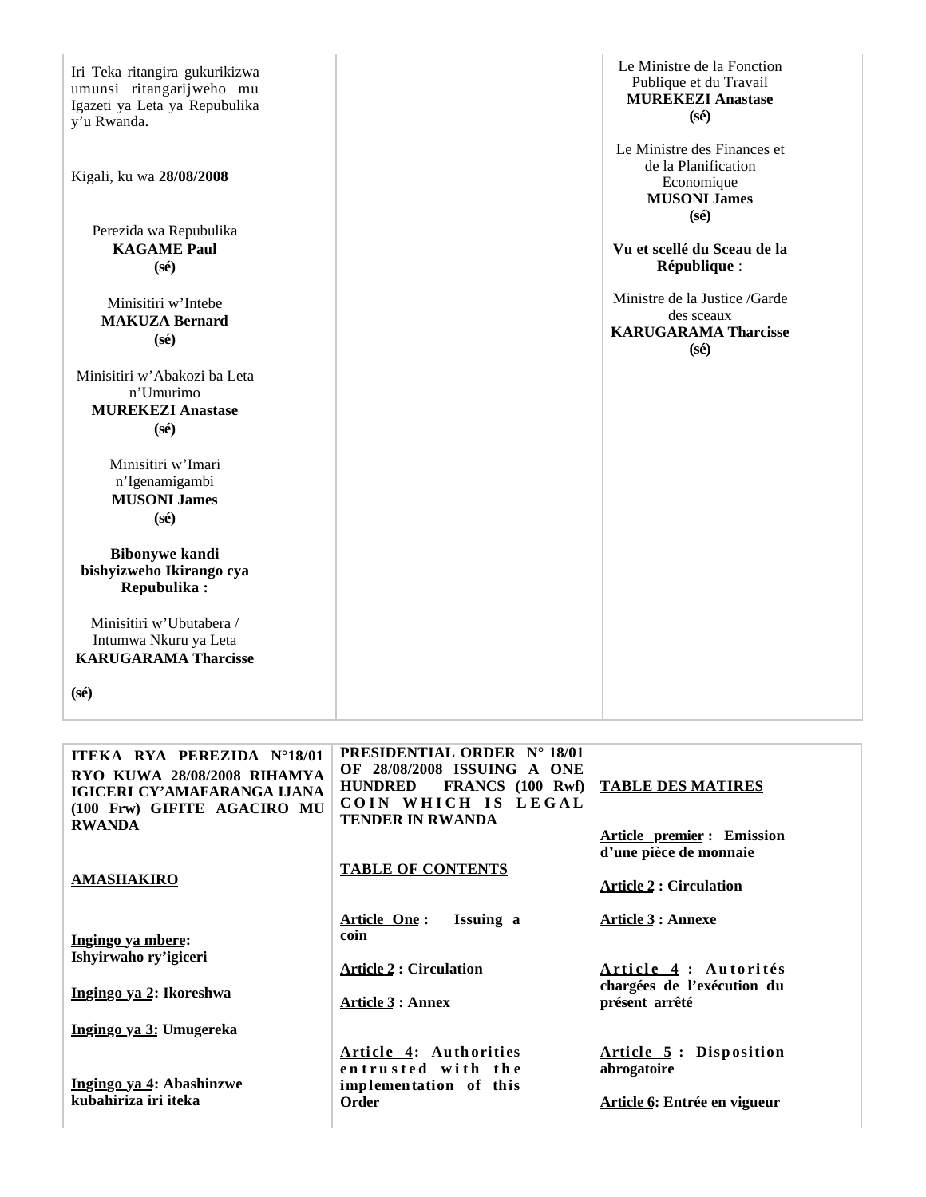Iri Teka ritangira gukurikizwa umunsi ritangarijweho mu Igazeti ya Leta ya Repubulika y'u Rwanda.

Kigali, ku wa **28/08/2008**

Perezida wa Repubulika
**KAGAME Paul**
**(sé)**

Minisitiri w'Intebe
**MAKUZA Bernard**
**(sé)**

Minisitiri w'Abakozi ba Leta n'Umurimo
**MUREKEZI Anastase**
**(sé)**

Minisitiri w'Imari n'Igenamigambi
**MUSONI James**
**(sé)**

**Bibonywe kandi bishyizweho Ikirango cya Repubulika :**

Minisitiri w'Ubutabera / Intumwa Nkuru ya Leta
**KARUGARAMA Tharcisse**

**(sé)**

Le Ministre de la Fonction Publique et du Travail
**MUREKEZI Anastase**
**(sé)**

Le Ministre des Finances et de la Planification Economique
**MUSONI James**
**(sé)**

**Vu et scellé du Sceau de la République** :

Ministre de la Justice /Garde des sceaux
**KARUGARAMA Tharcisse**
**(sé)**

---

**ITEKA RYA PEREZIDA N°18/01 RYO KUWA 28/08/2008 RIHAMYA IGICERI CY'AMAFARANGA IJANA (100 Frw) GIFITE AGACIRO MU RWANDA**

**AMASHAKIRO**

**Ingingo ya mbere: Ishyirwaho ry'igiceri**

**Ingingo ya 2: Ikoreshwa**

**Ingingo ya 3: Umugereka**

**Ingingo ya 4: Abashinzwe kubahiriza iri iteka**

**PRESIDENTIAL ORDER N° 18/01 OF 28/08/2008 ISSUING A ONE HUNDRED FRANCS (100 Rwf) COIN WHICH IS LEGAL TENDER IN RWANDA**

**TABLE OF CONTENTS**

**Article One : Issuing a coin**

**Article 2 : Circulation**

**Article 3 : Annex**

**Article 4: Authorities entrusted with the implementation of this Order**

**TABLE DES MATIRES**

**Article premier : Emission d'une pièce de monnaie**

**Article 2 : Circulation**

**Article 3 : Annexe**

**Article 4 : Autorités chargées de l'exécution du présent arrêté**

**Article 5 : Disposition abrogatoire**

**Article 6: Entrée en vigueur**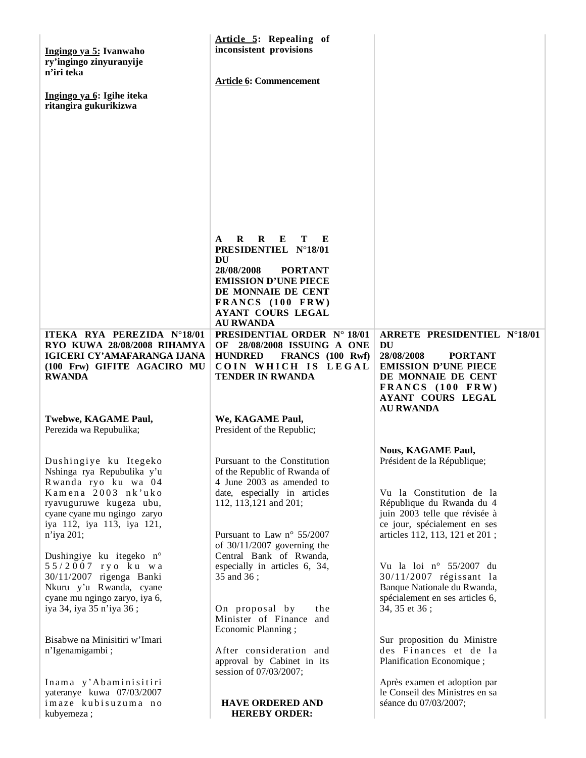**Ingingo ya 5: Ivanwaho ry'ingingo zinyuranyije n'iri teka**

**Ingingo ya 6: Igihe iteka ritangira gukurikizwa**

**Article 5: Repealing of inconsistent provisions**

**Article 6: Commencement**

**ARRETE PRESIDENTIEL N°18/01 DU 28/08/2008 PORTANT EMISSION D'UNE PIECE DE MONNAIE DE CENT FRANCS (100 FRW) AYANT COURS LEGAL AU RWANDA**

**ITEKA RYA PEREZIDA N°18/01 RYO KUWA 28/08/2008 RIHAMYA IGICERI CY'AMAFARANGA IJANA (100 Frw) GIFITE AGACIRO MU RWANDA**

**Twebwe, KAGAME Paul,**
Perezida wa Repubulika;

Dushingiye ku Itegeko Nshinga rya Repubulika y'u Rwanda ryo ku wa 04 Kamena 2003 nk'uko ryavuguruwe kugeza ubu, cyane cyane mu ngingo zaryo iya 112, iya 113, iya 121, n'iya 201;

Dushingiye ku itegeko n° 55/2007 ryo ku wa 30/11/2007 rigenga Banki Nkuru y'u Rwanda, cyane cyane mu ngingo zaryo, iya 6, iya 34, iya 35 n'iya 36 ;

Bisabwe na Minisitiri w'Imari n'Igenamigambi ;

Inama y'Abaminisitiri yateranye kuwa 07/03/2007 imaze kubisuzuma no kubyemeza ;

**PRESIDENTIAL ORDER N° 18/01 OF 28/08/2008 ISSUING A ONE HUNDRED FRANCS (100 Rwf) COIN WHICH IS LEGAL TENDER IN RWANDA**

**We, KAGAME Paul,**
President of the Republic;

Pursuant to the Constitution of the Republic of Rwanda of 4 June 2003 as amended to date, especially in articles 112, 113,121 and 201;

Pursuant to Law n° 55/2007 of 30/11/2007 governing the Central Bank of Rwanda, especially in articles 6, 34, 35 and 36 ;

On proposal by the Minister of Finance and Economic Planning ;

After consideration and approval by Cabinet in its session of 07/03/2007;

**HAVE ORDERED AND HEREBY ORDER:**

**ARRETE PRESIDENTIEL N°18/01 DU 28/08/2008 PORTANT EMISSION D'UNE PIECE DE MONNAIE DE CENT FRANCS (100 FRW) AYANT COURS LEGAL AU RWANDA**

**Nous, KAGAME Paul,**
Président de la République;

Vu la Constitution de la République du Rwanda du 4 juin 2003 telle que révisée à ce jour, spécialement en ses articles 112, 113, 121 et 201 ;

Vu la loi n° 55/2007 du 30/11/2007 régissant la Banque Nationale du Rwanda, spécialement en ses articles 6, 34, 35 et 36 ;

Sur proposition du Ministre des Finances et de la Planification Economique ;

Après examen et adoption par le Conseil des Ministres en sa séance du 07/03/2007;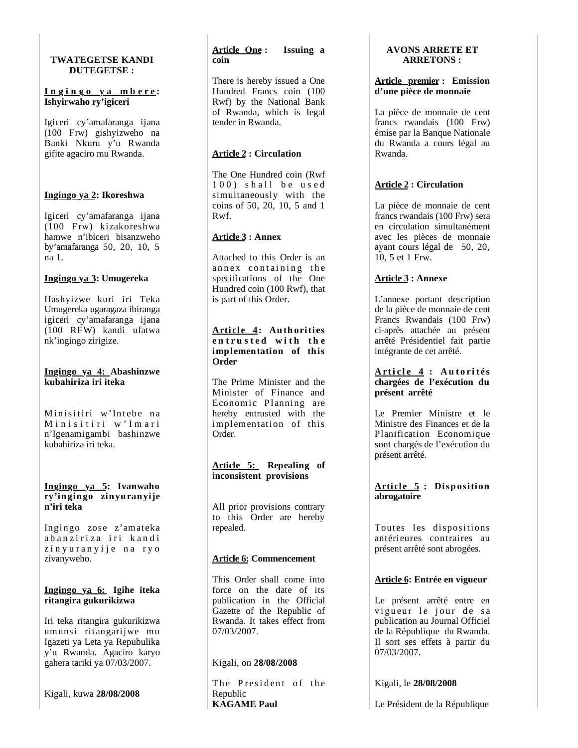**TWATEGETSE KANDI DUTEGETSE :**

**Ingingo ya mbere: Ishyirwaho ry'igiceri**

Igiceri cy'amafaranga ijana (100 Frw) gishyizweho na Banki Nkuru y'u Rwanda gifite agaciro mu Rwanda.

**Ingingo ya 2: Ikoreshwa**

Igiceri cy'amafaranga ijana (100 Frw) kizakoreshwa hamwe n'ibiceri bisanzweho by'amafaranga 50, 20, 10, 5 na 1.

**Ingingo ya 3: Umugereka**

Hashyizwe kuri iri Teka Umugereka ugaragaza ibiranga igiceri cy'amafaranga ijana (100 RFW) kandi ufatwa nk'ingingo zirigize.

**Ingingo ya 4: Abashinzwe kubahiriza iri iteka**

Minisitiri w'Intebe na Minisitiri w'Imari n'Igenamigambi bashinzwe kubahiriza iri teka.

**Ingingo ya 5: Ivanwaho ry'ingingo zinyuranyije n'iri teka**

Ingingo zose z'amateka abanziriza iri kandi zinyuranyije na ryo zivanyweho.

**Ingingo ya 6: Igihe iteka ritangira gukurikizwa**

Iri teka ritangira gukurikizwa umunsi ritangarijwe mu Igazeti ya Leta ya Repubulika y'u Rwanda. Agaciro karyo gahera tariki ya 07/03/2007.

Kigali, kuwa **28/08/2008**

**Article One : Issuing a coin**

There is hereby issued a One Hundred Francs coin (100 Rwf) by the National Bank of Rwanda, which is legal tender in Rwanda.

**Article 2 : Circulation**

The One Hundred coin (Rwf 100) shall be used simultaneously with the coins of 50, 20, 10, 5 and 1 Rwf.

**Article 3 : Annex**

Attached to this Order is an annex containing the specifications of the One Hundred coin (100 Rwf), that is part of this Order.

**Article 4: Authorities entrusted with the implementation of this Order**

The Prime Minister and the Minister of Finance and Economic Planning are hereby entrusted with the implementation of this Order.

**Article 5: Repealing of inconsistent provisions**

All prior provisions contrary to this Order are hereby repealed.

**Article 6: Commencement**

This Order shall come into force on the date of its publication in the Official Gazette of the Republic of Rwanda. It takes effect from 07/03/2007.

Kigali, on **28/08/2008**

The President of the Republic
**KAGAME Paul**

**AVONS ARRETE ET ARRETONS :**

**Article premier : Emission d'une pièce de monnaie**

La pièce de monnaie de cent francs rwandais (100 Frw) émise par la Banque Nationale du Rwanda a cours légal au Rwanda.

**Article 2 : Circulation**

La pièce de monnaie de cent francs rwandais (100 Frw) sera en circulation simultanément avec les pièces de monnaie ayant cours légal de 50, 20, 10, 5 et 1 Frw.

**Article 3 : Annexe**

L'annexe portant description de la pièce de monnaie de cent Francs Rwandais (100 Frw) ci-après attachée au présent arrêté Présidentiel fait partie intégrante de cet arrêté.

**Article 4 : Autorités chargées de l'exécution du présent arrêté**

Le Premier Ministre et le Ministre des Finances et de la Planification Economique sont chargés de l'exécution du présent arrêté.

**Article 5 : Disposition abrogatoire**

Toutes les dispositions antérieures contraires au présent arrêté sont abrogées.

**Article 6: Entrée en vigueur**

Le présent arrêté entre en vigueur le jour de sa publication au Journal Officiel de la République du Rwanda. Il sort ses effets à partir du 07/03/2007.

Kigali, le **28/08/2008**

Le Président de la République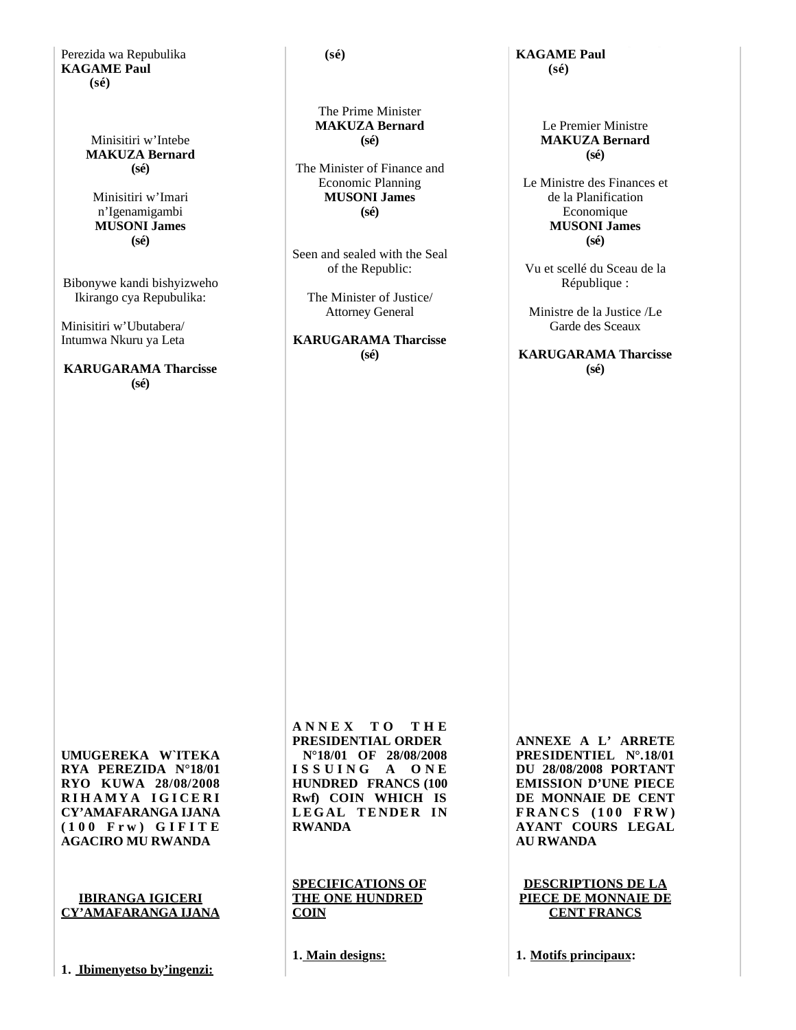Perezida wa Repubulika
**KAGAME Paul**
**(sé)**

Minisitiri w'Intebe
**MAKUZA Bernard**
**(sé)**

Minisitiri w'Imari n'Igenamigambi
**MUSONI James**
**(sé)**

Bibonywe kandi bishyizweho Ikirango cya Repubulika:

Minisitiri w'Ubutabera/ Intumwa Nkuru ya Leta

**KARUGARAMA Tharcisse**
**(sé)**

**(sé)**

The Prime Minister
**MAKUZA Bernard**
**(sé)**

The Minister of Finance and Economic Planning
**MUSONI James**
**(sé)**

Seen and sealed with the Seal of the Republic:

The Minister of Justice/ Attorney General

**KARUGARAMA Tharcisse**
**(sé)**

**KAGAME Paul**
**(sé)**

Le Premier Ministre
**MAKUZA Bernard**
**(sé)**

Le Ministre des Finances et de la Planification Economique
**MUSONI James**
**(sé)**

Vu et scellé du Sceau de la République :

Ministre de la Justice /Le Garde des Sceaux

**KARUGARAMA Tharcisse**
**(sé)**

**UMUGEREKA W`ITEKA RYA PEREZIDA N°18/01 RYO KUWA 28/08/2008 RIHAMYA IGICERI CY'AMAFARANGA IJANA (100 Frw) GIFITE AGACIRO MU RWANDA**

**IBIRANGA IGICERI CY'AMAFARANGA IJANA**

**1. Ibimenyetso by'ingenzi:**

**ANNEX TO THE PRESIDENTIAL ORDER N°18/01 OF 28/08/2008 ISSUING A ONE HUNDRED FRANCS (100 Rwf) COIN WHICH IS LEGAL TENDER IN RWANDA**

**SPECIFICATIONS OF THE ONE HUNDRED COIN**

**1. Main designs:**

**ANNEXE A L' ARRETE PRESIDENTIEL N°.18/01 DU 28/08/2008 PORTANT EMISSION D'UNE PIECE DE MONNAIE DE CENT FRANCS (100 FRW) AYANT COURS LEGAL AU RWANDA**

**DESCRIPTIONS DE LA PIECE DE MONNAIE DE CENT FRANCS**

**1. Motifs principaux:**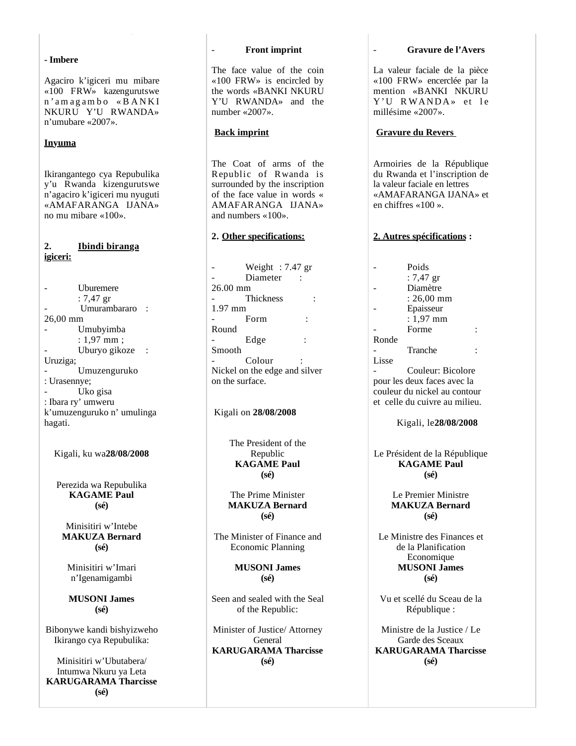- **Imbere**

Agaciro k'igiceri mu mibare «100 FRW» kazengurutswe n'amagambo «BANKI NKURU Y'U RWANDA» n'umubare «2007».

**Inyuma**

Ikirangantego cya Repubulika y'u Rwanda kizengurutswe n'agaciro k'igiceri mu nyuguti «AMAFARANGA IJANA» no mu mibare «100».

**2. Ibindi biranga igiceri:**

- Uburemere : 7,47 gr
- Umurambararo : 26,00 mm
- Umubyimba : 1,97 mm ;
- Uburyo gikoze : Uruziga;
- Umuzenguruko : Urasennye;
- Uko gisa : Ibara ry' umweru k'umuzenguruko n' umulinga hagati.

Kigali, ku wa**28/08/2008**

Perezida wa Repubulika
**KAGAME Paul**
**(sé)**

Minisitiri w'Intebe
**MAKUZA Bernard**
**(sé)**

Minisitiri w'Imari n'Igenamigambi

**MUSONI James**
**(sé)**

Bibonywe kandi bishyizweho Ikirango cya Repubulika:

Minisitiri w'Ubutabera/ Intumwa Nkuru ya Leta
**KARUGARAMA Tharcisse**
**(sé)**

- **Front imprint**

The face value of the coin «100 FRW» is encircled by the words «BANKI NKURU Y'U RWANDA» and the number «2007».

**Back imprint**

The Coat of arms of the Republic of Rwanda is surrounded by the inscription of the face value in words « AMAFARANGA IJANA» and numbers «100».

**2. Other specifications:**

- Weight : 7.47 gr
- Diameter : 26.00 mm
- Thickness : 1.97 mm
- Form : Round
- Edge : Smooth
- Colour : Nickel on the edge and silver on the surface.

Kigali on **28/08/2008**

The President of the Republic
**KAGAME Paul**
**(sé)**

The Prime Minister
**MAKUZA Bernard**
**(sé)**

The Minister of Finance and Economic Planning

**MUSONI James**
**(sé)**

Seen and sealed with the Seal of the Republic:

Minister of Justice/ Attorney General
**KARUGARAMA Tharcisse**
**(sé)**

- **Gravure de l'Avers**

La valeur faciale de la pièce «100 FRW» encerclée par la mention «BANKI NKURU Y'U RWANDA» et le millésime «2007».

**Gravure du Revers**

Armoiries de la République du Rwanda et l'inscription de la valeur faciale en lettres «AMAFARANGA IJANA» et en chiffres «100 ».

**2. Autres spécifications :**

- Poids : 7,47 gr
- Diamètre : 26,00 mm
- Epaisseur : 1,97 mm
- Forme : Ronde
- Tranche : Lisse
- Couleur: Bicolore pour les deux faces avec la couleur du nickel au contour et celle du cuivre au milieu.

Kigali, le**28/08/2008**

Le Président de la République
**KAGAME Paul**
**(sé)**

Le Premier Ministre
**MAKUZA Bernard**
**(sé)**

Le Ministre des Finances et de la Planification Economique
**MUSONI James**
**(sé)**

Vu et scellé du Sceau de la République :

Ministre de la Justice / Le Garde des Sceaux
**KARUGARAMA Tharcisse**
**(sé)**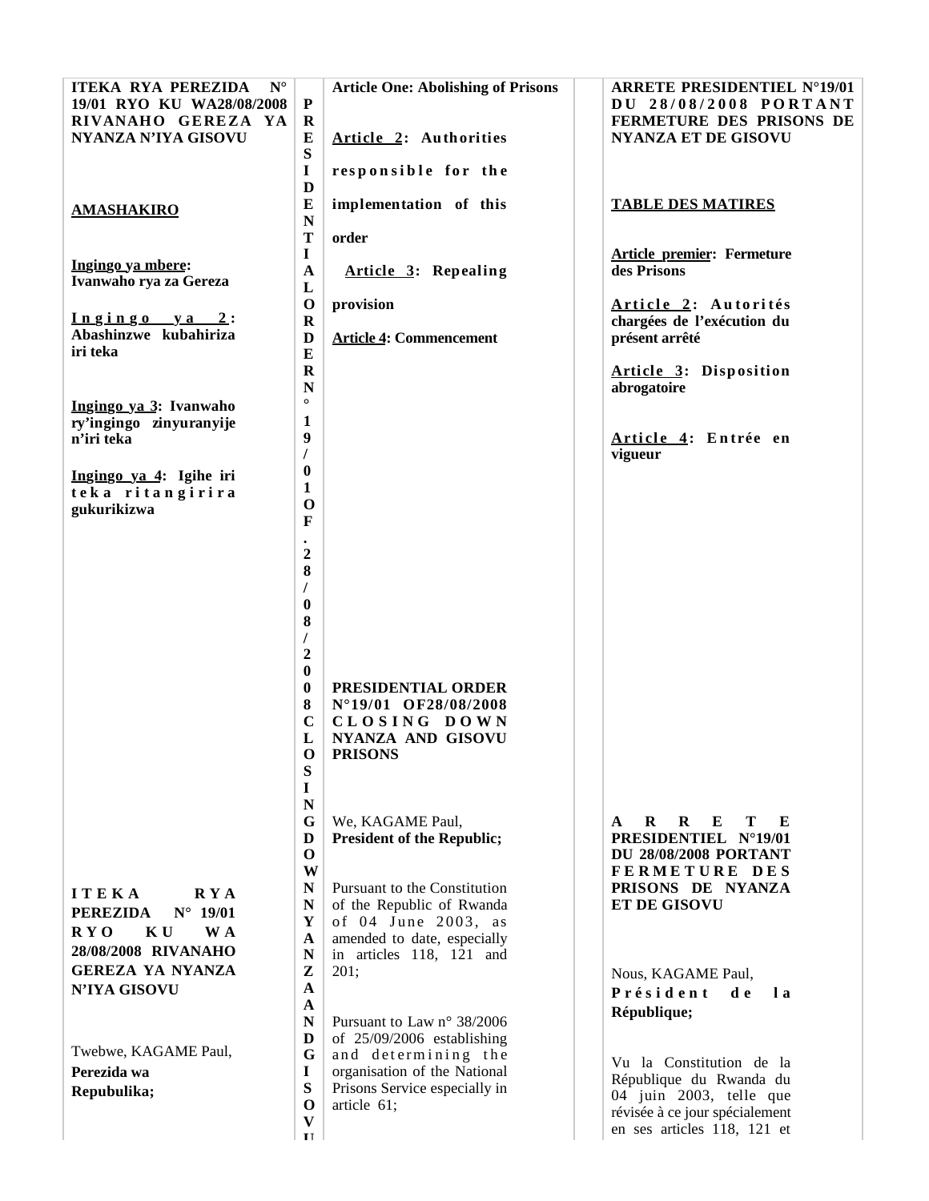**ITEKA RYA PEREZIDA N° 19/01 RYO KU WA28/08/2008 RIVANAHO GEREZA YA NYANZA N'IYA GISOVU**

**AMASHAKIRO**

**Ingingo ya mbere: Ivanwaho rya za Gereza**

**Ingingo ya 2: Abashinzwe kubahiriza iri teka**

**Ingingo ya 3: Ivanwaho ry'ingingo zinyuranyije n'iri teka**

**Ingingo ya 4: Igihe iri teka ritangirira gukurikizwa**

**ITEKA RYA PEREZIDA N° 19/01 RYO KU WA 28/08/2008 RIVANAHO GEREZA YA NYANZA N'IYA GISOVU**

Twebwe, KAGAME Paul,
**Perezida wa Repubulika;**

**PRESIDENTIAL ORDER N°19/01 OF.28/08/2008 CLOSING DOWN NYANZA AND GISOVU**

**Article One: Abolishing of Prisons**

**Article 2: Authorities responsible for the implementation of this order**

**Article 3: Repealing provision**

**Article 4: Commencement**

**PRESIDENTIAL ORDER N°19/01 OF28/08/2008 CLOSING DOWN NYANZA AND GISOVU PRISONS**

We, KAGAME Paul,
**President of the Republic;**

Pursuant to the Constitution of the Republic of Rwanda of 04 June 2003, as amended to date, especially in articles 118, 121 and 201;

Pursuant to Law n° 38/2006 of 25/09/2006 establishing and determining the organisation of the National Prisons Service especially in article 61;

**ARRETE PRESIDENTIEL N°19/01 DU 28/08/2008 PORTANT FERMETURE DES PRISONS DE NYANZA ET DE GISOVU**

**TABLE DES MATIRES**

**Article premier: Fermeture des Prisons**

**Article 2: Autorités chargées de l'exécution du présent arrêté**

**Article 3: Disposition abrogatoire**

**Article 4: Entrée en vigueur**

**ARRETE PRESIDENTIEL N°19/01 DU 28/08/2008 PORTANT FERMETURE DES PRISONS DE NYANZA ET DE GISOVU**

Nous, KAGAME Paul,
**Président de la République;**

Vu la Constitution de la République du Rwanda du 04 juin 2003, telle que révisée à ce jour spécialement en ses articles 118, 121 et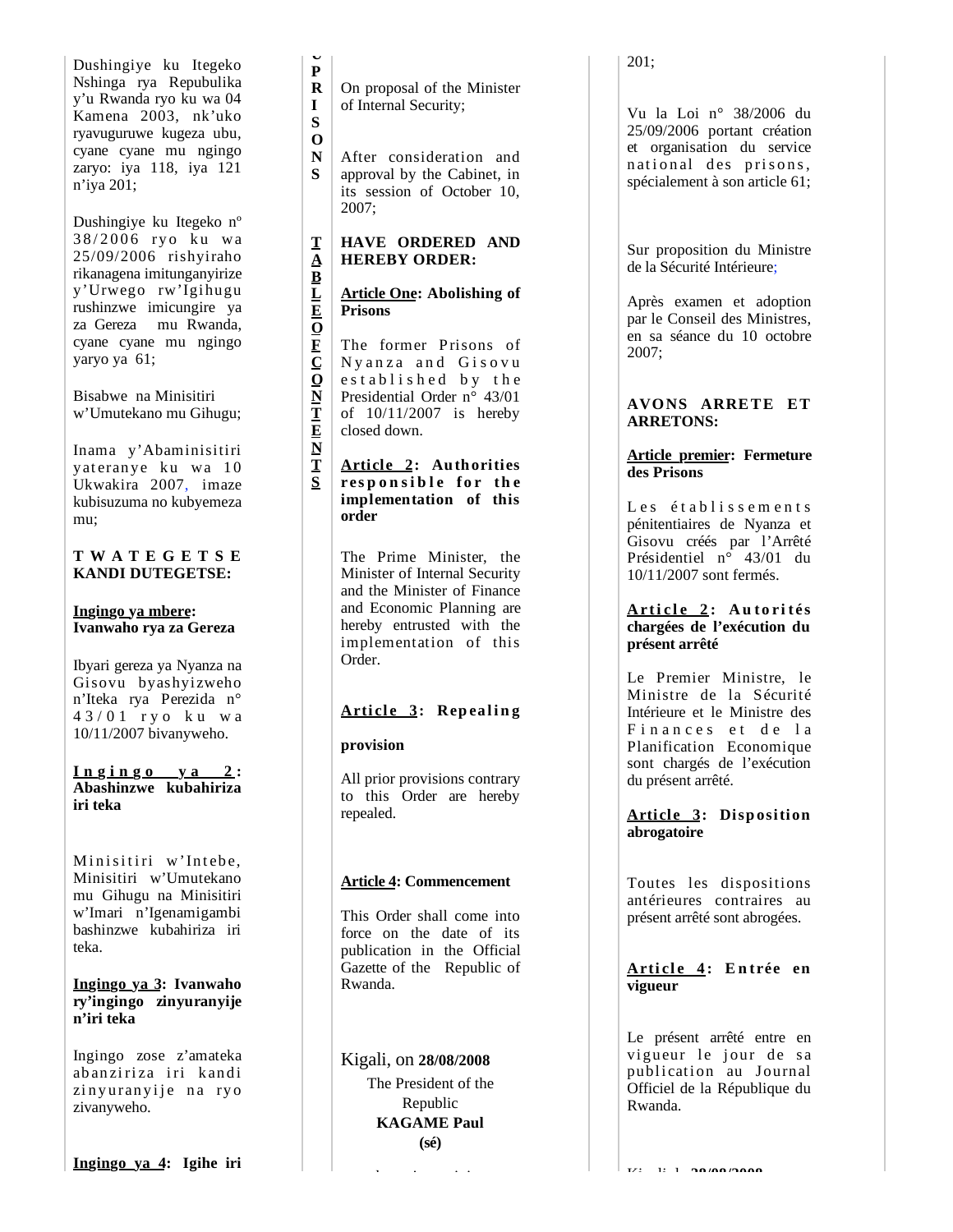Dushingiye ku Itegeko Nshinga rya Repubulika y'u Rwanda ryo ku wa 04 Kamena 2003, nk'uko ryavuguruwe kugeza ubu, cyane cyane mu ngingo zaryo: iya 118, iya 121 n'iya 201;

Dushingiye ku Itegeko nº 38/2006 ryo ku wa 25/09/2006 rishyiraho rikanagena imitunganyirize y'Urwego rw'Igihugu rushinzwe imicungire ya za Gereza mu Rwanda, cyane cyane mu ngingo yaryo ya 61;

Bisabwe na Minisitiri w'Umutekano mu Gihugu;

Inama y'Abaminisitiri yateranye ku wa 10 Ukwakira 2007, imaze kubisuzuma no kubyemeza mu;

**TWATEGETSE KANDI DUTEGETSE:**

**Ingingo ya mbere: Ivanwaho rya za Gereza**

Ibyari gereza ya Nyanza na Gisovu byashyizweho n'Iteka rya Perezida n° 43/01 ryo ku wa 10/11/2007 bivanyweho.

**Ingingo ya 2: Abashinzwe kubahiriza iri teka**

Minisitiri w'Intebe, Minisitiri w'Umutekano mu Gihugu na Minisitiri w'Imari n'Igenamigambi bashinzwe kubahiriza iri teka.

**Ingingo ya 3: Ivanwaho ry'ingingo zinyuranyije n'iri teka**

Ingingo zose z'amateka abanziriza iri kandi zinyuranyije na ryo zivanyweho.

**Ingingo ya 4: Igihe iri**

On proposal of the Minister of Internal Security;

After consideration and approval by the Cabinet, in its session of October 10, 2007;

**HAVE ORDERED AND HEREBY ORDER:**

**Article One: Abolishing of Prisons**

The former Prisons of Nyanza and Gisovu established by the Presidential Order n° 43/01 of 10/11/2007 is hereby closed down.

**Article 2: Authorities responsible for the implementation of this order**

The Prime Minister, the Minister of Internal Security and the Minister of Finance and Economic Planning are hereby entrusted with the implementation of this Order.

**Article 3: Repealing provision**

All prior provisions contrary to this Order are hereby repealed.

**Article 4: Commencement**

This Order shall come into force on the date of its publication in the Official Gazette of the Republic of Rwanda.

Kigali, on **28/08/2008**

The President of the Republic
**KAGAME Paul**
**(sé)**

201;

Vu la Loi n° 38/2006 du 25/09/2006 portant création et organisation du service national des prisons, spécialement à son article 61;

Sur proposition du Ministre de la Sécurité Intérieure;

Après examen et adoption par le Conseil des Ministres, en sa séance du 10 octobre 2007;

**AVONS ARRETE ET ARRETONS:**

**Article premier: Fermeture des Prisons**

Les établissements pénitentiaires de Nyanza et Gisovu créés par l'Arrêté Présidentiel n° 43/01 du 10/11/2007 sont fermés.

**Article 2: Autorités chargées de l'exécution du présent arrêté**

Le Premier Ministre, le Ministre de la Sécurité Intérieure et le Ministre des Finances et de la Planification Economique sont chargés de l'exécution du présent arrêté.

**Article 3: Disposition abrogatoire**

Toutes les dispositions antérieures contraires au présent arrêté sont abrogées.

**Article 4: Entrée en vigueur**

Le présent arrêté entre en vigueur le jour de sa publication au Journal Officiel de la République du Rwanda.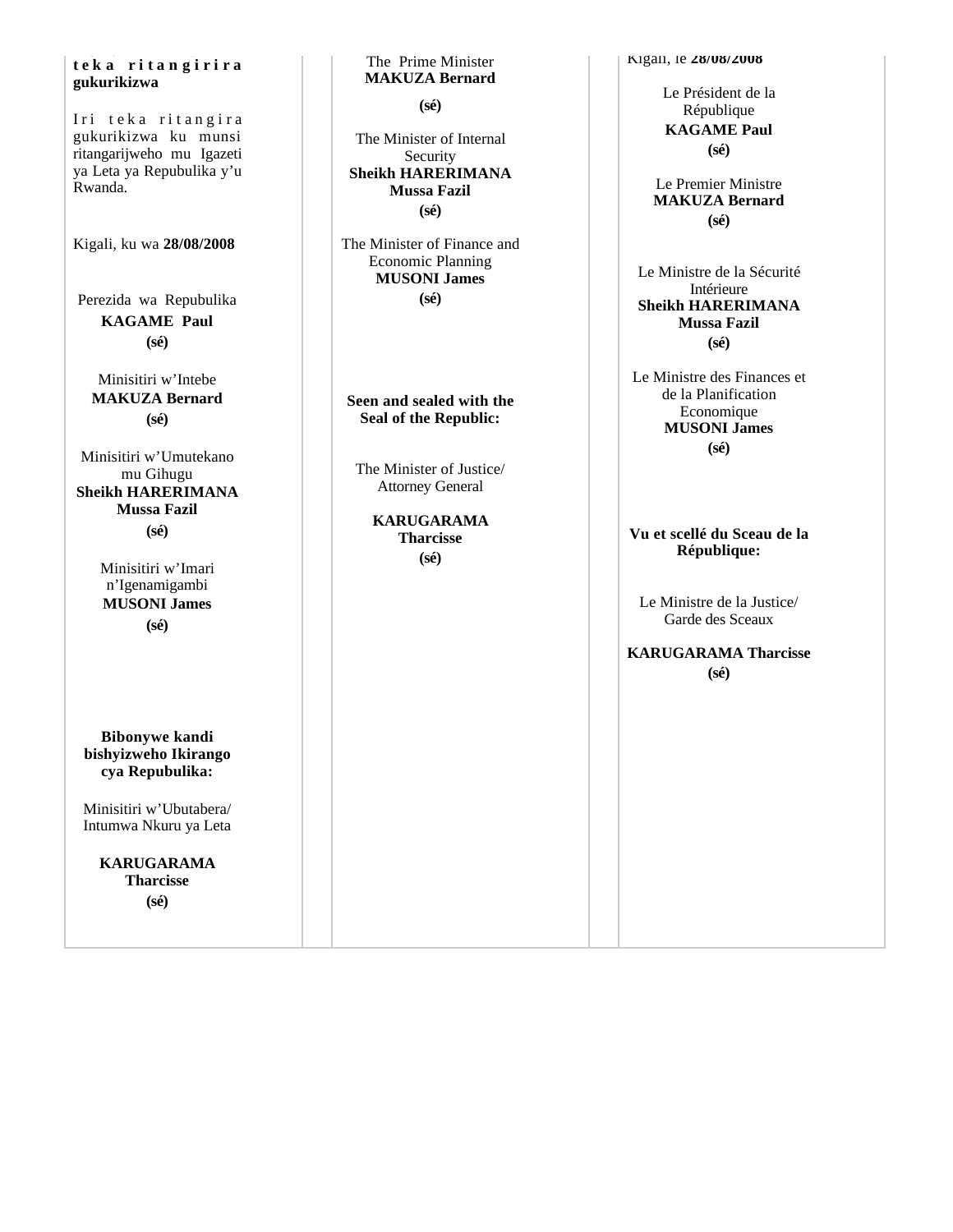**teka ritangirira gukurikizwa**

Iri teka ritangira gukurikizwa ku munsi ritangarijweho mu Igazeti ya Leta ya Repubulika y'u Rwanda.

Kigali, ku wa **28/08/2008**

Perezida wa Repubulika
**KAGAME Paul**
**(sé)**

Minisitiri w'Intebe
**MAKUZA Bernard**
**(sé)**

Minisitiri w'Umutekano mu Gihugu
**Sheikh HARERIMANA Mussa Fazil**
**(sé)**

Minisitiri w'Imari n'Igenamigambi
**MUSONI James**
**(sé)**

**Bibonywe kandi bishyizweho Ikirango cya Repubulika:**

Minisitiri w'Ubutabera/ Intumwa Nkuru ya Leta

**KARUGARAMA Tharcisse**
**(sé)**

The Prime Minister
**MAKUZA Bernard**
**(sé)**

The Minister of Internal Security
**Sheikh HARERIMANA Mussa Fazil**
**(sé)**

The Minister of Finance and Economic Planning
**MUSONI James**
**(sé)**

**Seen and sealed with the Seal of the Republic:**

The Minister of Justice/ Attorney General

**KARUGARAMA Tharcisse**
**(sé)**

Kigali, le **28/08/2008**

Le Président de la République
**KAGAME Paul**
**(sé)**

Le Premier Ministre
**MAKUZA Bernard**
**(sé)**

Le Ministre de la Sécurité Intérieure
**Sheikh HARERIMANA Mussa Fazil**
**(sé)**

Le Ministre des Finances et de la Planification Economique
**MUSONI James**
**(sé)**

**Vu et scellé du Sceau de la République:**

Le Ministre de la Justice/ Garde des Sceaux

**KARUGARAMA Tharcisse**
**(sé)**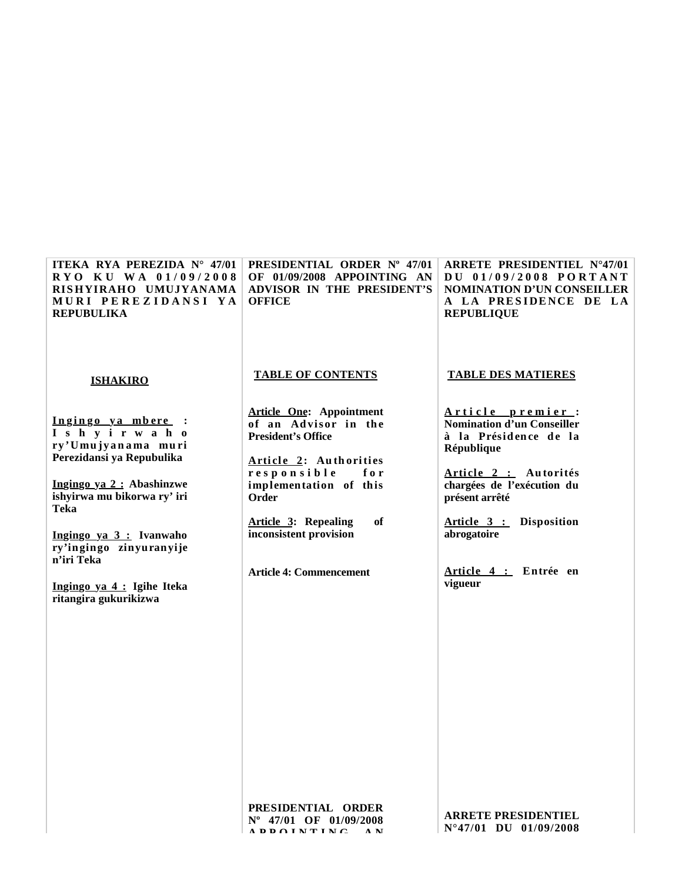**ITEKA RYA PEREZIDA N° 47/01 RYO KU WA 01/09/2008 RISHYIRAHO UMUJYANAMA MURI PEREZIDANSI YA REPUBULIKA**

**ISHAKIRO**

**Ingingo ya mbere : Ishyirwaho ry'Umujyanama muri Perezidansi ya Repubulika**

**Ingingo ya 2 : Abashinzwe ishyirwa mu bikorwa ry' iri Teka**

**Ingingo ya 3 : Ivanwaho ry'ingingo zinyuranyije n'iri Teka**

**Ingingo ya 4 : Igihe Iteka ritangira gukurikizwa**

**PRESIDENTIAL ORDER Nº 47/01 OF 01/09/2008 APPOINTING AN ADVISOR IN THE PRESIDENT'S OFFICE**

**TABLE OF CONTENTS**

**Article One: Appointment of an Advisor in the President's Office**

**Article 2: Authorities responsible for implementation of this Order**

**Article 3: Repealing of inconsistent provision**

**Article 4: Commencement**

**ARRETE PRESIDENTIEL N°47/01 DU 01/09/2008 PORTANT NOMINATION D'UN CONSEILLER A LA PRESIDENCE DE LA REPUBLIQUE**

**TABLE DES MATIERES**

**Article premier : Nomination d'un Conseiller à la Présidence de la République**

**Article 2 : Autorités chargées de l'exécution du présent arrêté**

**Article 3 : Disposition abrogatoire**

**Article 4 : Entrée en vigueur**

**PRESIDENTIAL ORDER Nº 47/01 OF 01/09/2008 APPOINTING AN**

**ARRETE PRESIDENTIEL N°47/01 DU 01/09/2008**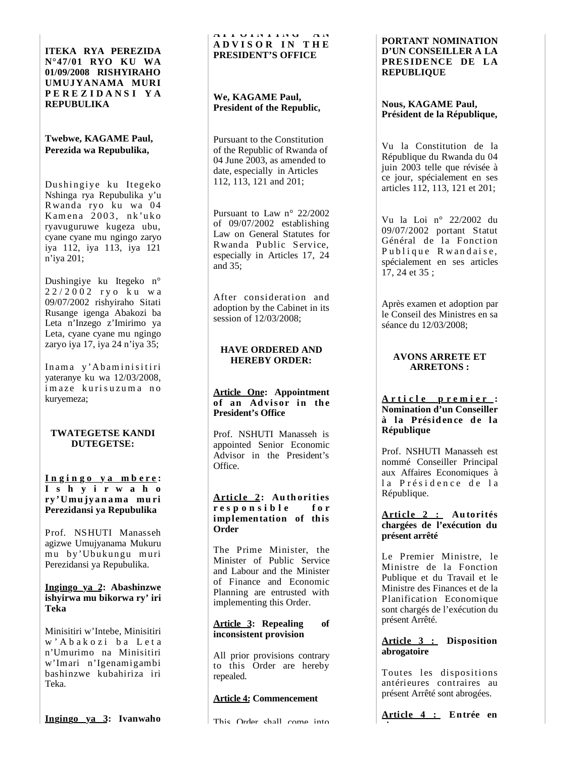**ITEKA RYA PEREZIDA N°47/01 RYO KU WA 01/09/2008 RISHYIRAHO UMUJYANAMA MURI PEREZIDANSI YA REPUBULIKA**

**Twebwe, KAGAME Paul, Perezida wa Repubulika,**

Dushingiye ku Itegeko Nshinga rya Repubulika y'u Rwanda ryo ku wa 04 Kamena 2003, nk'uko ryavuguruwe kugeza ubu, cyane cyane mu ngingo zaryo iya 112, iya 113, iya 121 n'iya 201;

Dushingiye ku Itegeko n° 22/2002 ryo ku wa 09/07/2002 rishyiraho Sitati Rusange igenga Abakozi ba Leta n'Inzego z'Imirimo ya Leta, cyane cyane mu ngingo zaryo iya 17, iya 24 n'iya 35;

Inama y'Abaminisitiri yateranye ku wa 12/03/2008, imaze kurisuzuma no kuryemeza;

**TWATEGETSE KANDI DUTEGETSE:**

**<u>Ingingo ya mbere</u>: Ishyirwaho ry'Umujyanama muri Perezidansi ya Repubulika**

Prof. NSHUTI Manasseh agizwe Umujyanama Mukuru mu by'Ubukungu muri Perezidansi ya Repubulika.

**<u>Ingingo ya 2</u>: Abashinzwe ishyirwa mu bikorwa ry' iri Teka**

Minisitiri w'Intebe, Minisitiri w'Abakozi ba Leta n'Umurimo na Minisitiri w'Imari n'Igenamigambi bashinzwe kubahiriza iri Teka.

**<u>Ingingo ya 3</u>: Ivanwaho**

**APPOINTING AN ADVISOR IN THE PRESIDENT'S OFFICE**

**We, KAGAME Paul, President of the Republic,**

Pursuant to the Constitution of the Republic of Rwanda of 04 June 2003, as amended to date, especially in Articles 112, 113, 121 and 201;

Pursuant to Law n° 22/2002 of 09/07/2002 establishing Law on General Statutes for Rwanda Public Service, especially in Articles 17, 24 and 35;

After consideration and adoption by the Cabinet in its session of 12/03/2008;

**HAVE ORDERED AND HEREBY ORDER:**

**<u>Article One</u>: Appointment of an Advisor in the President's Office**

Prof. NSHUTI Manasseh is appointed Senior Economic Advisor in the President's Office.

**<u>Article 2</u>: Authorities responsible for implementation of this Order**

The Prime Minister, the Minister of Public Service and Labour and the Minister of Finance and Economic Planning are entrusted with implementing this Order.

**<u>Article 3</u>: Repealing of inconsistent provision**

All prior provisions contrary to this Order are hereby repealed.

**<u>Article 4:</u> Commencement**

This Order shall come into

**PORTANT NOMINATION D'UN CONSEILLER A LA PRESIDENCE DE LA REPUBLIQUE**

**Nous, KAGAME Paul, Président de la République,**

Vu la Constitution de la République du Rwanda du 04 juin 2003 telle que révisée à ce jour, spécialement en ses articles 112, 113, 121 et 201;

Vu la Loi n° 22/2002 du 09/07/2002 portant Statut Général de la Fonction Publique Rwandaise, spécialement en ses articles 17, 24 et 35 ;

Après examen et adoption par le Conseil des Ministres en sa séance du 12/03/2008;

**AVONS ARRETE ET ARRETONS :**

**<u>Article premier</u> : Nomination d'un Conseiller à la Présidence de la République**

Prof. NSHUTI Manasseh est nommé Conseiller Principal aux Affaires Economiques à la Présidence de la République.

**<u>Article 2 :</u> Autorités chargées de l'exécution du présent arrêté**

Le Premier Ministre, le Ministre de la Fonction Publique et du Travail et le Ministre des Finances et de la Planification Economique sont chargés de l'exécution du présent Arrêté.

**<u>Article 3 :</u> Disposition abrogatoire**

Toutes les dispositions antérieures contraires au présent Arrêté sont abrogées.

**<u>Article 4 :</u> Entrée en**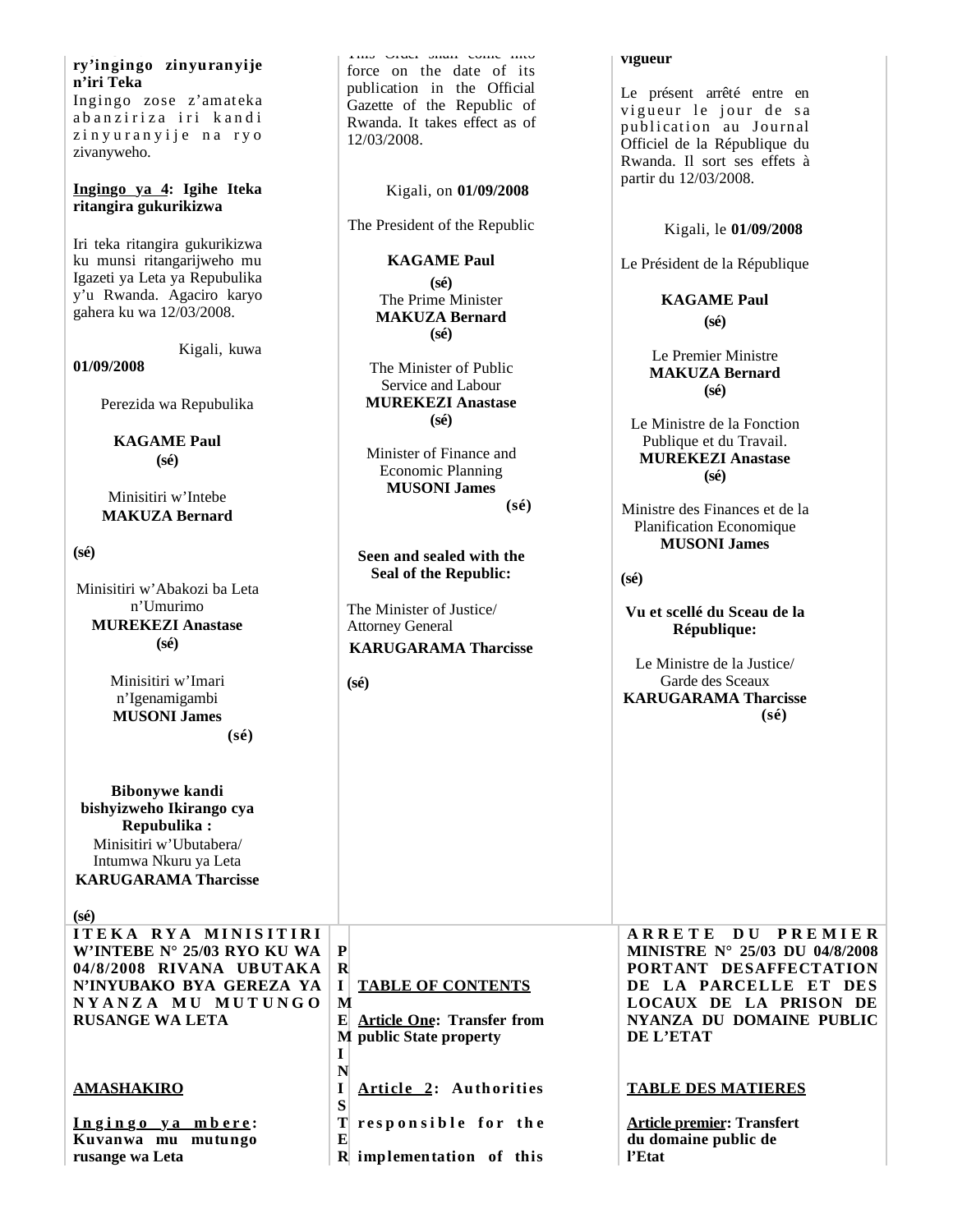**ry'ingingo zinyuranyije n'iri Teka**

Ingingo zose z'amateka abanziriza iri kandi zinyuranyije na ryo zivanyweho.

**Ingingo ya 4: Igihe Iteka ritangira gukurikizwa**

Iri teka ritangira gukurikizwa ku munsi ritangarijweho mu Igazeti ya Leta ya Repubulika y'u Rwanda. Agaciro karyo gahera ku wa 12/03/2008.

Kigali, kuwa **01/09/2008**

Perezida wa Repubulika

**KAGAME Paul**
**(sé)**

Minisitiri w'Intebe
**MAKUZA Bernard**

**(sé)**

Minisitiri w'Abakozi ba Leta n'Umurimo
**MUREKEZI Anastase**
**(sé)**

Minisitiri w'Imari n'Igenamigambi
**MUSONI James**
**(sé)**

**Bibonywe kandi bishyizweho Ikirango cya Repubulika :**
Minisitiri w'Ubutabera/ Intumwa Nkuru ya Leta
**KARUGARAMA Tharcisse**

**(sé)**

This Order shall come into force on the date of its publication in the Official Gazette of the Republic of Rwanda. It takes effect as of 12/03/2008.

Kigali, on **01/09/2008**

The President of the Republic

**KAGAME Paul**
**(sé)**

The Prime Minister
**MAKUZA Bernard**
**(sé)**

The Minister of Public Service and Labour
**MUREKEZI Anastase**
**(sé)**

Minister of Finance and Economic Planning
**MUSONI James**
**(sé)**

**Seen and sealed with the Seal of the Republic:**

The Minister of Justice/ Attorney General
**KARUGARAMA Tharcisse**

**(sé)**

**vigueur**

Le présent arrêté entre en vigueur le jour de sa publication au Journal Officiel de la République du Rwanda. Il sort ses effets à partir du 12/03/2008.

Kigali, le **01/09/2008**

Le Président de la République

**KAGAME Paul**
**(sé)**

Le Premier Ministre
**MAKUZA Bernard**
**(sé)**

Le Ministre de la Fonction Publique et du Travail.
**MUREKEZI Anastase**
**(sé)**

Ministre des Finances et de la Planification Economique
**MUSONI James**

**(sé)**

**Vu et scellé du Sceau de la République:**

Le Ministre de la Justice/ Garde des Sceaux
**KARUGARAMA Tharcisse**
**(sé)**

---

**ITEKA RYA MINISITIRI W'INTEBE N° 25/03 RYO KU WA 04/8/2008 RIVANA UBUTAKA N'INYUBAKO BYA GEREZA YA NYANZA MU MUTUNGO RUSANGE WA LETA**

**AMASHAKIRO**

**Ingingo ya mbere: Kuvanwa mu mutungo rusange wa Leta**

**PRIME MINISTER**

**TABLE OF CONTENTS**

**Article One: Transfer from public State property**

**Article 2: Authorities responsible for the implementation of this**

**ARRETE DU PREMIER MINISTRE N° 25/03 DU 04/8/2008 PORTANT DESAFFECTATION DE LA PARCELLE ET DES LOCAUX DE LA PRISON DE NYANZA DU DOMAINE PUBLIC DE L'ETAT**

**TABLE DES MATIERES**

**Article premier: Transfert du domaine public de l'Etat**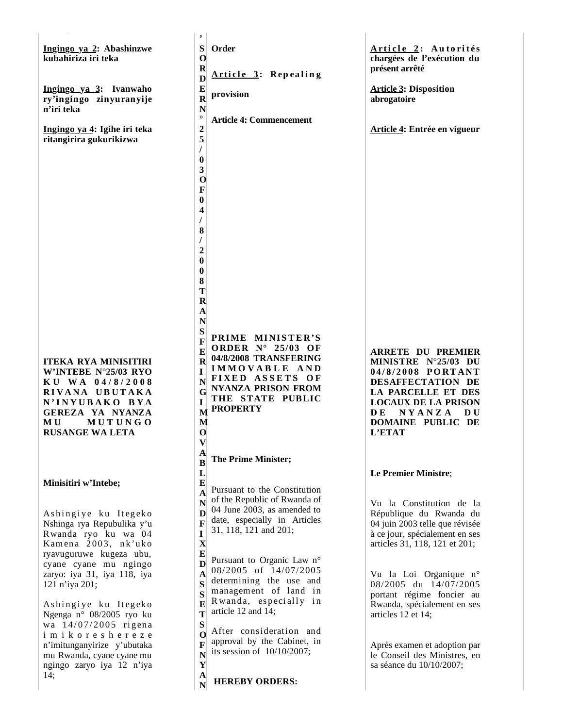**Ingingo ya 2: Abashinzwe kubahiriza iri teka**

**Ingingo ya 3: Ivanwaho ry'ingingo zinyuranyije n'iri teka**

**Ingingo ya 4: Igihe iri teka ritangirira gukurikizwa**

**ITEKA RYA MINISITIRI W'INTEBE N°25/03 RYO KU WA 04/8/2008 RIVANA UBUTAKA N'INYUBAKO BYA GEREZA YA NYANZA MU MUTUNGO RUSANGE WA LETA**

**Minisitiri w'Intebe;**

Ashingiye ku Itegeko Nshinga rya Repubulika y'u Rwanda ryo ku wa 04 Kamena 2003, nk'uko ryavuguruwe kugeza ubu, cyane cyane mu ngingo zaryo: iya 31, iya 118, iya 121 n'iya 201;

Ashingiye ku Itegeko Ngenga n° 08/2005 ryo ku wa 14/07/2005 rigena imikoreshereze n'imitunganyirize y'ubutaka mu Rwanda, cyane cyane mu ngingo zaryo iya 12 n'iya 14;

, S ORDER N° 25/03 OF 04/8/2008 TRANSFERING IMMOVABLE AND FIXED ASSETS OF NYAN

**Order**

**Article 3: Repealing provision**

**Article 4: Commencement**

**PRIME MINISTER'S ORDER N° 25/03 OF 04/8/2008 TRANSFERING IMMOVABLE AND FIXED ASSETS OF NYANZA PRISON FROM THE STATE PUBLIC PROPERTY**

**The Prime Minister;**

Pursuant to the Constitution of the Republic of Rwanda of 04 June 2003, as amended to date, especially in Articles 31, 118, 121 and 201;

Pursuant to Organic Law n° 08/2005 of 14/07/2005 determining the use and management of land in Rwanda, especially in article 12 and 14;

After consideration and approval by the Cabinet, in its session of 10/10/2007;

**HEREBY ORDERS:**

**Article 2: Autorités chargées de l'exécution du présent arrêté**

**Article 3: Disposition abrogatoire**

**Article 4: Entrée en vigueur**

**ARRETE DU PREMIER MINISTRE N°25/03 DU 04/8/2008 PORTANT DESAFFECTATION DE LA PARCELLE ET DES LOCAUX DE LA PRISON DE NYANZA DU DOMAINE PUBLIC DE L'ETAT**

**Le Premier Ministre**;

Vu la Constitution de la République du Rwanda du 04 juin 2003 telle que révisée à ce jour, spécialement en ses articles 31, 118, 121 et 201;

Vu la Loi Organique n° 08/2005 du 14/07/2005 portant régime foncier au Rwanda, spécialement en ses articles 12 et 14;

Après examen et adoption par le Conseil des Ministres, en sa séance du 10/10/2007;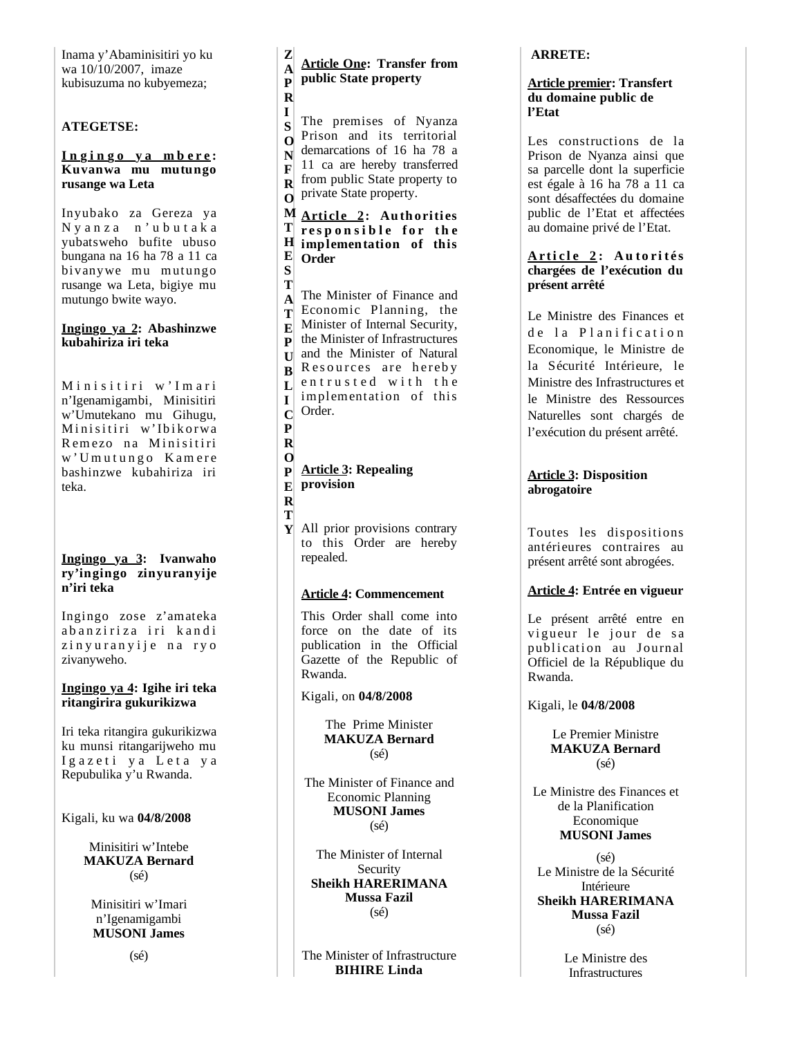Inama y'Abaminisitiri yo ku wa 10/10/2007, imaze kubisuzuma no kubyemeza;

**ATEGETSE:**

**Ingingo ya mbere: Kuvanwa mu mutungo rusange wa Leta**

Inyubako za Gereza ya Nyanza n'ubutaka yubatsweho bufite ubuso bungana na 16 ha 78 a 11 ca bivanywe mu mutungo rusange wa Leta, bigiye mu mutungo bwite wayo.

**Ingingo ya 2: Abashinzwe kubahiriza iri teka**

Minisitiri w'Imari n'Igenamigambi, Minisitiri w'Umutekano mu Gihugu, Minisitiri w'Ibikorwa Remezo na Minisitiri w'Umutungo Kamere bashinzwe kubahiriza iri teka.

**Ingingo ya 3: Ivanwaho ry'ingingo zinyuranyije n'iri teka**

Ingingo zose z'amateka abanziriza iri kandi zinyuranyije na ryo zivanyweho.

**Ingingo ya 4: Igihe iri teka ritangirira gukurikizwa**

Iri teka ritangira gukurikizwa ku munsi ritangarijweho mu Igazeti ya Leta ya Repubulika y'u Rwanda.

Kigali, ku wa **04/8/2008**

Minisitiri w'Intebe
**MAKUZA Bernard**
(sé)

Minisitiri w'Imari n'Igenamigambi
**MUSONI James**
(sé)

**ZAPRISON FROM THE STATE PUBLIC PROPERTY**

**Article One: Transfer from public State property**

The premises of Nyanza Prison and its territorial demarcations of 16 ha 78 a 11 ca are hereby transferred from public State property to private State property.

**Article 2: Authorities responsible for the implementation of this Order**

The Minister of Finance and Economic Planning, the Minister of Internal Security, the Minister of Infrastructures and the Minister of Natural Resources are hereby entrusted with the implementation of this Order.

**Article 3: Repealing provision**

All prior provisions contrary to this Order are hereby repealed.

**Article 4: Commencement**

This Order shall come into force on the date of its publication in the Official Gazette of the Republic of Rwanda.

Kigali, on **04/8/2008**

The Prime Minister
**MAKUZA Bernard**
(sé)

The Minister of Finance and Economic Planning
**MUSONI James**
(sé)

The Minister of Internal Security
**Sheikh HARERIMANA Mussa Fazil**
(sé)

The Minister of Infrastructure
**BIHIRE Linda**

**ARRETE:**

**Article premier: Transfert du domaine public de l'Etat**

Les constructions de la Prison de Nyanza ainsi que sa parcelle dont la superficie est égale à 16 ha 78 a 11 ca sont désaffectées du domaine public de l'Etat et affectées au domaine privé de l'Etat.

**Article 2: Autorités chargées de l'exécution du présent arrêté**

Le Ministre des Finances et de la Planification Economique, le Ministre de la Sécurité Intérieure, le Ministre des Infrastructures et le Ministre des Ressources Naturelles sont chargés de l'exécution du présent arrêté.

**Article 3: Disposition abrogatoire**

Toutes les dispositions antérieures contraires au présent arrêté sont abrogées.

**Article 4: Entrée en vigueur**

Le présent arrêté entre en vigueur le jour de sa publication au Journal Officiel de la République du Rwanda.

Kigali, le **04/8/2008**

Le Premier Ministre
**MAKUZA Bernard**
(sé)

Le Ministre des Finances et de la Planification Economique
**MUSONI James**
(sé)

Le Ministre de la Sécurité Intérieure
**Sheikh HARERIMANA Mussa Fazil**
(sé)

Le Ministre des Infrastructures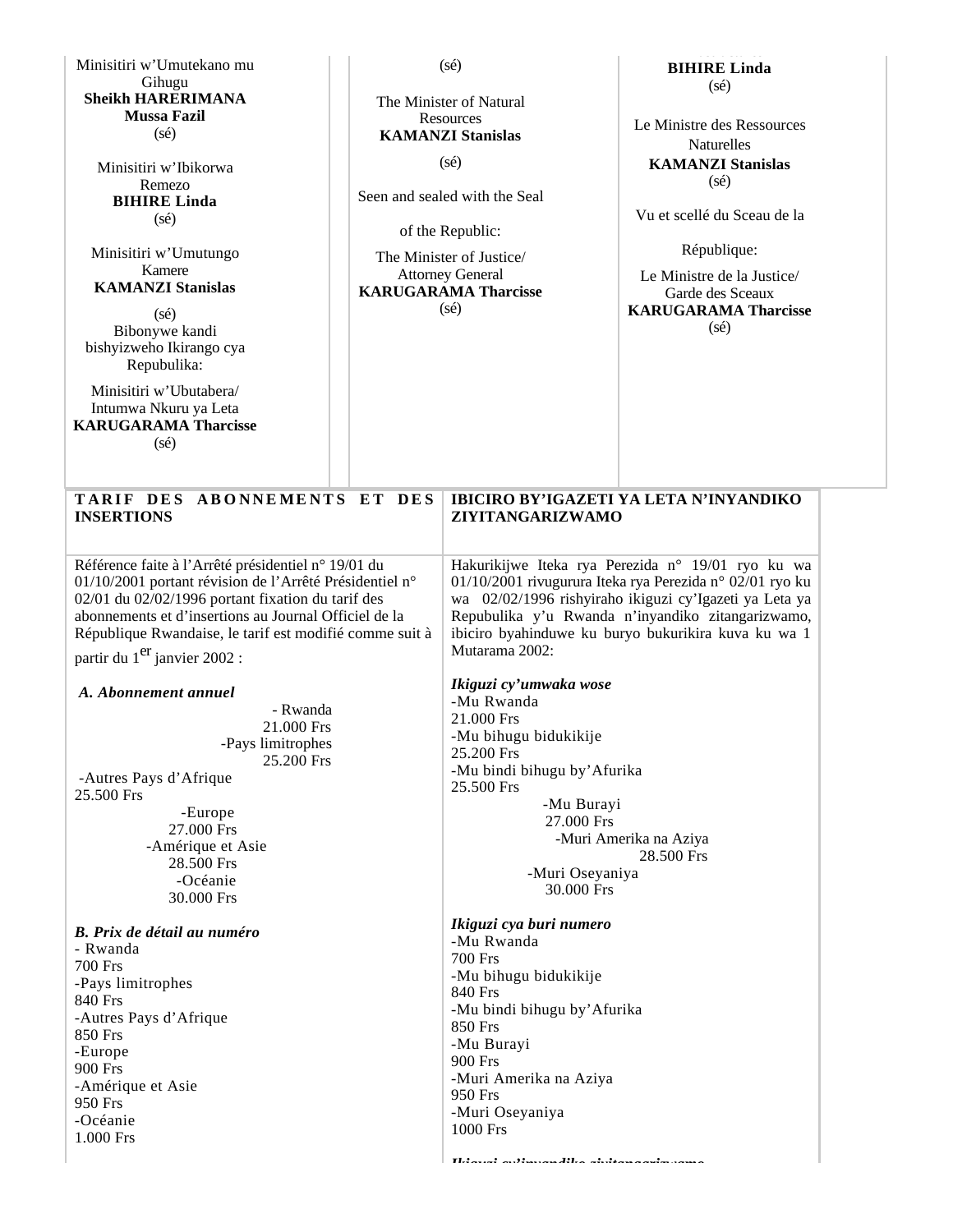Minisitiri w'Umutekano mu Gihugu
**Sheikh HARERIMANA Mussa Fazil**
(sé)

Minisitiri w'Ibikorwa Remezo
**BIHIRE Linda**
(sé)

Minisitiri w'Umutungo Kamere
**KAMANZI Stanislas**
(sé)

Bibonywe kandi bishyizweho Ikirango cya Repubulika:

Minisitiri w'Ubutabera/ Intumwa Nkuru ya Leta
**KARUGARAMA Tharcisse**
(sé)

(sé)

The Minister of Natural Resources
**KAMANZI Stanislas**
(sé)

Seen and sealed with the Seal of the Republic:

The Minister of Justice/ Attorney General
**KARUGARAMA Tharcisse**
(sé)

**BIHIRE Linda**
(sé)

Le Ministre des Ressources Naturelles
**KAMANZI Stanislas**
(sé)

Vu et scellé du Sceau de la République:

Le Ministre de la Justice/ Garde des Sceaux
**KARUGARAMA Tharcisse**
(sé)

**TARIF DES ABONNEMENTS ET DES INSERTIONS**

Référence faite à l'Arrêté présidentiel n° 19/01 du 01/10/2001 portant révision de l'Arrêté Présidentiel n° 02/01 du 02/02/1996 portant fixation du tarif des abonnements et d'insertions au Journal Officiel de la République Rwandaise, le tarif est modifié comme suit à partir du 1er janvier 2002 :

***A. Abonnement annuel***

- Rwanda 21.000 Frs
- Pays limitrophes 25.200 Frs
- Autres Pays d'Afrique 25.500 Frs
- Europe 27.000 Frs
- Amérique et Asie 28.500 Frs
- Océanie 30.000 Frs

***B. Prix de détail au numéro***

- Rwanda 700 Frs
- Pays limitrophes 840 Frs
- Autres Pays d'Afrique 850 Frs
- Europe 900 Frs
- Amérique et Asie 950 Frs
- Océanie 1.000 Frs

**IBICIRO BY'IGAZETI YA LETA N'INYANDIKO ZIYITANGARIZWAMO**

Hakurikijwe Iteka rya Perezida n° 19/01 ryo ku wa 01/10/2001 rivugurura Iteka rya Perezida n° 02/01 ryo ku wa 02/02/1996 rishyiraho ikiguzi cy'Igazeti ya Leta ya Repubulika y'u Rwanda n'inyandiko zitangarizwamo, ibiciro byahinduwe ku buryo bukurikira kuva ku wa 1 Mutarama 2002:

***Ikiguzi cy'umwaka wose***

- Mu Rwanda 21.000 Frs
- Mu bihugu bidukikije 25.200 Frs
- Mu bindi bihugu by'Afurika 25.500 Frs
- Mu Burayi 27.000 Frs
- Muri Amerika na Aziya 28.500 Frs
- Muri Oseyaniya 30.000 Frs

***Ikiguzi cya buri numero***

- Mu Rwanda 700 Frs
- Mu bihugu bidukikije 840 Frs
- Mu bindi bihugu by'Afurika 850 Frs
- Mu Burayi 900 Frs
- Muri Amerika na Aziya 950 Frs
- Muri Oseyaniya 1000 Frs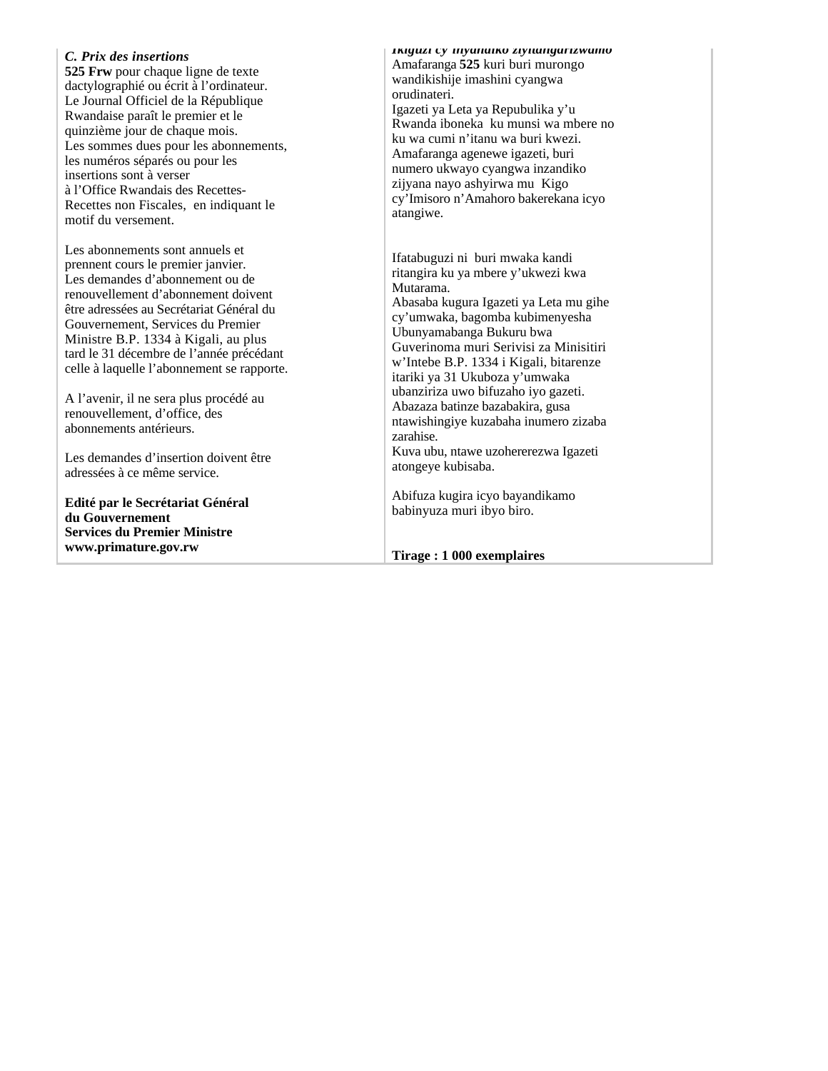| | |
|---|---|
| ***C. Prix des insertions***<br>**525 Frw** pour chaque ligne de texte dactylographié ou écrit à l'ordinateur.<br>Le Journal Officiel de la République Rwandaise paraît le premier et le quinzième jour de chaque mois.<br>Les sommes dues pour les abonnements, les numéros séparés ou pour les insertions sont à verser à l'Office Rwandais des Recettes-Recettes non Fiscales, en indiquant le motif du versement.<br><br>Les abonnements sont annuels et prennent cours le premier janvier.<br>Les demandes d'abonnement ou de renouvellement d'abonnement doivent être adressées au Secrétariat Général du Gouvernement, Services du Premier Ministre B.P. 1334 à Kigali, au plus tard le 31 décembre de l'année précédant celle à laquelle l'abonnement se rapporte.<br><br>A l'avenir, il ne sera plus procédé au renouvellement, d'office, des abonnements antérieurs.<br><br>Les demandes d'insertion doivent être adressées à ce même service.<br><br>**Edité par le Secrétariat Général du Gouvernement Services du Premier Ministre www.primature.gov.rw** | ***Ikiguzi cy'inyandiko ziyitangarizwamo***<br>Amafaranga **525** kuri buri murongo wandikishije imashini cyangwa orudinateri.<br>Igazeti ya Leta ya Repubulika y'u Rwanda iboneka ku munsi wa mbere no ku wa cumi n'itanu wa buri kwezi.<br>Amafaranga agenewe igazeti, buri numero ukwayo cyangwa inzandiko zijyana nayo ashyirwa mu Kigo cy'Imisoro n'Amahoro bakerekana icyo atangiwe.<br><br>Ifatabuguzi ni buri mwaka kandi ritangira ku ya mbere y'ukwezi kwa Mutarama.<br>Abasaba kugura Igazeti ya Leta mu gihe cy'umwaka, bagomba kubimenyesha Ubunyamabanga Bukuru bwa Guverinoma muri Serivisi za Minisitiri w'Intebe B.P. 1334 i Kigali, bitarenze itariki ya 31 Ukuboza y'umwaka ubanziriza uwo bifuzaho iyo gazeti.<br>Abazaza batinze bazabakira, gusa ntawishingiye kuzabaha inumero zizaba zarahise.<br>Kuva ubu, ntawe uzohererezwa Igazeti atongeye kubisaba.<br><br>Abifuza kugira icyo bayandikamo babinyuza muri ibyo biro.<br><br>**Tirage : 1 000 exemplaires** |